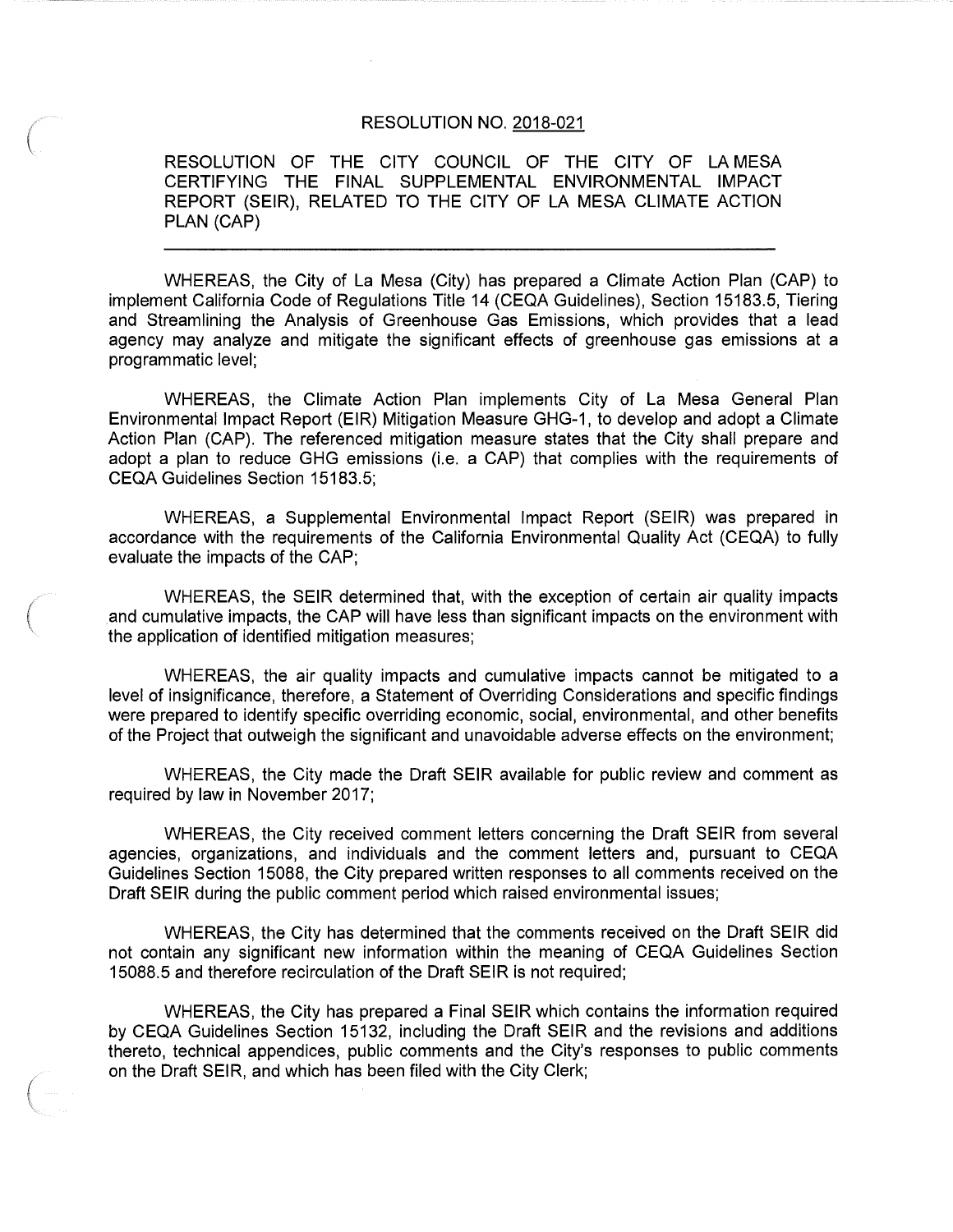# RESOLUTION NO. 2018-021

RESOLUTION OF THE CITY COUNCIL OF THE CITY OF LA MESA CERTIFYING THE FINAL SUPPLEMENTAL ENVIRONMENTAL IMPACT REPORT (SEIR), RELATED TO THE CITY OF LA MESA CLIMATE ACTION PLAN (CAP)

---

WHEREAS, the City of La Mesa (City) has prepared a Climate Action Plan (CAP) to implement California Code of Regulations Title 14 (CEQA Guidelines), Section 15183.5, Tiering and Streamlining the Analysis of Greenhouse Gas Emissions, which provides that a lead agency may analyze and mitigate the significant effects of greenhouse gas emissions at a programmatic level;

WHEREAS, the Climate Action Plan implements City of La Mesa General Plan Environmental Impact Report (EIR) Mitigation Measure GHG-1, to develop and adopt a Climate Action Plan (CAP). The referenced mitigation measure states that the City shall prepare and adopt a plan to reduce GHG emissions (i.e. a CAP) that complies with the requirements of CEQA Guidelines Section 15183.5;

WHEREAS, a Supplemental Environmental Impact Report (SEIR) was prepared in accordance with the requirements of the California Environmental Quality Act (CEQA) to fully evaluate the impacts of the CAP;

WHEREAS, the SEIR determined that, with the exception of certain air quality impacts and cumulative impacts, the CAP will have less than significant impacts on the environment with the application of identified mitigation measures;

WHEREAS, the air quality impacts and cumulative impacts cannot be mitigated to a level of insignificance, therefore, a Statement of Overriding Considerations and specific findings were prepared to identify specific overriding economic, social, environmental, and other benefits of the Project that outweigh the significant and unavoidable adverse effects on the environment;

WHEREAS, the City made the Draft SEIR available for public review and comment as required by law in November 2017;

WHEREAS, the City received comment letters concerning the Draft SEIR from several agencies, organizations, and individuals and the comment letters and, pursuant to CEQA Guidelines Section 15088, the City prepared written responses to all comments received on the Draft SEIR during the public comment period which raised environmental issues;

WHEREAS, the City has determined that the comments received on the Draft SEIR did not contain any significant new information within the meaning of CEQA Guidelines Section 15088.5 and therefore recirculation of the Draft SEIR is not required;

WHEREAS, the City has prepared a Final SEIR which contains the information required by CEQA Guidelines Section 15132, including the Draft SEIR and the revisions and additions thereto, technical appendices, public comments and the City's responses to public comments on the Draft SEIR, and which has been filed with the City Clerk;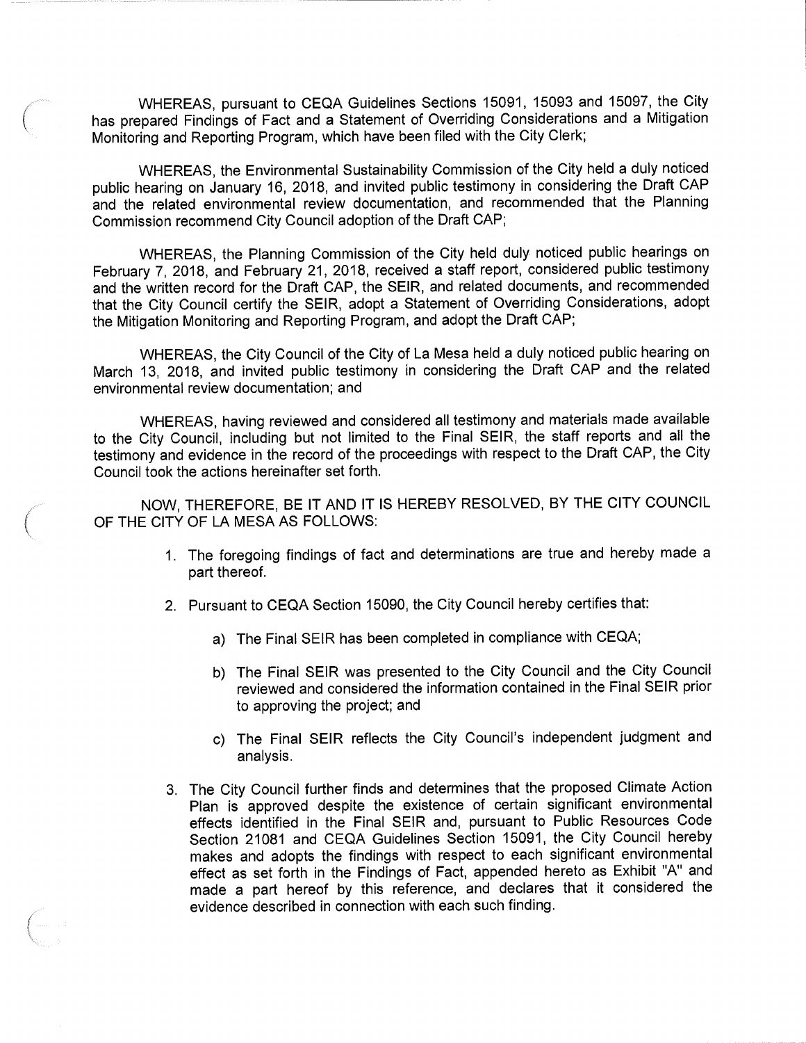WHEREAS, pursuant to CEQA Guidelines Sections 15091, 15093 and 15097, the City has prepared Findings of Fact and a Statement of Overriding Considerations and a Mitigation Monitoring and Reporting Program, which have been filed with the City Clerk;

WHEREAS, the Environmental Sustainability Commission of the City held a duly noticed public hearing on January 16, 2018, and invited public testimony in considering the Draft CAP and the related environmental review documentation, and recommended that the Planning Commission recommend City Council adoption of the Draft CAP;

WHEREAS, the Planning Commission of the City held duly noticed public hearings on February 7, 2018, and February 21, 2018, received a staff report, considered public testimony and the written record for the Draft CAP, the SEIR, and related documents, and recommended that the City Council certify the SEIR, adopt a Statement of Overriding Considerations, adopt the Mitigation Monitoring and Reporting Program, and adopt the Draft CAP;

WHEREAS, the City Council of the City of La Mesa held a duly noticed public hearing on March 13, 2018, and invited public testimony in considering the Draft CAP and the related environmental review documentation; and

WHEREAS, having reviewed and considered all testimony and materials made available to the City Council, including but not limited to the Final SEIR, the staff reports and all the testimony and evidence in the record of the proceedings with respect to the Draft CAP, the City Council took the actions hereinafter set forth.

NOW, THEREFORE, BE IT AND IT IS HEREBY RESOLVED, BY THE CITY COUNCIL OF THE CITY OF LA MESA AS FOLLOWS:

1. The foregoing findings of fact and determinations are true and hereby made a part thereof.

2. Pursuant to CEQA Section 15090, the City Council hereby certifies that:

   a) The Final SEIR has been completed in compliance with CEQA;

   b) The Final SEIR was presented to the City Council and the City Council reviewed and considered the information contained in the Final SEIR prior to approving the project; and

   c) The Final SEIR reflects the City Council's independent judgment and analysis.

3. The City Council further finds and determines that the proposed Climate Action Plan is approved despite the existence of certain significant environmental effects identified in the Final SEIR and, pursuant to Public Resources Code Section 21081 and CEQA Guidelines Section 15091, the City Council hereby makes and adopts the findings with respect to each significant environmental effect as set forth in the Findings of Fact, appended hereto as Exhibit "A" and made a part hereof by this reference, and declares that it considered the evidence described in connection with each such finding.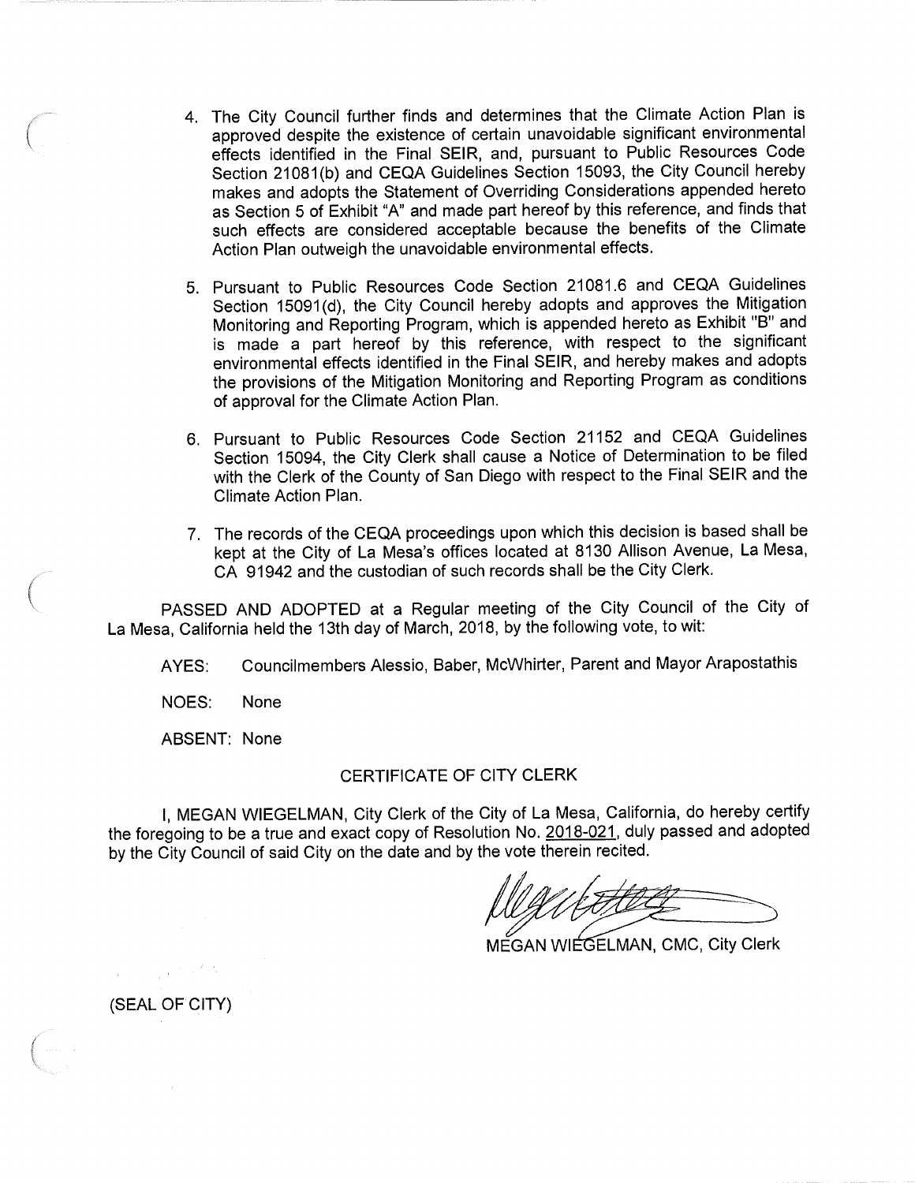4. The City Council further finds and determines that the Climate Action Plan is approved despite the existence of certain unavoidable significant environmental effects identified in the Final SEIR, and, pursuant to Public Resources Code Section 21081(b) and CEQA Guidelines Section 15093, the City Council hereby makes and adopts the Statement of Overriding Considerations appended hereto as Section 5 of Exhibit "A" and made part hereof by this reference, and finds that such effects are considered acceptable because the benefits of the Climate Action Plan outweigh the unavoidable environmental effects.

5. Pursuant to Public Resources Code Section 21081.6 and CEQA Guidelines Section 15091(d), the City Council hereby adopts and approves the Mitigation Monitoring and Reporting Program, which is appended hereto as Exhibit "B" and is made a part hereof by this reference, with respect to the significant environmental effects identified in the Final SEIR, and hereby makes and adopts the provisions of the Mitigation Monitoring and Reporting Program as conditions of approval for the Climate Action Plan.

6. Pursuant to Public Resources Code Section 21152 and CEQA Guidelines Section 15094, the City Clerk shall cause a Notice of Determination to be filed with the Clerk of the County of San Diego with respect to the Final SEIR and the Climate Action Plan.

7. The records of the CEQA proceedings upon which this decision is based shall be kept at the City of La Mesa's offices located at 8130 Allison Avenue, La Mesa, CA 91942 and the custodian of such records shall be the City Clerk.

PASSED AND ADOPTED at a Regular meeting of the City Council of the City of La Mesa, California held the 13th day of March, 2018, by the following vote, to wit:

AYES: Councilmembers Alessio, Baber, McWhirter, Parent and Mayor Arapostathis

NOES: None

ABSENT: None

CERTIFICATE OF CITY CLERK

I, MEGAN WIEGELMAN, City Clerk of the City of La Mesa, California, do hereby certify the foregoing to be a true and exact copy of Resolution No. 2018-021, duly passed and adopted by the City Council of said City on the date and by the vote therein recited.

MEGAN WIEGELMAN, CMC, City Clerk

(SEAL OF CITY)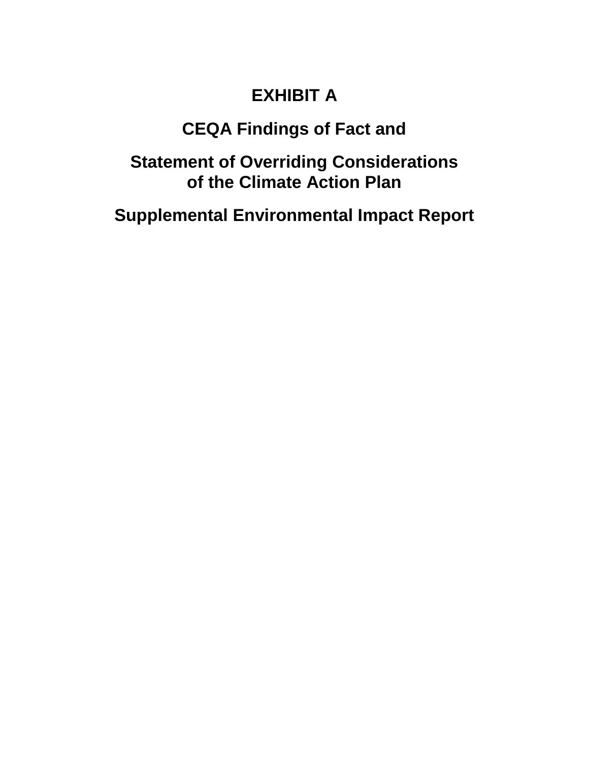# EXHIBIT A

## CEQA Findings of Fact and

## Statement of Overriding Considerations of the Climate Action Plan

## Supplemental Environmental Impact Report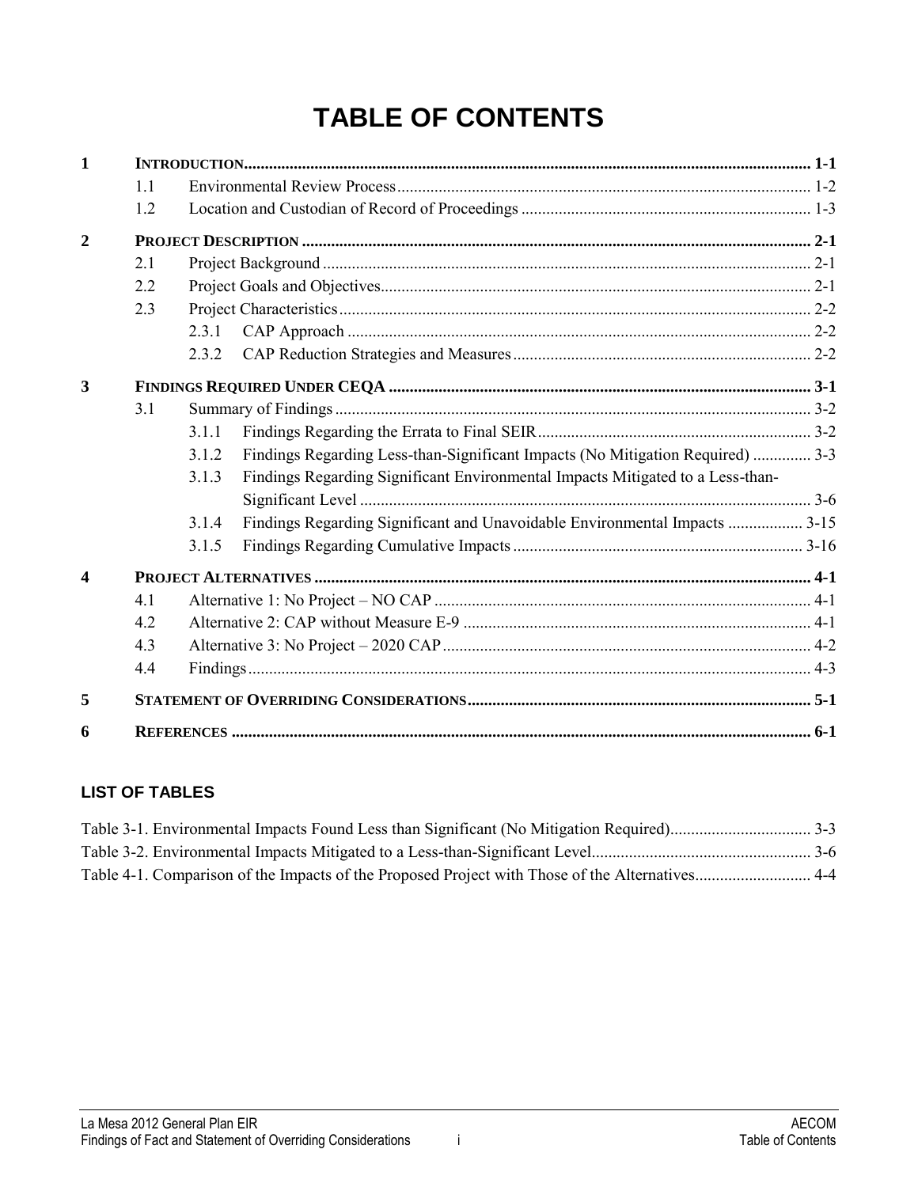# TABLE OF CONTENTS

| | | | |
|---|---|---|---|
| **1** | **INTRODUCTION** | | **1-1** |
| | 1.1 | Environmental Review Process | 1-2 |
| | 1.2 | Location and Custodian of Record of Proceedings | 1-3 |
| **2** | **PROJECT DESCRIPTION** | | **2-1** |
| | 2.1 | Project Background | 2-1 |
| | 2.2 | Project Goals and Objectives | 2-1 |
| | 2.3 | Project Characteristics | 2-2 |
| | | 2.3.1 CAP Approach | 2-2 |
| | | 2.3.2 CAP Reduction Strategies and Measures | 2-2 |
| **3** | **FINDINGS REQUIRED UNDER CEQA** | | **3-1** |
| | 3.1 | Summary of Findings | 3-2 |
| | | 3.1.1 Findings Regarding the Errata to Final SEIR | 3-2 |
| | | 3.1.2 Findings Regarding Less-than-Significant Impacts (No Mitigation Required) | 3-3 |
| | | 3.1.3 Findings Regarding Significant Environmental Impacts Mitigated to a Less-than-Significant Level | 3-6 |
| | | 3.1.4 Findings Regarding Significant and Unavoidable Environmental Impacts | 3-15 |
| | | 3.1.5 Findings Regarding Cumulative Impacts | 3-16 |
| **4** | **PROJECT ALTERNATIVES** | | **4-1** |
| | 4.1 | Alternative 1: No Project – NO CAP | 4-1 |
| | 4.2 | Alternative 2: CAP without Measure E-9 | 4-1 |
| | 4.3 | Alternative 3: No Project – 2020 CAP | 4-2 |
| | 4.4 | Findings | 4-3 |
| **5** | **STATEMENT OF OVERRIDING CONSIDERATIONS** | | **5-1** |
| **6** | **REFERENCES** | | **6-1** |

## LIST OF TABLES

| | |
|---|---|
| Table 3-1. Environmental Impacts Found Less than Significant (No Mitigation Required) | 3-3 |
| Table 3-2. Environmental Impacts Mitigated to a Less-than-Significant Level | 3-6 |
| Table 4-1. Comparison of the Impacts of the Proposed Project with Those of the Alternatives | 4-4 |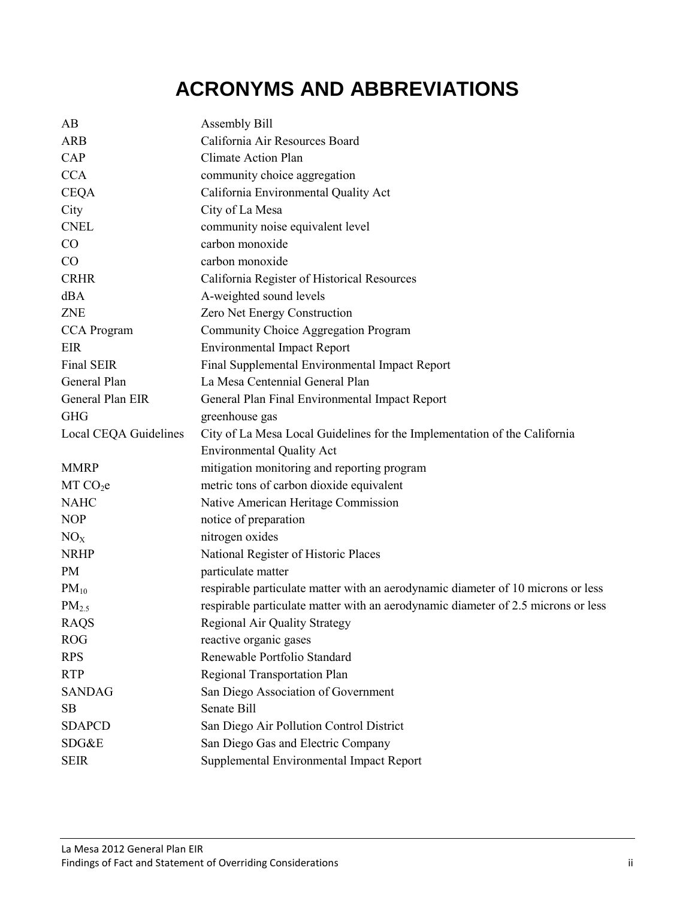# ACRONYMS AND ABBREVIATIONS

| | |
|---|---|
| AB | Assembly Bill |
| ARB | California Air Resources Board |
| CAP | Climate Action Plan |
| CCA | community choice aggregation |
| CEQA | California Environmental Quality Act |
| City | City of La Mesa |
| CNEL | community noise equivalent level |
| CO | carbon monoxide |
| CO | carbon monoxide |
| CRHR | California Register of Historical Resources |
| dBA | A-weighted sound levels |
| ZNE | Zero Net Energy Construction |
| CCA Program | Community Choice Aggregation Program |
| EIR | Environmental Impact Report |
| Final SEIR | Final Supplemental Environmental Impact Report |
| General Plan | La Mesa Centennial General Plan |
| General Plan EIR | General Plan Final Environmental Impact Report |
| GHG | greenhouse gas |
| Local CEQA Guidelines | City of La Mesa Local Guidelines for the Implementation of the California Environmental Quality Act |
| MMRP | mitigation monitoring and reporting program |
| MT $CO_2e$ | metric tons of carbon dioxide equivalent |
| NAHC | Native American Heritage Commission |
| NOP | notice of preparation |
| $NO_X$ | nitrogen oxides |
| NRHP | National Register of Historic Places |
| PM | particulate matter |
| $PM_{10}$ | respirable particulate matter with an aerodynamic diameter of 10 microns or less |
| $PM_{2.5}$ | respirable particulate matter with an aerodynamic diameter of 2.5 microns or less |
| RAQS | Regional Air Quality Strategy |
| ROG | reactive organic gases |
| RPS | Renewable Portfolio Standard |
| RTP | Regional Transportation Plan |
| SANDAG | San Diego Association of Government |
| SB | Senate Bill |
| SDAPCD | San Diego Air Pollution Control District |
| SDG&E | San Diego Gas and Electric Company |
| SEIR | Supplemental Environmental Impact Report |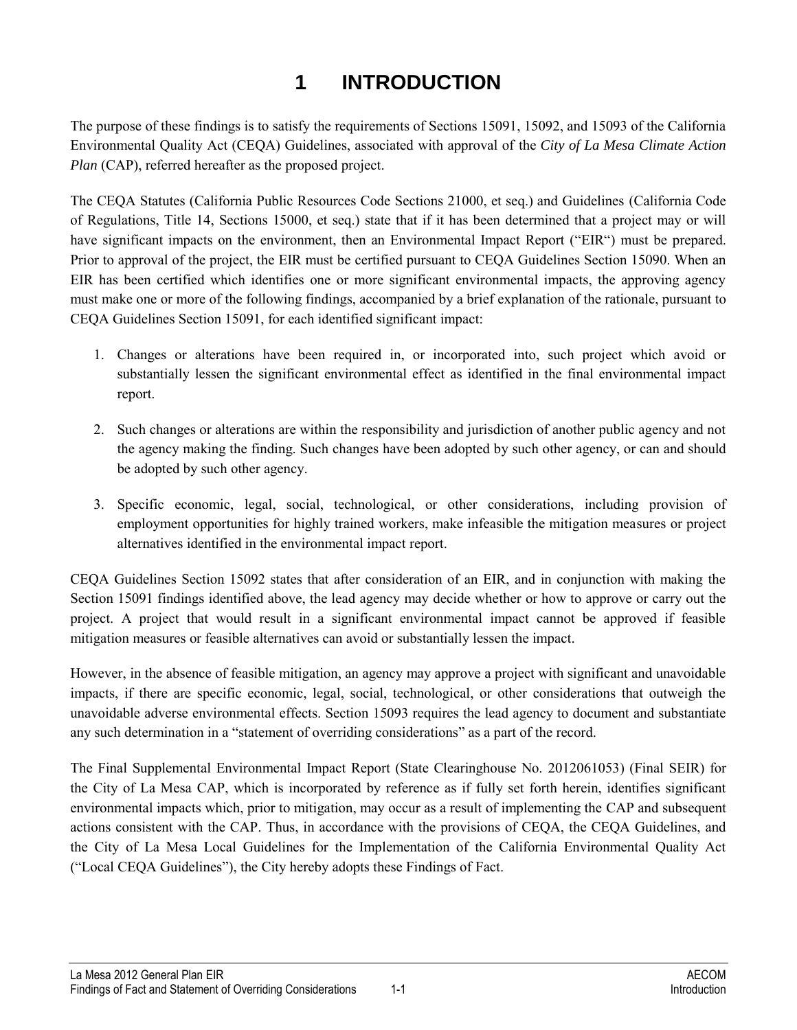# 1 INTRODUCTION

The purpose of these findings is to satisfy the requirements of Sections 15091, 15092, and 15093 of the California Environmental Quality Act (CEQA) Guidelines, associated with approval of the *City of La Mesa Climate Action Plan* (CAP), referred hereafter as the proposed project.

The CEQA Statutes (California Public Resources Code Sections 21000, et seq.) and Guidelines (California Code of Regulations, Title 14, Sections 15000, et seq.) state that if it has been determined that a project may or will have significant impacts on the environment, then an Environmental Impact Report ("EIR") must be prepared. Prior to approval of the project, the EIR must be certified pursuant to CEQA Guidelines Section 15090. When an EIR has been certified which identifies one or more significant environmental impacts, the approving agency must make one or more of the following findings, accompanied by a brief explanation of the rationale, pursuant to CEQA Guidelines Section 15091, for each identified significant impact:

1. Changes or alterations have been required in, or incorporated into, such project which avoid or substantially lessen the significant environmental effect as identified in the final environmental impact report.

2. Such changes or alterations are within the responsibility and jurisdiction of another public agency and not the agency making the finding. Such changes have been adopted by such other agency, or can and should be adopted by such other agency.

3. Specific economic, legal, social, technological, or other considerations, including provision of employment opportunities for highly trained workers, make infeasible the mitigation measures or project alternatives identified in the environmental impact report.

CEQA Guidelines Section 15092 states that after consideration of an EIR, and in conjunction with making the Section 15091 findings identified above, the lead agency may decide whether or how to approve or carry out the project. A project that would result in a significant environmental impact cannot be approved if feasible mitigation measures or feasible alternatives can avoid or substantially lessen the impact.

However, in the absence of feasible mitigation, an agency may approve a project with significant and unavoidable impacts, if there are specific economic, legal, social, technological, or other considerations that outweigh the unavoidable adverse environmental effects. Section 15093 requires the lead agency to document and substantiate any such determination in a "statement of overriding considerations" as a part of the record.

The Final Supplemental Environmental Impact Report (State Clearinghouse No. 2012061053) (Final SEIR) for the City of La Mesa CAP, which is incorporated by reference as if fully set forth herein, identifies significant environmental impacts which, prior to mitigation, may occur as a result of implementing the CAP and subsequent actions consistent with the CAP. Thus, in accordance with the provisions of CEQA, the CEQA Guidelines, and the City of La Mesa Local Guidelines for the Implementation of the California Environmental Quality Act ("Local CEQA Guidelines"), the City hereby adopts these Findings of Fact.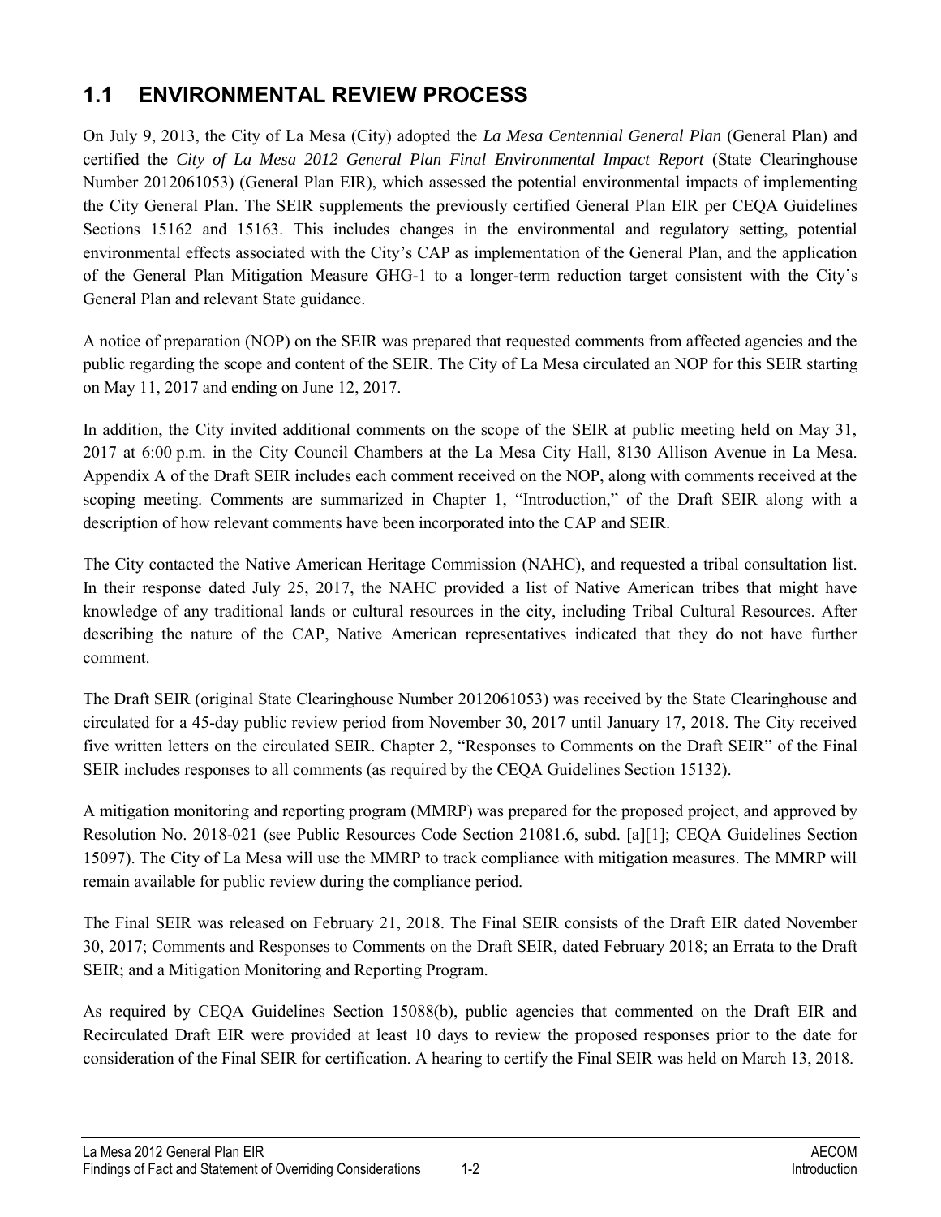## 1.1 ENVIRONMENTAL REVIEW PROCESS

On July 9, 2013, the City of La Mesa (City) adopted the *La Mesa Centennial General Plan* (General Plan) and certified the *City of La Mesa 2012 General Plan Final Environmental Impact Report* (State Clearinghouse Number 2012061053) (General Plan EIR), which assessed the potential environmental impacts of implementing the City General Plan. The SEIR supplements the previously certified General Plan EIR per CEQA Guidelines Sections 15162 and 15163. This includes changes in the environmental and regulatory setting, potential environmental effects associated with the City's CAP as implementation of the General Plan, and the application of the General Plan Mitigation Measure GHG-1 to a longer-term reduction target consistent with the City's General Plan and relevant State guidance.

A notice of preparation (NOP) on the SEIR was prepared that requested comments from affected agencies and the public regarding the scope and content of the SEIR. The City of La Mesa circulated an NOP for this SEIR starting on May 11, 2017 and ending on June 12, 2017.

In addition, the City invited additional comments on the scope of the SEIR at public meeting held on May 31, 2017 at 6:00 p.m. in the City Council Chambers at the La Mesa City Hall, 8130 Allison Avenue in La Mesa. Appendix A of the Draft SEIR includes each comment received on the NOP, along with comments received at the scoping meeting. Comments are summarized in Chapter 1, "Introduction," of the Draft SEIR along with a description of how relevant comments have been incorporated into the CAP and SEIR.

The City contacted the Native American Heritage Commission (NAHC), and requested a tribal consultation list. In their response dated July 25, 2017, the NAHC provided a list of Native American tribes that might have knowledge of any traditional lands or cultural resources in the city, including Tribal Cultural Resources. After describing the nature of the CAP, Native American representatives indicated that they do not have further comment.

The Draft SEIR (original State Clearinghouse Number 2012061053) was received by the State Clearinghouse and circulated for a 45-day public review period from November 30, 2017 until January 17, 2018. The City received five written letters on the circulated SEIR. Chapter 2, "Responses to Comments on the Draft SEIR" of the Final SEIR includes responses to all comments (as required by the CEQA Guidelines Section 15132).

A mitigation monitoring and reporting program (MMRP) was prepared for the proposed project, and approved by Resolution No. 2018-021 (see Public Resources Code Section 21081.6, subd. [a][1]; CEQA Guidelines Section 15097). The City of La Mesa will use the MMRP to track compliance with mitigation measures. The MMRP will remain available for public review during the compliance period.

The Final SEIR was released on February 21, 2018. The Final SEIR consists of the Draft EIR dated November 30, 2017; Comments and Responses to Comments on the Draft SEIR, dated February 2018; an Errata to the Draft SEIR; and a Mitigation Monitoring and Reporting Program.

As required by CEQA Guidelines Section 15088(b), public agencies that commented on the Draft EIR and Recirculated Draft EIR were provided at least 10 days to review the proposed responses prior to the date for consideration of the Final SEIR for certification. A hearing to certify the Final SEIR was held on March 13, 2018.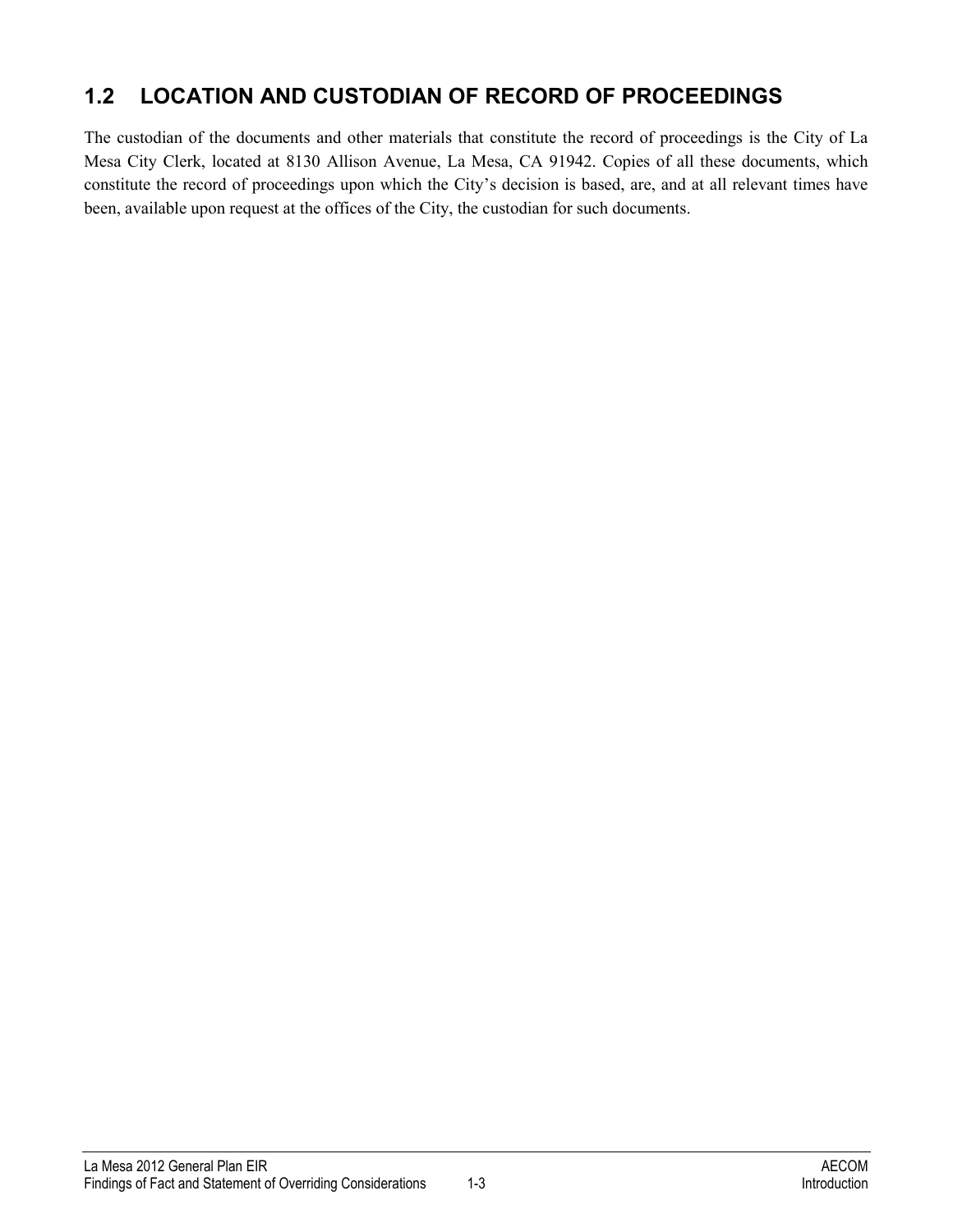## 1.2 LOCATION AND CUSTODIAN OF RECORD OF PROCEEDINGS

The custodian of the documents and other materials that constitute the record of proceedings is the City of La Mesa City Clerk, located at 8130 Allison Avenue, La Mesa, CA 91942. Copies of all these documents, which constitute the record of proceedings upon which the City's decision is based, are, and at all relevant times have been, available upon request at the offices of the City, the custodian for such documents.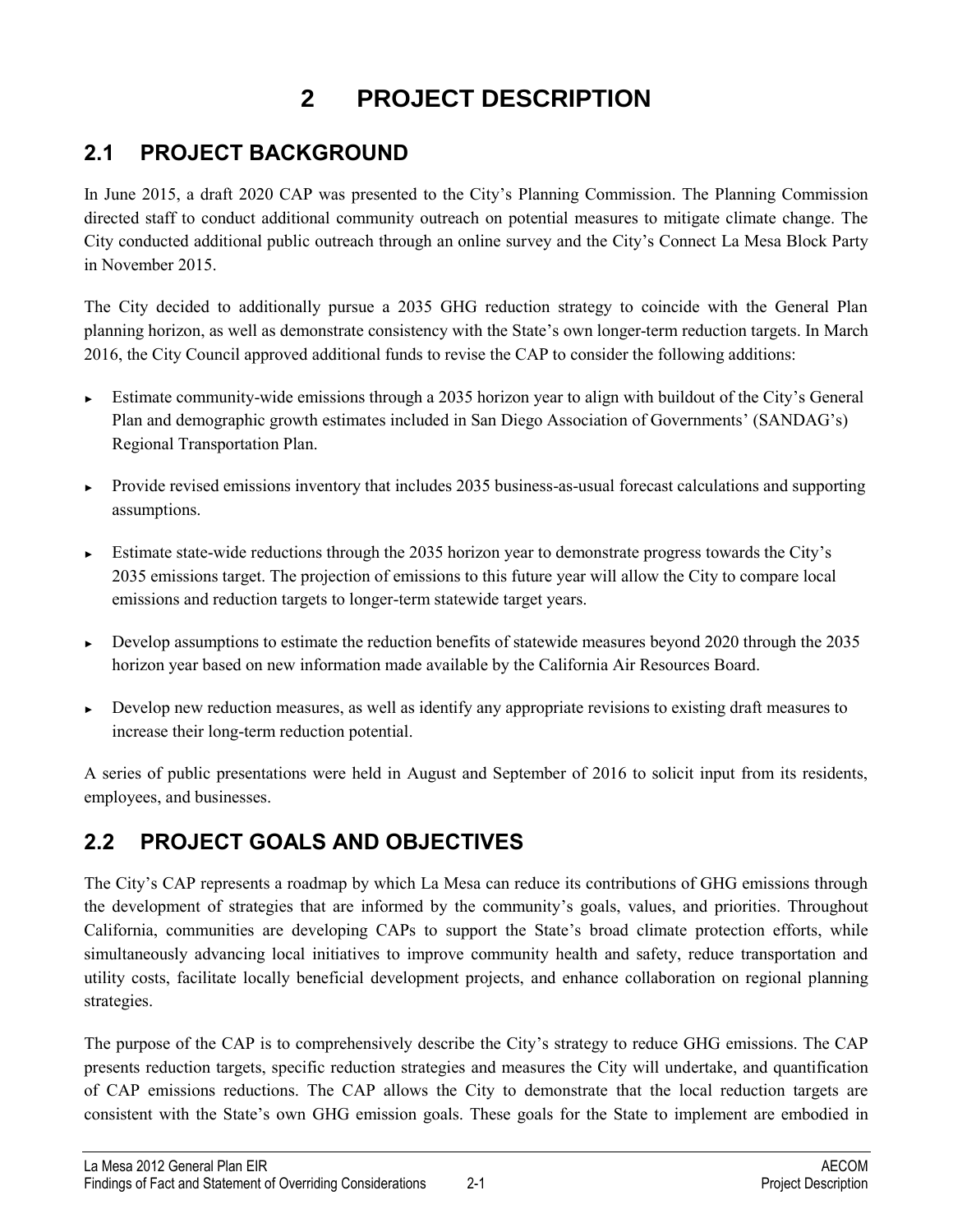# 2 PROJECT DESCRIPTION

## 2.1 PROJECT BACKGROUND

In June 2015, a draft 2020 CAP was presented to the City's Planning Commission. The Planning Commission directed staff to conduct additional community outreach on potential measures to mitigate climate change. The City conducted additional public outreach through an online survey and the City's Connect La Mesa Block Party in November 2015.

The City decided to additionally pursue a 2035 GHG reduction strategy to coincide with the General Plan planning horizon, as well as demonstrate consistency with the State's own longer-term reduction targets. In March 2016, the City Council approved additional funds to revise the CAP to consider the following additions:

- Estimate community-wide emissions through a 2035 horizon year to align with buildout of the City's General Plan and demographic growth estimates included in San Diego Association of Governments' (SANDAG's) Regional Transportation Plan.
- Provide revised emissions inventory that includes 2035 business-as-usual forecast calculations and supporting assumptions.
- Estimate state-wide reductions through the 2035 horizon year to demonstrate progress towards the City's 2035 emissions target. The projection of emissions to this future year will allow the City to compare local emissions and reduction targets to longer-term statewide target years.
- Develop assumptions to estimate the reduction benefits of statewide measures beyond 2020 through the 2035 horizon year based on new information made available by the California Air Resources Board.
- Develop new reduction measures, as well as identify any appropriate revisions to existing draft measures to increase their long-term reduction potential.

A series of public presentations were held in August and September of 2016 to solicit input from its residents, employees, and businesses.

## 2.2 PROJECT GOALS AND OBJECTIVES

The City's CAP represents a roadmap by which La Mesa can reduce its contributions of GHG emissions through the development of strategies that are informed by the community's goals, values, and priorities. Throughout California, communities are developing CAPs to support the State's broad climate protection efforts, while simultaneously advancing local initiatives to improve community health and safety, reduce transportation and utility costs, facilitate locally beneficial development projects, and enhance collaboration on regional planning strategies.

The purpose of the CAP is to comprehensively describe the City's strategy to reduce GHG emissions. The CAP presents reduction targets, specific reduction strategies and measures the City will undertake, and quantification of CAP emissions reductions. The CAP allows the City to demonstrate that the local reduction targets are consistent with the State's own GHG emission goals. These goals for the State to implement are embodied in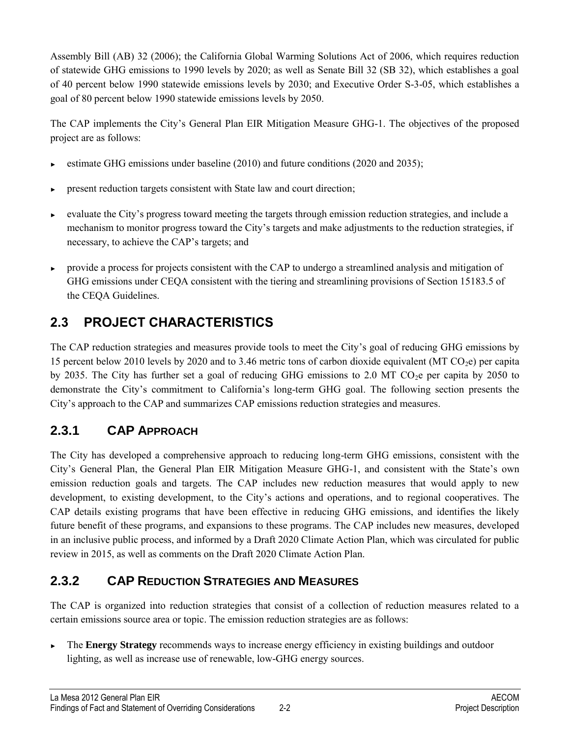Assembly Bill (AB) 32 (2006); the California Global Warming Solutions Act of 2006, which requires reduction of statewide GHG emissions to 1990 levels by 2020; as well as Senate Bill 32 (SB 32), which establishes a goal of 40 percent below 1990 statewide emissions levels by 2030; and Executive Order S-3-05, which establishes a goal of 80 percent below 1990 statewide emissions levels by 2050.

The CAP implements the City's General Plan EIR Mitigation Measure GHG-1. The objectives of the proposed project are as follows:

- estimate GHG emissions under baseline (2010) and future conditions (2020 and 2035);
- present reduction targets consistent with State law and court direction;
- evaluate the City's progress toward meeting the targets through emission reduction strategies, and include a mechanism to monitor progress toward the City's targets and make adjustments to the reduction strategies, if necessary, to achieve the CAP's targets; and
- provide a process for projects consistent with the CAP to undergo a streamlined analysis and mitigation of GHG emissions under CEQA consistent with the tiering and streamlining provisions of Section 15183.5 of the CEQA Guidelines.

## 2.3 PROJECT CHARACTERISTICS

The CAP reduction strategies and measures provide tools to meet the City's goal of reducing GHG emissions by 15 percent below 2010 levels by 2020 and to 3.46 metric tons of carbon dioxide equivalent (MT $CO_2e$) per capita by 2035. The City has further set a goal of reducing GHG emissions to 2.0 MT $CO_2e$ per capita by 2050 to demonstrate the City's commitment to California's long-term GHG goal. The following section presents the City's approach to the CAP and summarizes CAP emissions reduction strategies and measures.

### 2.3.1 CAP APPROACH

The City has developed a comprehensive approach to reducing long-term GHG emissions, consistent with the City's General Plan, the General Plan EIR Mitigation Measure GHG-1, and consistent with the State's own emission reduction goals and targets. The CAP includes new reduction measures that would apply to new development, to existing development, to the City's actions and operations, and to regional cooperatives. The CAP details existing programs that have been effective in reducing GHG emissions, and identifies the likely future benefit of these programs, and expansions to these programs. The CAP includes new measures, developed in an inclusive public process, and informed by a Draft 2020 Climate Action Plan, which was circulated for public review in 2015, as well as comments on the Draft 2020 Climate Action Plan.

### 2.3.2 CAP REDUCTION STRATEGIES AND MEASURES

The CAP is organized into reduction strategies that consist of a collection of reduction measures related to a certain emissions source area or topic. The emission reduction strategies are as follows:

- The **Energy Strategy** recommends ways to increase energy efficiency in existing buildings and outdoor lighting, as well as increase use of renewable, low-GHG energy sources.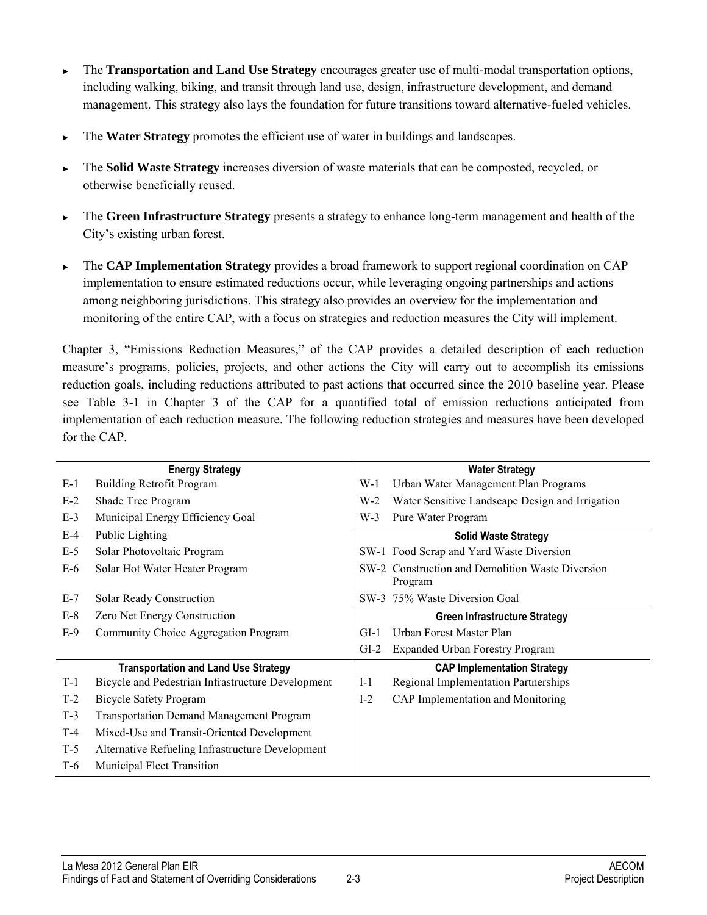- The **Transportation and Land Use Strategy** encourages greater use of multi-modal transportation options, including walking, biking, and transit through land use, design, infrastructure development, and demand management. This strategy also lays the foundation for future transitions toward alternative-fueled vehicles.
- The **Water Strategy** promotes the efficient use of water in buildings and landscapes.
- The **Solid Waste Strategy** increases diversion of waste materials that can be composted, recycled, or otherwise beneficially reused.
- The **Green Infrastructure Strategy** presents a strategy to enhance long-term management and health of the City's existing urban forest.
- The **CAP Implementation Strategy** provides a broad framework to support regional coordination on CAP implementation to ensure estimated reductions occur, while leveraging ongoing partnerships and actions among neighboring jurisdictions. This strategy also provides an overview for the implementation and monitoring of the entire CAP, with a focus on strategies and reduction measures the City will implement.

Chapter 3, "Emissions Reduction Measures," of the CAP provides a detailed description of each reduction measure's programs, policies, projects, and other actions the City will carry out to accomplish its emissions reduction goals, including reductions attributed to past actions that occurred since the 2010 baseline year. Please see Table 3-1 in Chapter 3 of the CAP for a quantified total of emission reductions anticipated from implementation of each reduction measure. The following reduction strategies and measures have been developed for the CAP.

| | **Energy Strategy** | | **Water Strategy** |
|---|---|---|---|
| E-1 | Building Retrofit Program | W-1 | Urban Water Management Plan Programs |
| E-2 | Shade Tree Program | W-2 | Water Sensitive Landscape Design and Irrigation |
| E-3 | Municipal Energy Efficiency Goal | W-3 | Pure Water Program |
| E-4 | Public Lighting | | **Solid Waste Strategy** |
| E-5 | Solar Photovoltaic Program | SW-1 | Food Scrap and Yard Waste Diversion |
| E-6 | Solar Hot Water Heater Program | SW-2 | Construction and Demolition Waste Diversion Program |
| E-7 | Solar Ready Construction | SW-3 | 75% Waste Diversion Goal |
| E-8 | Zero Net Energy Construction | | **Green Infrastructure Strategy** |
| E-9 | Community Choice Aggregation Program | GI-1 | Urban Forest Master Plan |
| | | GI-2 | Expanded Urban Forestry Program |
| | **Transportation and Land Use Strategy** | | **CAP Implementation Strategy** |
| T-1 | Bicycle and Pedestrian Infrastructure Development | I-1 | Regional Implementation Partnerships |
| T-2 | Bicycle Safety Program | I-2 | CAP Implementation and Monitoring |
| T-3 | Transportation Demand Management Program | | |
| T-4 | Mixed-Use and Transit-Oriented Development | | |
| T-5 | Alternative Refueling Infrastructure Development | | |
| T-6 | Municipal Fleet Transition | | |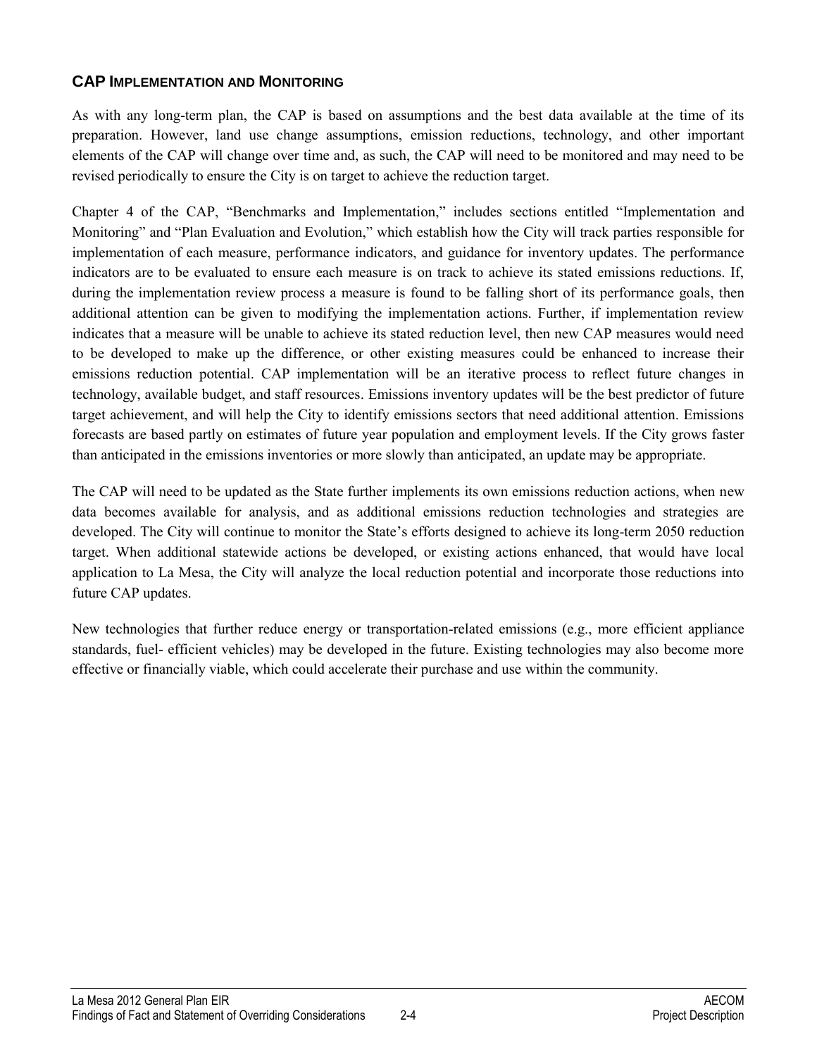### CAP Implementation and Monitoring

As with any long-term plan, the CAP is based on assumptions and the best data available at the time of its preparation. However, land use change assumptions, emission reductions, technology, and other important elements of the CAP will change over time and, as such, the CAP will need to be monitored and may need to be revised periodically to ensure the City is on target to achieve the reduction target.

Chapter 4 of the CAP, "Benchmarks and Implementation," includes sections entitled "Implementation and Monitoring" and "Plan Evaluation and Evolution," which establish how the City will track parties responsible for implementation of each measure, performance indicators, and guidance for inventory updates. The performance indicators are to be evaluated to ensure each measure is on track to achieve its stated emissions reductions. If, during the implementation review process a measure is found to be falling short of its performance goals, then additional attention can be given to modifying the implementation actions. Further, if implementation review indicates that a measure will be unable to achieve its stated reduction level, then new CAP measures would need to be developed to make up the difference, or other existing measures could be enhanced to increase their emissions reduction potential. CAP implementation will be an iterative process to reflect future changes in technology, available budget, and staff resources. Emissions inventory updates will be the best predictor of future target achievement, and will help the City to identify emissions sectors that need additional attention. Emissions forecasts are based partly on estimates of future year population and employment levels. If the City grows faster than anticipated in the emissions inventories or more slowly than anticipated, an update may be appropriate.

The CAP will need to be updated as the State further implements its own emissions reduction actions, when new data becomes available for analysis, and as additional emissions reduction technologies and strategies are developed. The City will continue to monitor the State's efforts designed to achieve its long-term 2050 reduction target. When additional statewide actions be developed, or existing actions enhanced, that would have local application to La Mesa, the City will analyze the local reduction potential and incorporate those reductions into future CAP updates.

New technologies that further reduce energy or transportation-related emissions (e.g., more efficient appliance standards, fuel- efficient vehicles) may be developed in the future. Existing technologies may also become more effective or financially viable, which could accelerate their purchase and use within the community.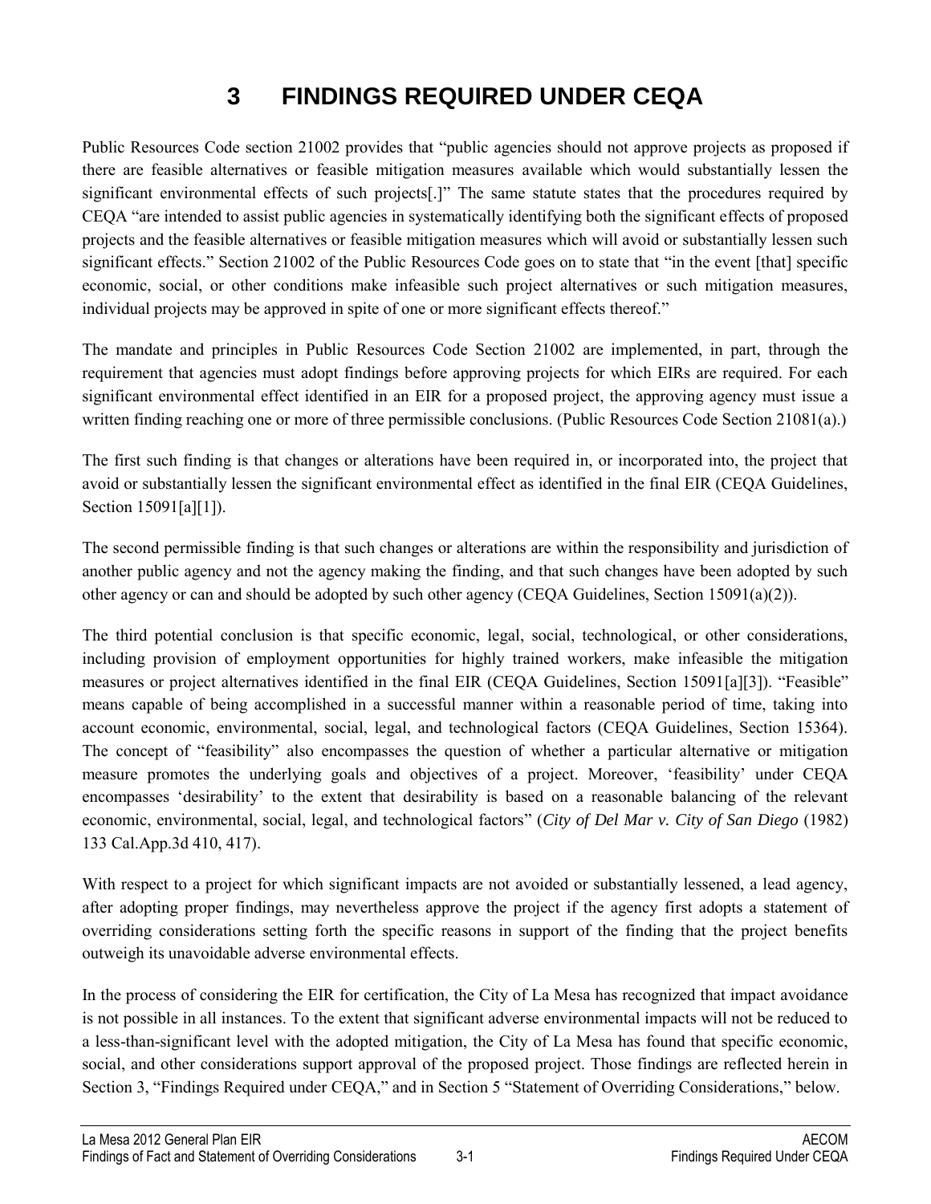# 3 FINDINGS REQUIRED UNDER CEQA

Public Resources Code section 21002 provides that "public agencies should not approve projects as proposed if there are feasible alternatives or feasible mitigation measures available which would substantially lessen the significant environmental effects of such projects[.]" The same statute states that the procedures required by CEQA "are intended to assist public agencies in systematically identifying both the significant effects of proposed projects and the feasible alternatives or feasible mitigation measures which will avoid or substantially lessen such significant effects." Section 21002 of the Public Resources Code goes on to state that "in the event [that] specific economic, social, or other conditions make infeasible such project alternatives or such mitigation measures, individual projects may be approved in spite of one or more significant effects thereof."

The mandate and principles in Public Resources Code Section 21002 are implemented, in part, through the requirement that agencies must adopt findings before approving projects for which EIRs are required. For each significant environmental effect identified in an EIR for a proposed project, the approving agency must issue a written finding reaching one or more of three permissible conclusions. (Public Resources Code Section 21081(a).)

The first such finding is that changes or alterations have been required in, or incorporated into, the project that avoid or substantially lessen the significant environmental effect as identified in the final EIR (CEQA Guidelines, Section 15091[a][1]).

The second permissible finding is that such changes or alterations are within the responsibility and jurisdiction of another public agency and not the agency making the finding, and that such changes have been adopted by such other agency or can and should be adopted by such other agency (CEQA Guidelines, Section 15091(a)(2)).

The third potential conclusion is that specific economic, legal, social, technological, or other considerations, including provision of employment opportunities for highly trained workers, make infeasible the mitigation measures or project alternatives identified in the final EIR (CEQA Guidelines, Section 15091[a][3]). "Feasible" means capable of being accomplished in a successful manner within a reasonable period of time, taking into account economic, environmental, social, legal, and technological factors (CEQA Guidelines, Section 15364). The concept of "feasibility" also encompasses the question of whether a particular alternative or mitigation measure promotes the underlying goals and objectives of a project. Moreover, 'feasibility' under CEQA encompasses 'desirability' to the extent that desirability is based on a reasonable balancing of the relevant economic, environmental, social, legal, and technological factors" (*City of Del Mar v. City of San Diego* (1982) 133 Cal.App.3d 410, 417).

With respect to a project for which significant impacts are not avoided or substantially lessened, a lead agency, after adopting proper findings, may nevertheless approve the project if the agency first adopts a statement of overriding considerations setting forth the specific reasons in support of the finding that the project benefits outweigh its unavoidable adverse environmental effects.

In the process of considering the EIR for certification, the City of La Mesa has recognized that impact avoidance is not possible in all instances. To the extent that significant adverse environmental impacts will not be reduced to a less-than-significant level with the adopted mitigation, the City of La Mesa has found that specific economic, social, and other considerations support approval of the proposed project. Those findings are reflected herein in Section 3, "Findings Required under CEQA," and in Section 5 "Statement of Overriding Considerations," below.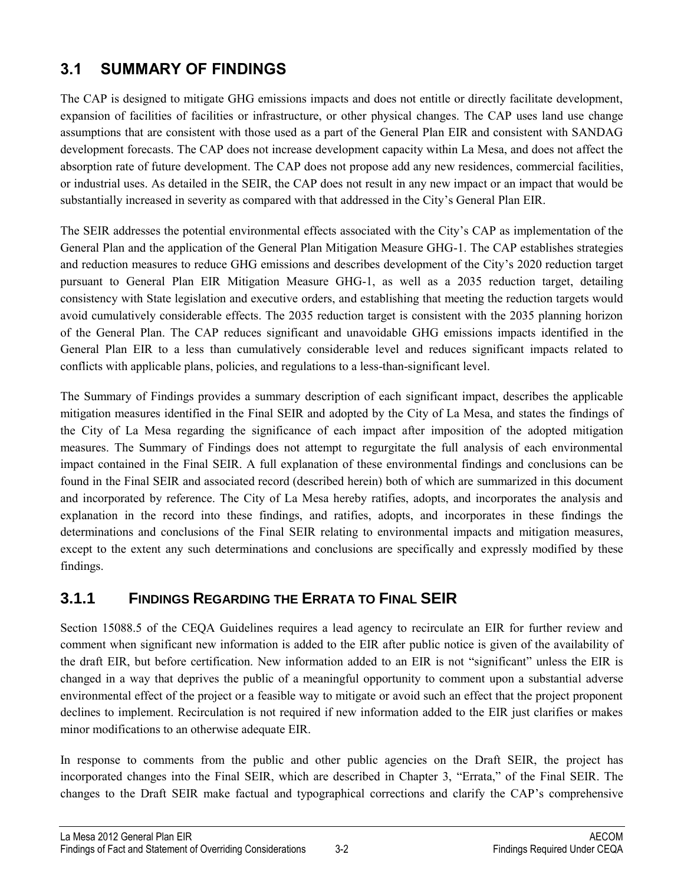## 3.1 SUMMARY OF FINDINGS

The CAP is designed to mitigate GHG emissions impacts and does not entitle or directly facilitate development, expansion of facilities of facilities or infrastructure, or other physical changes. The CAP uses land use change assumptions that are consistent with those used as a part of the General Plan EIR and consistent with SANDAG development forecasts. The CAP does not increase development capacity within La Mesa, and does not affect the absorption rate of future development. The CAP does not propose add any new residences, commercial facilities, or industrial uses. As detailed in the SEIR, the CAP does not result in any new impact or an impact that would be substantially increased in severity as compared with that addressed in the City's General Plan EIR.

The SEIR addresses the potential environmental effects associated with the City's CAP as implementation of the General Plan and the application of the General Plan Mitigation Measure GHG-1. The CAP establishes strategies and reduction measures to reduce GHG emissions and describes development of the City's 2020 reduction target pursuant to General Plan EIR Mitigation Measure GHG-1, as well as a 2035 reduction target, detailing consistency with State legislation and executive orders, and establishing that meeting the reduction targets would avoid cumulatively considerable effects. The 2035 reduction target is consistent with the 2035 planning horizon of the General Plan. The CAP reduces significant and unavoidable GHG emissions impacts identified in the General Plan EIR to a less than cumulatively considerable level and reduces significant impacts related to conflicts with applicable plans, policies, and regulations to a less-than-significant level.

The Summary of Findings provides a summary description of each significant impact, describes the applicable mitigation measures identified in the Final SEIR and adopted by the City of La Mesa, and states the findings of the City of La Mesa regarding the significance of each impact after imposition of the adopted mitigation measures. The Summary of Findings does not attempt to regurgitate the full analysis of each environmental impact contained in the Final SEIR. A full explanation of these environmental findings and conclusions can be found in the Final SEIR and associated record (described herein) both of which are summarized in this document and incorporated by reference. The City of La Mesa hereby ratifies, adopts, and incorporates the analysis and explanation in the record into these findings, and ratifies, adopts, and incorporates in these findings the determinations and conclusions of the Final SEIR relating to environmental impacts and mitigation measures, except to the extent any such determinations and conclusions are specifically and expressly modified by these findings.

### 3.1.1 FINDINGS REGARDING THE ERRATA TO FINAL SEIR

Section 15088.5 of the CEQA Guidelines requires a lead agency to recirculate an EIR for further review and comment when significant new information is added to the EIR after public notice is given of the availability of the draft EIR, but before certification. New information added to an EIR is not "significant" unless the EIR is changed in a way that deprives the public of a meaningful opportunity to comment upon a substantial adverse environmental effect of the project or a feasible way to mitigate or avoid such an effect that the project proponent declines to implement. Recirculation is not required if new information added to the EIR just clarifies or makes minor modifications to an otherwise adequate EIR.

In response to comments from the public and other public agencies on the Draft SEIR, the project has incorporated changes into the Final SEIR, which are described in Chapter 3, "Errata," of the Final SEIR. The changes to the Draft SEIR make factual and typographical corrections and clarify the CAP's comprehensive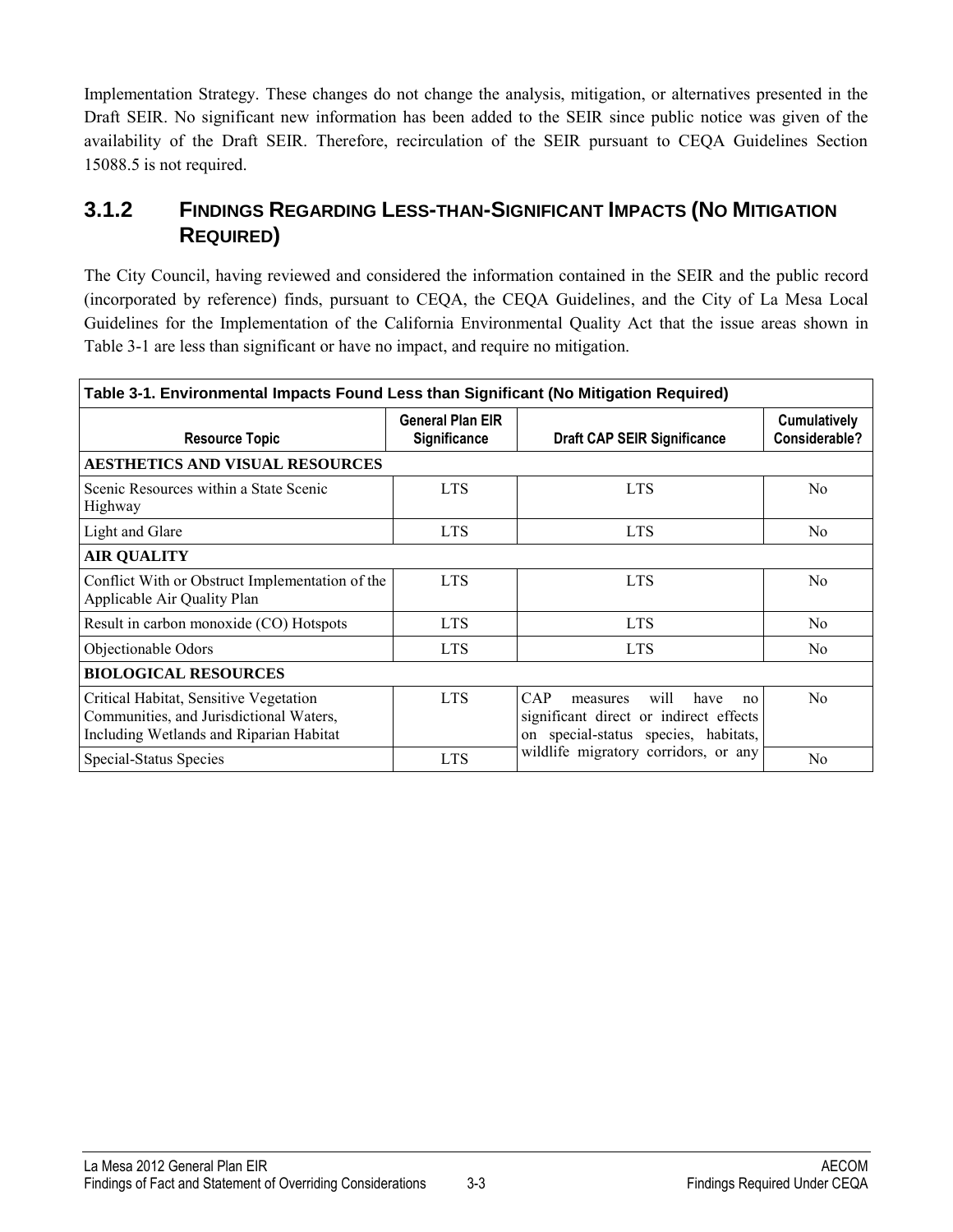Implementation Strategy. These changes do not change the analysis, mitigation, or alternatives presented in the Draft SEIR. No significant new information has been added to the SEIR since public notice was given of the availability of the Draft SEIR. Therefore, recirculation of the SEIR pursuant to CEQA Guidelines Section 15088.5 is not required.

### 3.1.2 FINDINGS REGARDING LESS-THAN-SIGNIFICANT IMPACTS (NO MITIGATION REQUIRED)

The City Council, having reviewed and considered the information contained in the SEIR and the public record (incorporated by reference) finds, pursuant to CEQA, the CEQA Guidelines, and the City of La Mesa Local Guidelines for the Implementation of the California Environmental Quality Act that the issue areas shown in Table 3-1 are less than significant or have no impact, and require no mitigation.

**Table 3-1. Environmental Impacts Found Less than Significant (No Mitigation Required)**

| Resource Topic | General Plan EIR Significance | Draft CAP SEIR Significance | Cumulatively Considerable? |
|---|---|---|---|
| **AESTHETICS AND VISUAL RESOURCES** | | | |
| Scenic Resources within a State Scenic Highway | LTS | LTS | No |
| Light and Glare | LTS | LTS | No |
| **AIR QUALITY** | | | |
| Conflict With or Obstruct Implementation of the Applicable Air Quality Plan | LTS | LTS | No |
| Result in carbon monoxide (CO) Hotspots | LTS | LTS | No |
| Objectionable Odors | LTS | LTS | No |
| **BIOLOGICAL RESOURCES** | | | |
| Critical Habitat, Sensitive Vegetation Communities, and Jurisdictional Waters, Including Wetlands and Riparian Habitat | LTS | CAP measures will have no significant direct or indirect effects on special-status species, habitats, wildlife migratory corridors, or any | No |
| Special-Status Species | LTS | | No |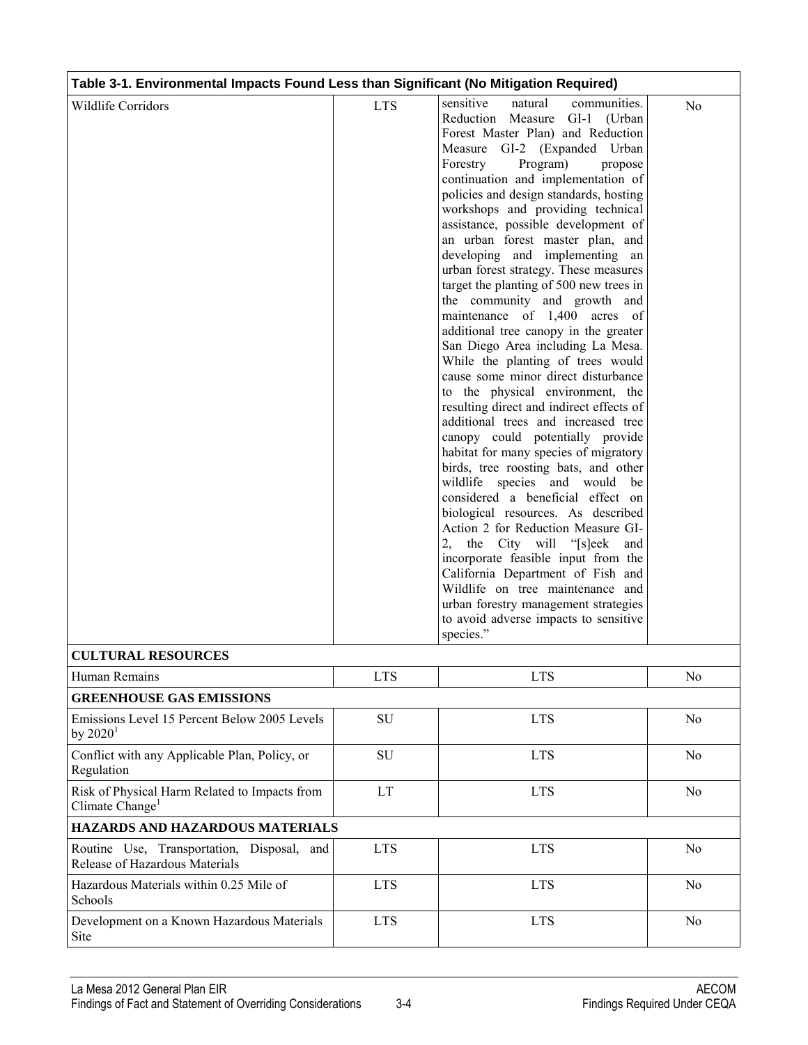**Table 3-1. Environmental Impacts Found Less than Significant (No Mitigation Required)**

| | | | |
|---|---|---|---|
| Wildlife Corridors | LTS | sensitive natural communities. Reduction Measure GI-1 (Urban Forest Master Plan) and Reduction Measure GI-2 (Expanded Urban Forestry Program) propose continuation and implementation of policies and design standards, hosting workshops and providing technical assistance, possible development of an urban forest master plan, and developing and implementing an urban forest strategy. These measures target the planting of 500 new trees in the community and growth and maintenance of 1,400 acres of additional tree canopy in the greater San Diego Area including La Mesa. While the planting of trees would cause some minor direct disturbance to the physical environment, the resulting direct and indirect effects of additional trees and increased tree canopy could potentially provide habitat for many species of migratory birds, tree roosting bats, and other wildlife species and would be considered a beneficial effect on biological resources. As described Action 2 for Reduction Measure GI-2, the City will "[s]eek and incorporate feasible input from the California Department of Fish and Wildlife on tree maintenance and urban forestry management strategies to avoid adverse impacts to sensitive species." | No |
| **CULTURAL RESOURCES** | | | |
| Human Remains | LTS | LTS | No |
| **GREENHOUSE GAS EMISSIONS** | | | |
| Emissions Level 15 Percent Below 2005 Levels by 2020[1] | SU | LTS | No |
| Conflict with any Applicable Plan, Policy, or Regulation | SU | LTS | No |
| Risk of Physical Harm Related to Impacts from Climate Change[1] | LT | LTS | No |
| **HAZARDS AND HAZARDOUS MATERIALS** | | | |
| Routine Use, Transportation, Disposal, and Release of Hazardous Materials | LTS | LTS | No |
| Hazardous Materials within 0.25 Mile of Schools | LTS | LTS | No |
| Development on a Known Hazardous Materials Site | LTS | LTS | No |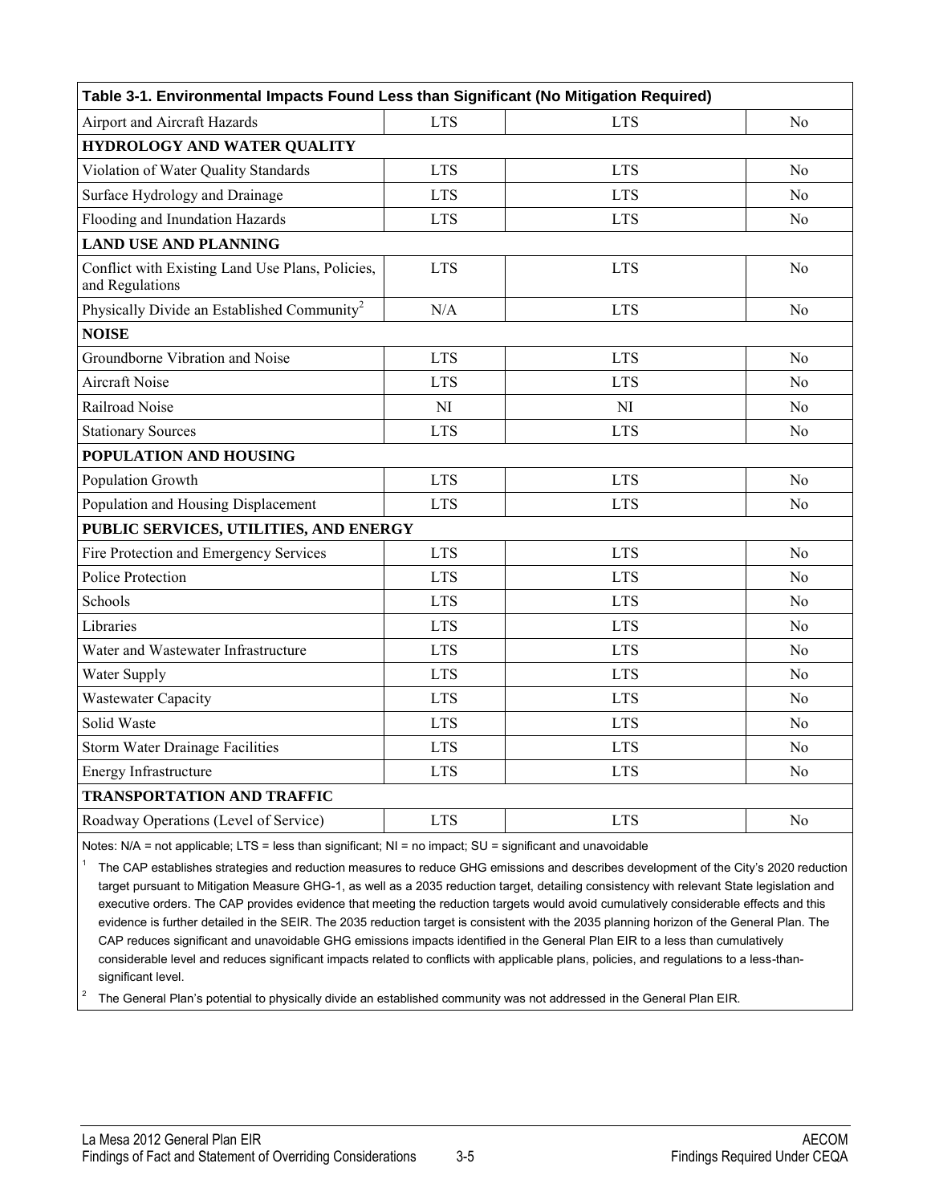**Table 3-1. Environmental Impacts Found Less than Significant (No Mitigation Required)**

| | | | |
|---|---|---|---|
| Airport and Aircraft Hazards | LTS | LTS | No |
| **HYDROLOGY AND WATER QUALITY** | | | |
| Violation of Water Quality Standards | LTS | LTS | No |
| Surface Hydrology and Drainage | LTS | LTS | No |
| Flooding and Inundation Hazards | LTS | LTS | No |
| **LAND USE AND PLANNING** | | | |
| Conflict with Existing Land Use Plans, Policies, and Regulations | LTS | LTS | No |
| Physically Divide an Established Community[2] | N/A | LTS | No |
| **NOISE** | | | |
| Groundborne Vibration and Noise | LTS | LTS | No |
| Aircraft Noise | LTS | LTS | No |
| Railroad Noise | NI | NI | No |
| Stationary Sources | LTS | LTS | No |
| **POPULATION AND HOUSING** | | | |
| Population Growth | LTS | LTS | No |
| Population and Housing Displacement | LTS | LTS | No |
| **PUBLIC SERVICES, UTILITIES, AND ENERGY** | | | |
| Fire Protection and Emergency Services | LTS | LTS | No |
| Police Protection | LTS | LTS | No |
| Schools | LTS | LTS | No |
| Libraries | LTS | LTS | No |
| Water and Wastewater Infrastructure | LTS | LTS | No |
| Water Supply | LTS | LTS | No |
| Wastewater Capacity | LTS | LTS | No |
| Solid Waste | LTS | LTS | No |
| Storm Water Drainage Facilities | LTS | LTS | No |
| Energy Infrastructure | LTS | LTS | No |
| **TRANSPORTATION AND TRAFFIC** | | | |
| Roadway Operations (Level of Service) | LTS | LTS | No |

Notes: N/A = not applicable; LTS = less than significant; NI = no impact; SU = significant and unavoidable

[1] The CAP establishes strategies and reduction measures to reduce GHG emissions and describes development of the City's 2020 reduction target pursuant to Mitigation Measure GHG-1, as well as a 2035 reduction target, detailing consistency with relevant State legislation and executive orders. The CAP provides evidence that meeting the reduction targets would avoid cumulatively considerable effects and this evidence is further detailed in the SEIR. The 2035 reduction target is consistent with the 2035 planning horizon of the General Plan. The CAP reduces significant and unavoidable GHG emissions impacts identified in the General Plan EIR to a less than cumulatively considerable level and reduces significant impacts related to conflicts with applicable plans, policies, and regulations to a less-than-significant level.

[2] The General Plan's potential to physically divide an established community was not addressed in the General Plan EIR.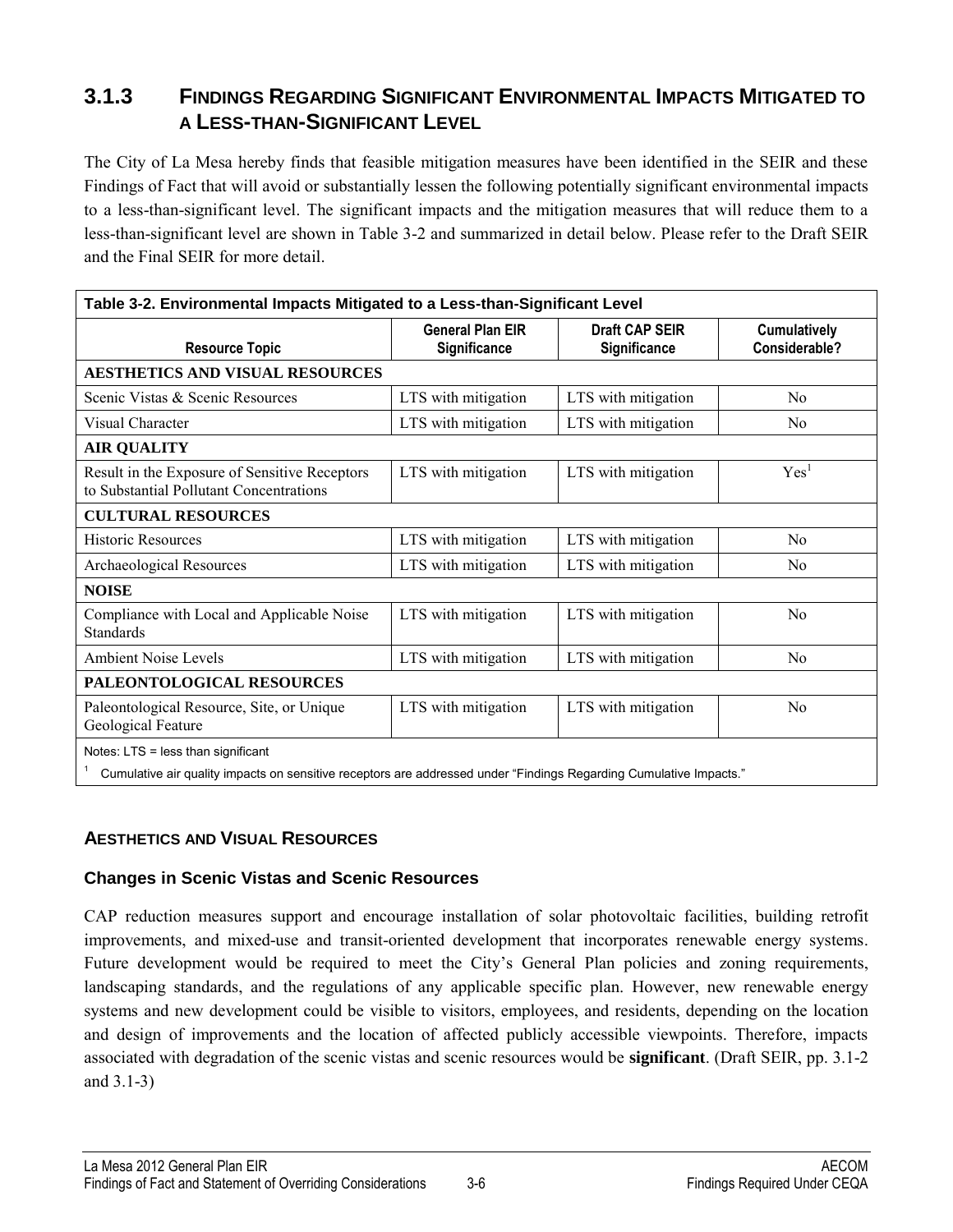## 3.1.3 Findings Regarding Significant Environmental Impacts Mitigated to a Less-than-Significant Level

The City of La Mesa hereby finds that feasible mitigation measures have been identified in the SEIR and these Findings of Fact that will avoid or substantially lessen the following potentially significant environmental impacts to a less-than-significant level. The significant impacts and the mitigation measures that will reduce them to a less-than-significant level are shown in Table 3-2 and summarized in detail below. Please refer to the Draft SEIR and the Final SEIR for more detail.

**Table 3-2. Environmental Impacts Mitigated to a Less-than-Significant Level**

| Resource Topic | General Plan EIR Significance | Draft CAP SEIR Significance | Cumulatively Considerable? |
|---|---|---|---|
| **AESTHETICS AND VISUAL RESOURCES** | | | |
| Scenic Vistas & Scenic Resources | LTS with mitigation | LTS with mitigation | No |
| Visual Character | LTS with mitigation | LTS with mitigation | No |
| **AIR QUALITY** | | | |
| Result in the Exposure of Sensitive Receptors to Substantial Pollutant Concentrations | LTS with mitigation | LTS with mitigation | Yes[1] |
| **CULTURAL RESOURCES** | | | |
| Historic Resources | LTS with mitigation | LTS with mitigation | No |
| Archaeological Resources | LTS with mitigation | LTS with mitigation | No |
| **NOISE** | | | |
| Compliance with Local and Applicable Noise Standards | LTS with mitigation | LTS with mitigation | No |
| Ambient Noise Levels | LTS with mitigation | LTS with mitigation | No |
| **PALEONTOLOGICAL RESOURCES** | | | |
| Paleontological Resource, Site, or Unique Geological Feature | LTS with mitigation | LTS with mitigation | No |

Notes: LTS = less than significant

[1] Cumulative air quality impacts on sensitive receptors are addressed under "Findings Regarding Cumulative Impacts."

### Aesthetics and Visual Resources

#### Changes in Scenic Vistas and Scenic Resources

CAP reduction measures support and encourage installation of solar photovoltaic facilities, building retrofit improvements, and mixed-use and transit-oriented development that incorporates renewable energy systems. Future development would be required to meet the City's General Plan policies and zoning requirements, landscaping standards, and the regulations of any applicable specific plan. However, new renewable energy systems and new development could be visible to visitors, employees, and residents, depending on the location and design of improvements and the location of affected publicly accessible viewpoints. Therefore, impacts associated with degradation of the scenic vistas and scenic resources would be **significant**. (Draft SEIR, pp. 3.1-2 and 3.1-3)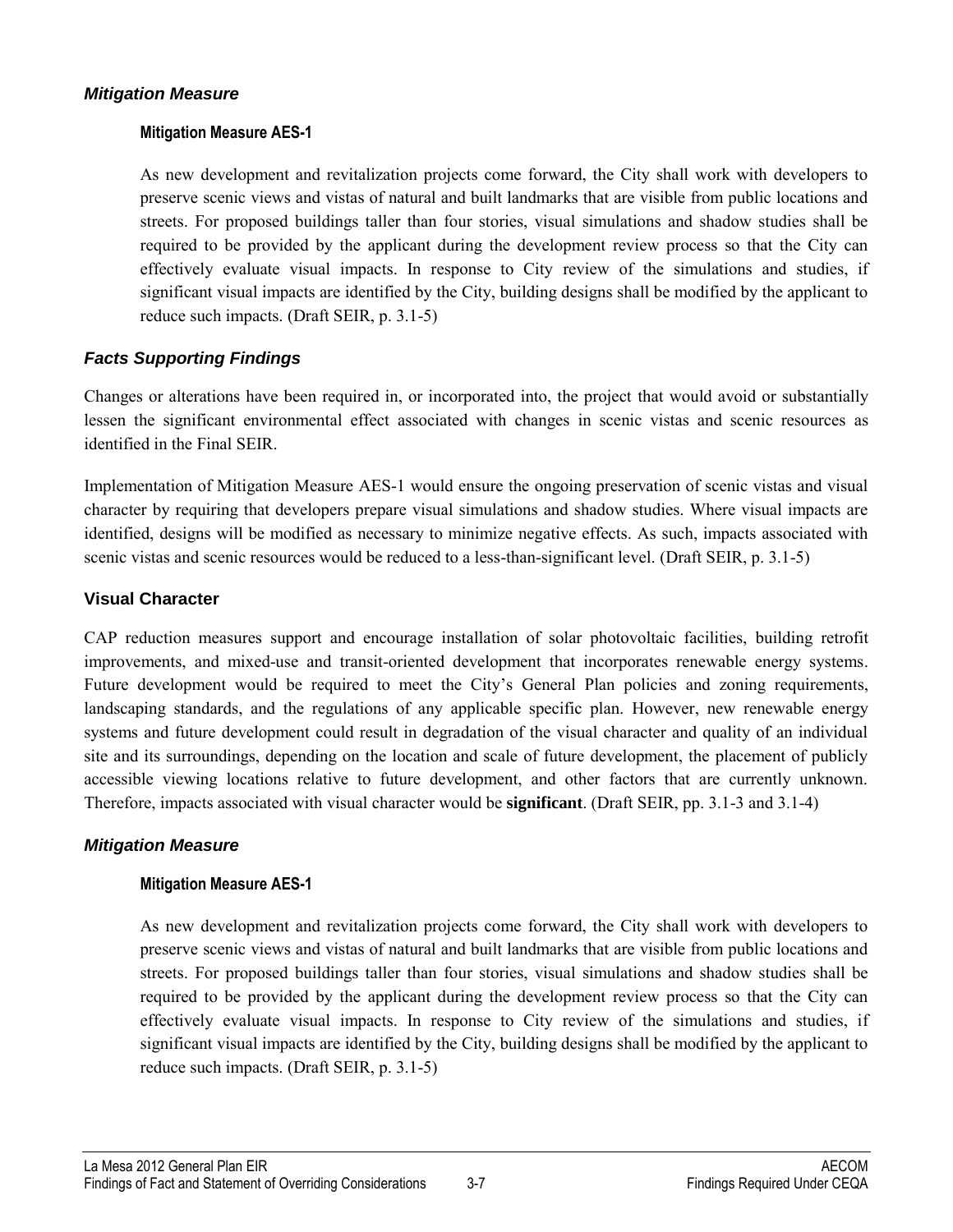### *Mitigation Measure*

#### Mitigation Measure AES-1

As new development and revitalization projects come forward, the City shall work with developers to preserve scenic views and vistas of natural and built landmarks that are visible from public locations and streets. For proposed buildings taller than four stories, visual simulations and shadow studies shall be required to be provided by the applicant during the development review process so that the City can effectively evaluate visual impacts. In response to City review of the simulations and studies, if significant visual impacts are identified by the City, building designs shall be modified by the applicant to reduce such impacts. (Draft SEIR, p. 3.1-5)

### *Facts Supporting Findings*

Changes or alterations have been required in, or incorporated into, the project that would avoid or substantially lessen the significant environmental effect associated with changes in scenic vistas and scenic resources as identified in the Final SEIR.

Implementation of Mitigation Measure AES-1 would ensure the ongoing preservation of scenic vistas and visual character by requiring that developers prepare visual simulations and shadow studies. Where visual impacts are identified, designs will be modified as necessary to minimize negative effects. As such, impacts associated with scenic vistas and scenic resources would be reduced to a less-than-significant level. (Draft SEIR, p. 3.1-5)

## Visual Character

CAP reduction measures support and encourage installation of solar photovoltaic facilities, building retrofit improvements, and mixed-use and transit-oriented development that incorporates renewable energy systems. Future development would be required to meet the City's General Plan policies and zoning requirements, landscaping standards, and the regulations of any applicable specific plan. However, new renewable energy systems and future development could result in degradation of the visual character and quality of an individual site and its surroundings, depending on the location and scale of future development, the placement of publicly accessible viewing locations relative to future development, and other factors that are currently unknown. Therefore, impacts associated with visual character would be **significant**. (Draft SEIR, pp. 3.1-3 and 3.1-4)

### *Mitigation Measure*

#### Mitigation Measure AES-1

As new development and revitalization projects come forward, the City shall work with developers to preserve scenic views and vistas of natural and built landmarks that are visible from public locations and streets. For proposed buildings taller than four stories, visual simulations and shadow studies shall be required to be provided by the applicant during the development review process so that the City can effectively evaluate visual impacts. In response to City review of the simulations and studies, if significant visual impacts are identified by the City, building designs shall be modified by the applicant to reduce such impacts. (Draft SEIR, p. 3.1-5)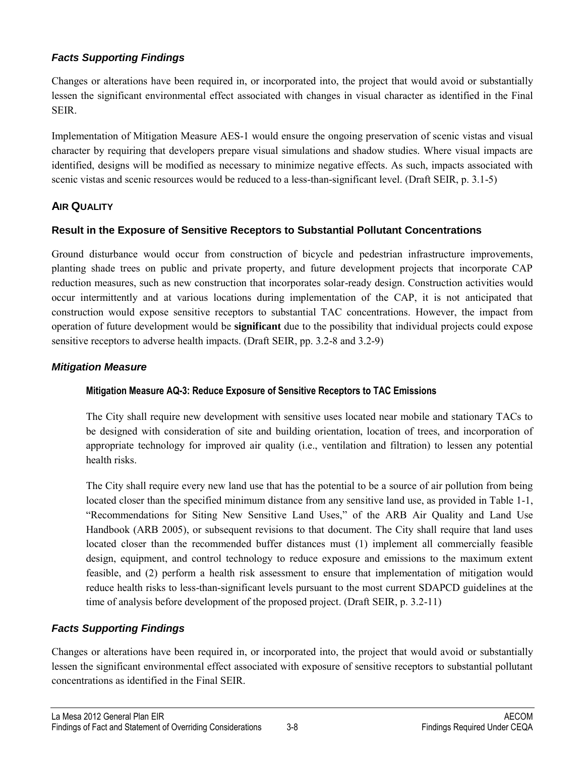### *Facts Supporting Findings*

Changes or alterations have been required in, or incorporated into, the project that would avoid or substantially lessen the significant environmental effect associated with changes in visual character as identified in the Final SEIR.

Implementation of Mitigation Measure AES-1 would ensure the ongoing preservation of scenic vistas and visual character by requiring that developers prepare visual simulations and shadow studies. Where visual impacts are identified, designs will be modified as necessary to minimize negative effects. As such, impacts associated with scenic vistas and scenic resources would be reduced to a less-than-significant level. (Draft SEIR, p. 3.1-5)

## AIR QUALITY

### Result in the Exposure of Sensitive Receptors to Substantial Pollutant Concentrations

Ground disturbance would occur from construction of bicycle and pedestrian infrastructure improvements, planting shade trees on public and private property, and future development projects that incorporate CAP reduction measures, such as new construction that incorporates solar-ready design. Construction activities would occur intermittently and at various locations during implementation of the CAP, it is not anticipated that construction would expose sensitive receptors to substantial TAC concentrations. However, the impact from operation of future development would be **significant** due to the possibility that individual projects could expose sensitive receptors to adverse health impacts. (Draft SEIR, pp. 3.2-8 and 3.2-9)

### *Mitigation Measure*

#### Mitigation Measure AQ-3: Reduce Exposure of Sensitive Receptors to TAC Emissions

The City shall require new development with sensitive uses located near mobile and stationary TACs to be designed with consideration of site and building orientation, location of trees, and incorporation of appropriate technology for improved air quality (i.e., ventilation and filtration) to lessen any potential health risks.

The City shall require every new land use that has the potential to be a source of air pollution from being located closer than the specified minimum distance from any sensitive land use, as provided in Table 1-1, "Recommendations for Siting New Sensitive Land Uses," of the ARB Air Quality and Land Use Handbook (ARB 2005), or subsequent revisions to that document. The City shall require that land uses located closer than the recommended buffer distances must (1) implement all commercially feasible design, equipment, and control technology to reduce exposure and emissions to the maximum extent feasible, and (2) perform a health risk assessment to ensure that implementation of mitigation would reduce health risks to less-than-significant levels pursuant to the most current SDAPCD guidelines at the time of analysis before development of the proposed project. (Draft SEIR, p. 3.2-11)

### *Facts Supporting Findings*

Changes or alterations have been required in, or incorporated into, the project that would avoid or substantially lessen the significant environmental effect associated with exposure of sensitive receptors to substantial pollutant concentrations as identified in the Final SEIR.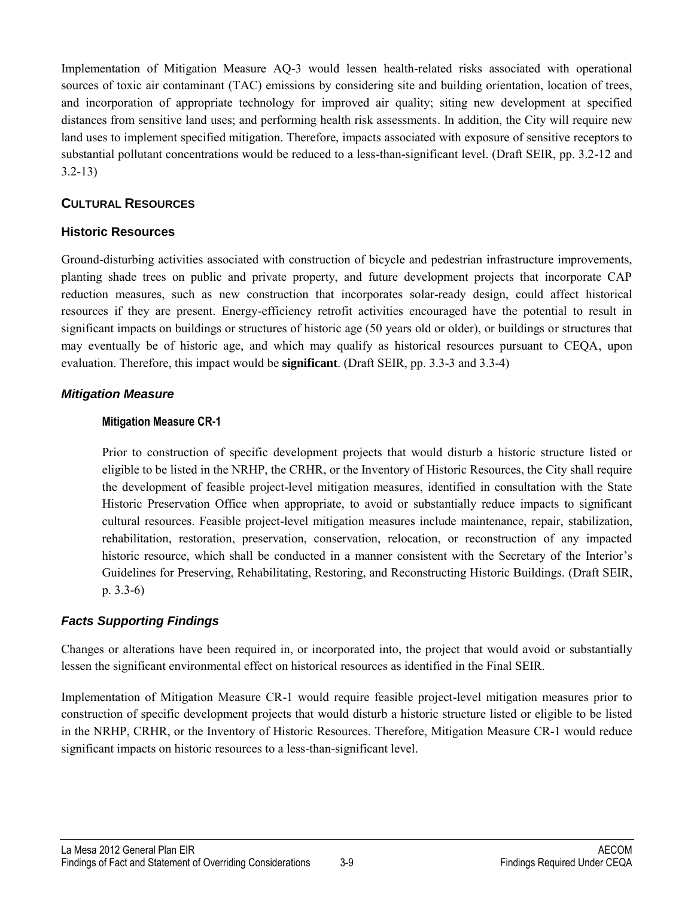Implementation of Mitigation Measure AQ-3 would lessen health-related risks associated with operational sources of toxic air contaminant (TAC) emissions by considering site and building orientation, location of trees, and incorporation of appropriate technology for improved air quality; siting new development at specified distances from sensitive land uses; and performing health risk assessments. In addition, the City will require new land uses to implement specified mitigation. Therefore, impacts associated with exposure of sensitive receptors to substantial pollutant concentrations would be reduced to a less-than-significant level. (Draft SEIR, pp. 3.2-12 and 3.2-13)

## CULTURAL RESOURCES

### Historic Resources

Ground-disturbing activities associated with construction of bicycle and pedestrian infrastructure improvements, planting shade trees on public and private property, and future development projects that incorporate CAP reduction measures, such as new construction that incorporates solar-ready design, could affect historical resources if they are present. Energy-efficiency retrofit activities encouraged have the potential to result in significant impacts on buildings or structures of historic age (50 years old or older), or buildings or structures that may eventually be of historic age, and which may qualify as historical resources pursuant to CEQA, upon evaluation. Therefore, this impact would be **significant**. (Draft SEIR, pp. 3.3-3 and 3.3-4)

### *Mitigation Measure*

#### Mitigation Measure CR-1

Prior to construction of specific development projects that would disturb a historic structure listed or eligible to be listed in the NRHP, the CRHR, or the Inventory of Historic Resources, the City shall require the development of feasible project-level mitigation measures, identified in consultation with the State Historic Preservation Office when appropriate, to avoid or substantially reduce impacts to significant cultural resources. Feasible project-level mitigation measures include maintenance, repair, stabilization, rehabilitation, restoration, preservation, conservation, relocation, or reconstruction of any impacted historic resource, which shall be conducted in a manner consistent with the Secretary of the Interior's Guidelines for Preserving, Rehabilitating, Restoring, and Reconstructing Historic Buildings. (Draft SEIR, p. 3.3-6)

### *Facts Supporting Findings*

Changes or alterations have been required in, or incorporated into, the project that would avoid or substantially lessen the significant environmental effect on historical resources as identified in the Final SEIR.

Implementation of Mitigation Measure CR-1 would require feasible project-level mitigation measures prior to construction of specific development projects that would disturb a historic structure listed or eligible to be listed in the NRHP, CRHR, or the Inventory of Historic Resources. Therefore, Mitigation Measure CR-1 would reduce significant impacts on historic resources to a less-than-significant level.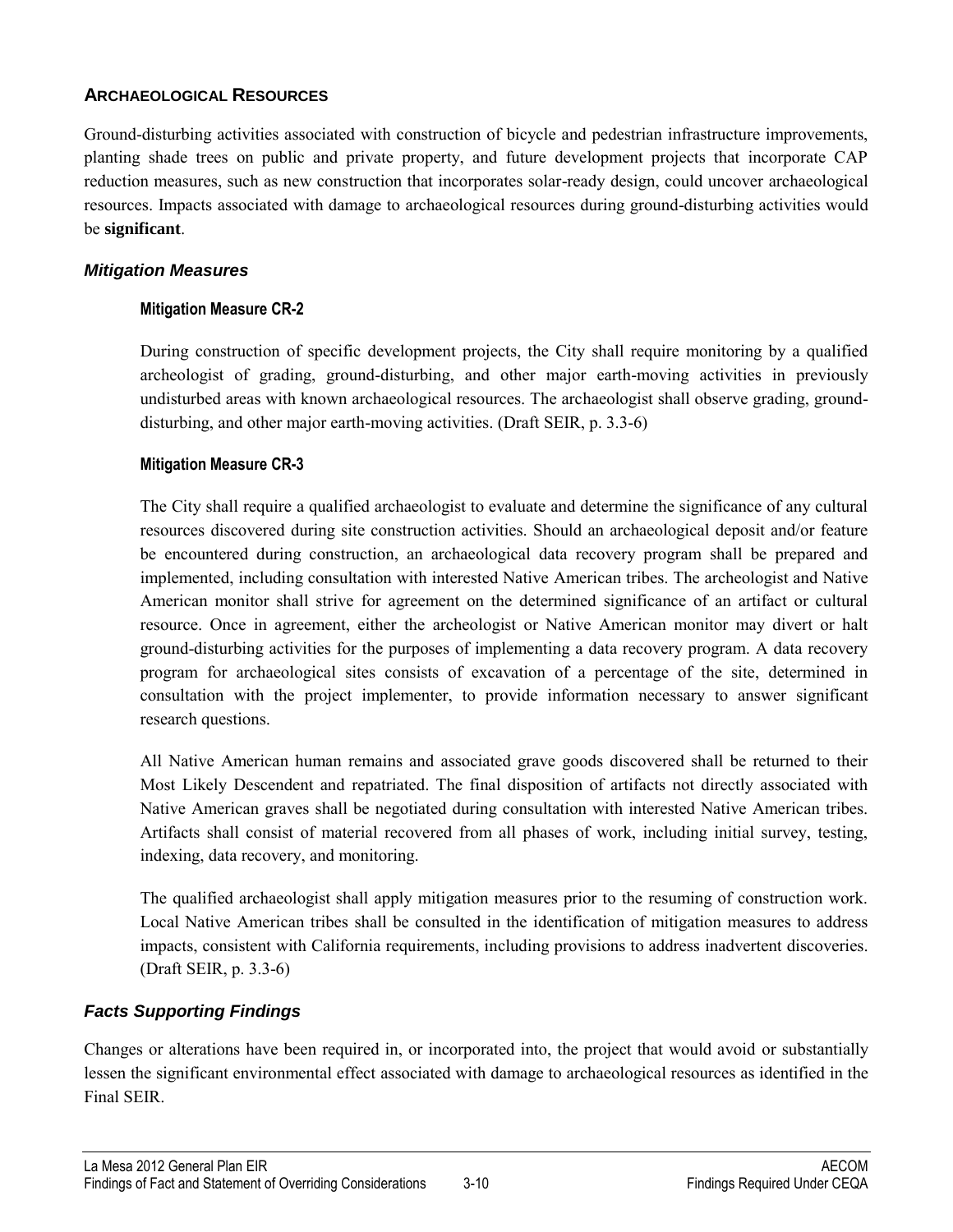## ARCHAEOLOGICAL RESOURCES

Ground-disturbing activities associated with construction of bicycle and pedestrian infrastructure improvements, planting shade trees on public and private property, and future development projects that incorporate CAP reduction measures, such as new construction that incorporates solar-ready design, could uncover archaeological resources. Impacts associated with damage to archaeological resources during ground-disturbing activities would be **significant**.

### *Mitigation Measures*

#### Mitigation Measure CR-2

During construction of specific development projects, the City shall require monitoring by a qualified archeologist of grading, ground-disturbing, and other major earth-moving activities in previously undisturbed areas with known archaeological resources. The archaeologist shall observe grading, ground-disturbing, and other major earth-moving activities. (Draft SEIR, p. 3.3-6)

#### Mitigation Measure CR-3

The City shall require a qualified archaeologist to evaluate and determine the significance of any cultural resources discovered during site construction activities. Should an archaeological deposit and/or feature be encountered during construction, an archaeological data recovery program shall be prepared and implemented, including consultation with interested Native American tribes. The archeologist and Native American monitor shall strive for agreement on the determined significance of an artifact or cultural resource. Once in agreement, either the archeologist or Native American monitor may divert or halt ground-disturbing activities for the purposes of implementing a data recovery program. A data recovery program for archaeological sites consists of excavation of a percentage of the site, determined in consultation with the project implementer, to provide information necessary to answer significant research questions.

All Native American human remains and associated grave goods discovered shall be returned to their Most Likely Descendent and repatriated. The final disposition of artifacts not directly associated with Native American graves shall be negotiated during consultation with interested Native American tribes. Artifacts shall consist of material recovered from all phases of work, including initial survey, testing, indexing, data recovery, and monitoring.

The qualified archaeologist shall apply mitigation measures prior to the resuming of construction work. Local Native American tribes shall be consulted in the identification of mitigation measures to address impacts, consistent with California requirements, including provisions to address inadvertent discoveries. (Draft SEIR, p. 3.3-6)

### *Facts Supporting Findings*

Changes or alterations have been required in, or incorporated into, the project that would avoid or substantially lessen the significant environmental effect associated with damage to archaeological resources as identified in the Final SEIR.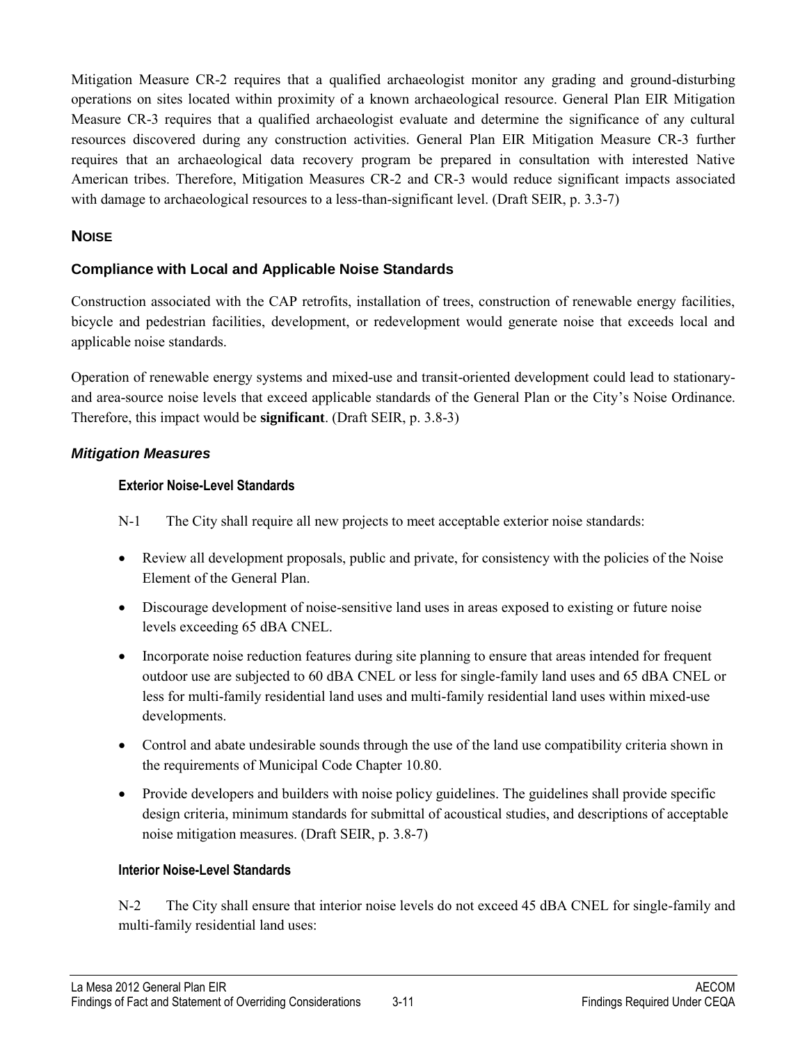Mitigation Measure CR-2 requires that a qualified archaeologist monitor any grading and ground-disturbing operations on sites located within proximity of a known archaeological resource. General Plan EIR Mitigation Measure CR-3 requires that a qualified archaeologist evaluate and determine the significance of any cultural resources discovered during any construction activities. General Plan EIR Mitigation Measure CR-3 further requires that an archaeological data recovery program be prepared in consultation with interested Native American tribes. Therefore, Mitigation Measures CR-2 and CR-3 would reduce significant impacts associated with damage to archaeological resources to a less-than-significant level. (Draft SEIR, p. 3.3-7)

## NOISE

### Compliance with Local and Applicable Noise Standards

Construction associated with the CAP retrofits, installation of trees, construction of renewable energy facilities, bicycle and pedestrian facilities, development, or redevelopment would generate noise that exceeds local and applicable noise standards.

Operation of renewable energy systems and mixed-use and transit-oriented development could lead to stationary- and area-source noise levels that exceed applicable standards of the General Plan or the City's Noise Ordinance. Therefore, this impact would be **significant**. (Draft SEIR, p. 3.8-3)

### *Mitigation Measures*

#### Exterior Noise-Level Standards

N-1 The City shall require all new projects to meet acceptable exterior noise standards:

- Review all development proposals, public and private, for consistency with the policies of the Noise Element of the General Plan.
- Discourage development of noise-sensitive land uses in areas exposed to existing or future noise levels exceeding 65 dBA CNEL.
- Incorporate noise reduction features during site planning to ensure that areas intended for frequent outdoor use are subjected to 60 dBA CNEL or less for single-family land uses and 65 dBA CNEL or less for multi-family residential land uses and multi-family residential land uses within mixed-use developments.
- Control and abate undesirable sounds through the use of the land use compatibility criteria shown in the requirements of Municipal Code Chapter 10.80.
- Provide developers and builders with noise policy guidelines. The guidelines shall provide specific design criteria, minimum standards for submittal of acoustical studies, and descriptions of acceptable noise mitigation measures. (Draft SEIR, p. 3.8-7)

#### Interior Noise-Level Standards

N-2 The City shall ensure that interior noise levels do not exceed 45 dBA CNEL for single-family and multi-family residential land uses: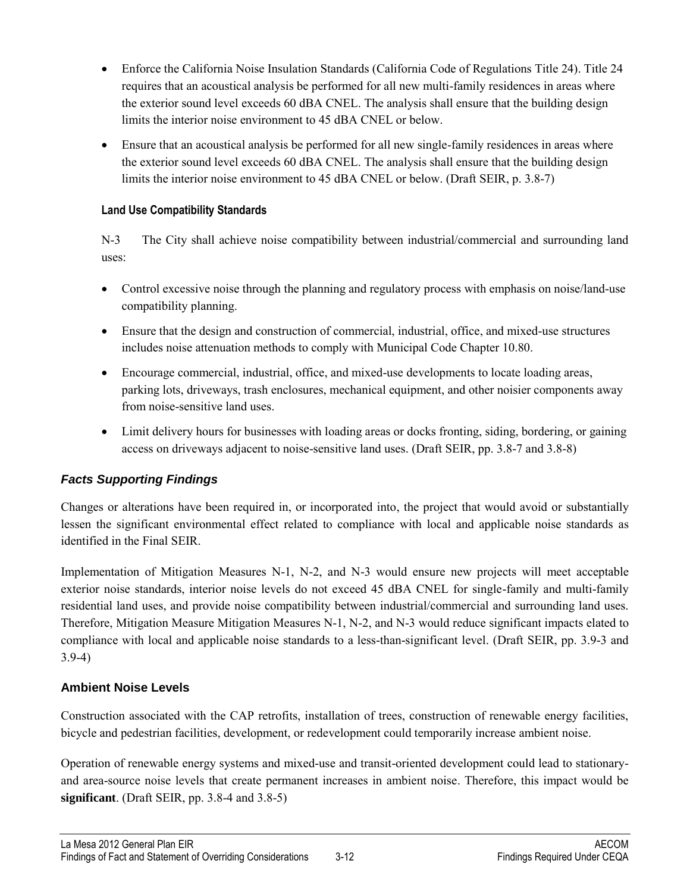- Enforce the California Noise Insulation Standards (California Code of Regulations Title 24). Title 24 requires that an acoustical analysis be performed for all new multi-family residences in areas where the exterior sound level exceeds 60 dBA CNEL. The analysis shall ensure that the building design limits the interior noise environment to 45 dBA CNEL or below.
- Ensure that an acoustical analysis be performed for all new single-family residences in areas where the exterior sound level exceeds 60 dBA CNEL. The analysis shall ensure that the building design limits the interior noise environment to 45 dBA CNEL or below. (Draft SEIR, p. 3.8-7)

#### Land Use Compatibility Standards

N-3 The City shall achieve noise compatibility between industrial/commercial and surrounding land uses:

- Control excessive noise through the planning and regulatory process with emphasis on noise/land-use compatibility planning.
- Ensure that the design and construction of commercial, industrial, office, and mixed-use structures includes noise attenuation methods to comply with Municipal Code Chapter 10.80.
- Encourage commercial, industrial, office, and mixed-use developments to locate loading areas, parking lots, driveways, trash enclosures, mechanical equipment, and other noisier components away from noise-sensitive land uses.
- Limit delivery hours for businesses with loading areas or docks fronting, siding, bordering, or gaining access on driveways adjacent to noise-sensitive land uses. (Draft SEIR, pp. 3.8-7 and 3.8-8)

### *Facts Supporting Findings*

Changes or alterations have been required in, or incorporated into, the project that would avoid or substantially lessen the significant environmental effect related to compliance with local and applicable noise standards as identified in the Final SEIR.

Implementation of Mitigation Measures N-1, N-2, and N-3 would ensure new projects will meet acceptable exterior noise standards, interior noise levels do not exceed 45 dBA CNEL for single-family and multi-family residential land uses, and provide noise compatibility between industrial/commercial and surrounding land uses. Therefore, Mitigation Measure Mitigation Measures N-1, N-2, and N-3 would reduce significant impacts elated to compliance with local and applicable noise standards to a less-than-significant level. (Draft SEIR, pp. 3.9-3 and 3.9-4)

### Ambient Noise Levels

Construction associated with the CAP retrofits, installation of trees, construction of renewable energy facilities, bicycle and pedestrian facilities, development, or redevelopment could temporarily increase ambient noise.

Operation of renewable energy systems and mixed-use and transit-oriented development could lead to stationary- and area-source noise levels that create permanent increases in ambient noise. Therefore, this impact would be **significant**. (Draft SEIR, pp. 3.8-4 and 3.8-5)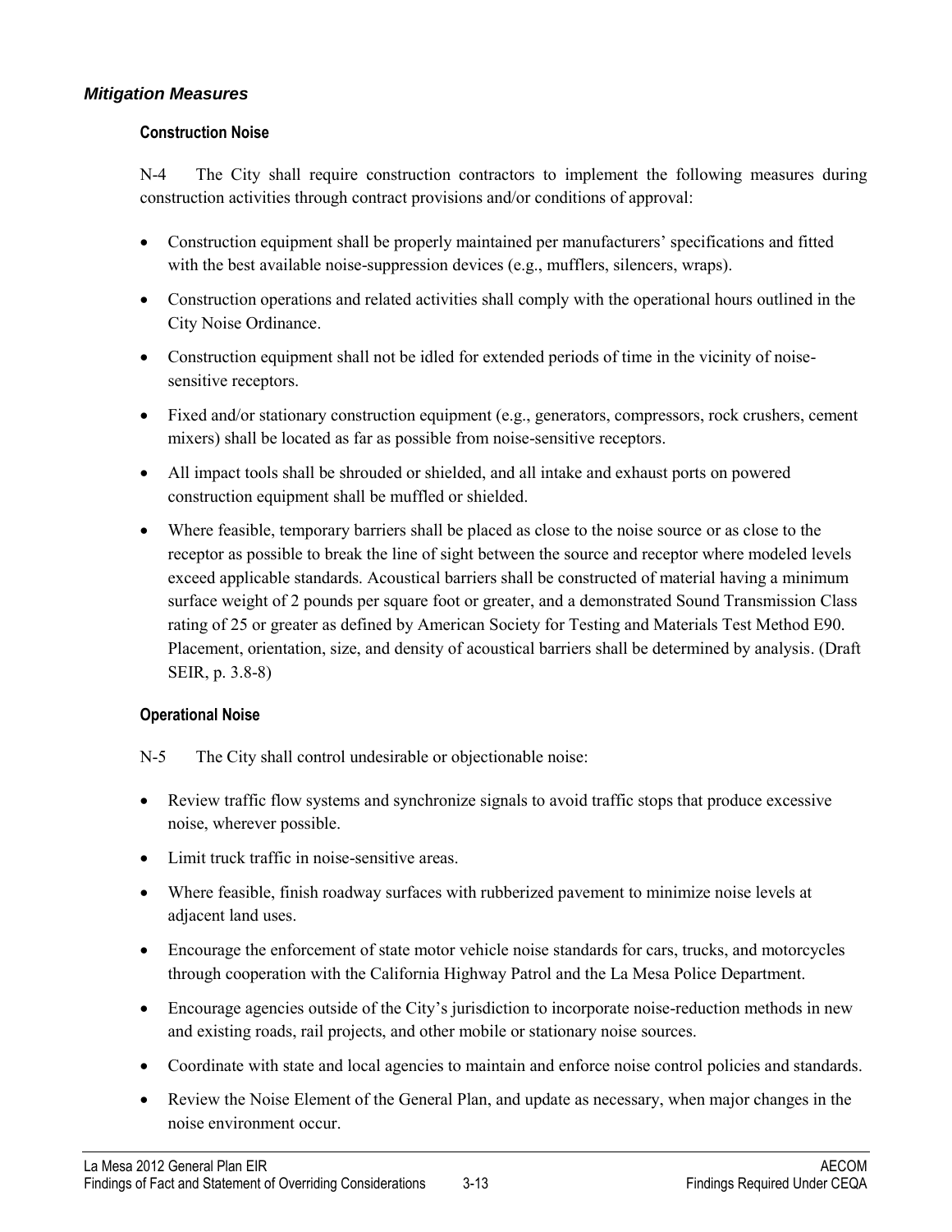### *Mitigation Measures*

#### Construction Noise

N-4 The City shall require construction contractors to implement the following measures during construction activities through contract provisions and/or conditions of approval:

- Construction equipment shall be properly maintained per manufacturers' specifications and fitted with the best available noise-suppression devices (e.g., mufflers, silencers, wraps).
- Construction operations and related activities shall comply with the operational hours outlined in the City Noise Ordinance.
- Construction equipment shall not be idled for extended periods of time in the vicinity of noise-sensitive receptors.
- Fixed and/or stationary construction equipment (e.g., generators, compressors, rock crushers, cement mixers) shall be located as far as possible from noise-sensitive receptors.
- All impact tools shall be shrouded or shielded, and all intake and exhaust ports on powered construction equipment shall be muffled or shielded.
- Where feasible, temporary barriers shall be placed as close to the noise source or as close to the receptor as possible to break the line of sight between the source and receptor where modeled levels exceed applicable standards. Acoustical barriers shall be constructed of material having a minimum surface weight of 2 pounds per square foot or greater, and a demonstrated Sound Transmission Class rating of 25 or greater as defined by American Society for Testing and Materials Test Method E90. Placement, orientation, size, and density of acoustical barriers shall be determined by analysis. (Draft SEIR, p. 3.8-8)

#### Operational Noise

N-5 The City shall control undesirable or objectionable noise:

- Review traffic flow systems and synchronize signals to avoid traffic stops that produce excessive noise, wherever possible.
- Limit truck traffic in noise-sensitive areas.
- Where feasible, finish roadway surfaces with rubberized pavement to minimize noise levels at adjacent land uses.
- Encourage the enforcement of state motor vehicle noise standards for cars, trucks, and motorcycles through cooperation with the California Highway Patrol and the La Mesa Police Department.
- Encourage agencies outside of the City's jurisdiction to incorporate noise-reduction methods in new and existing roads, rail projects, and other mobile or stationary noise sources.
- Coordinate with state and local agencies to maintain and enforce noise control policies and standards.
- Review the Noise Element of the General Plan, and update as necessary, when major changes in the noise environment occur.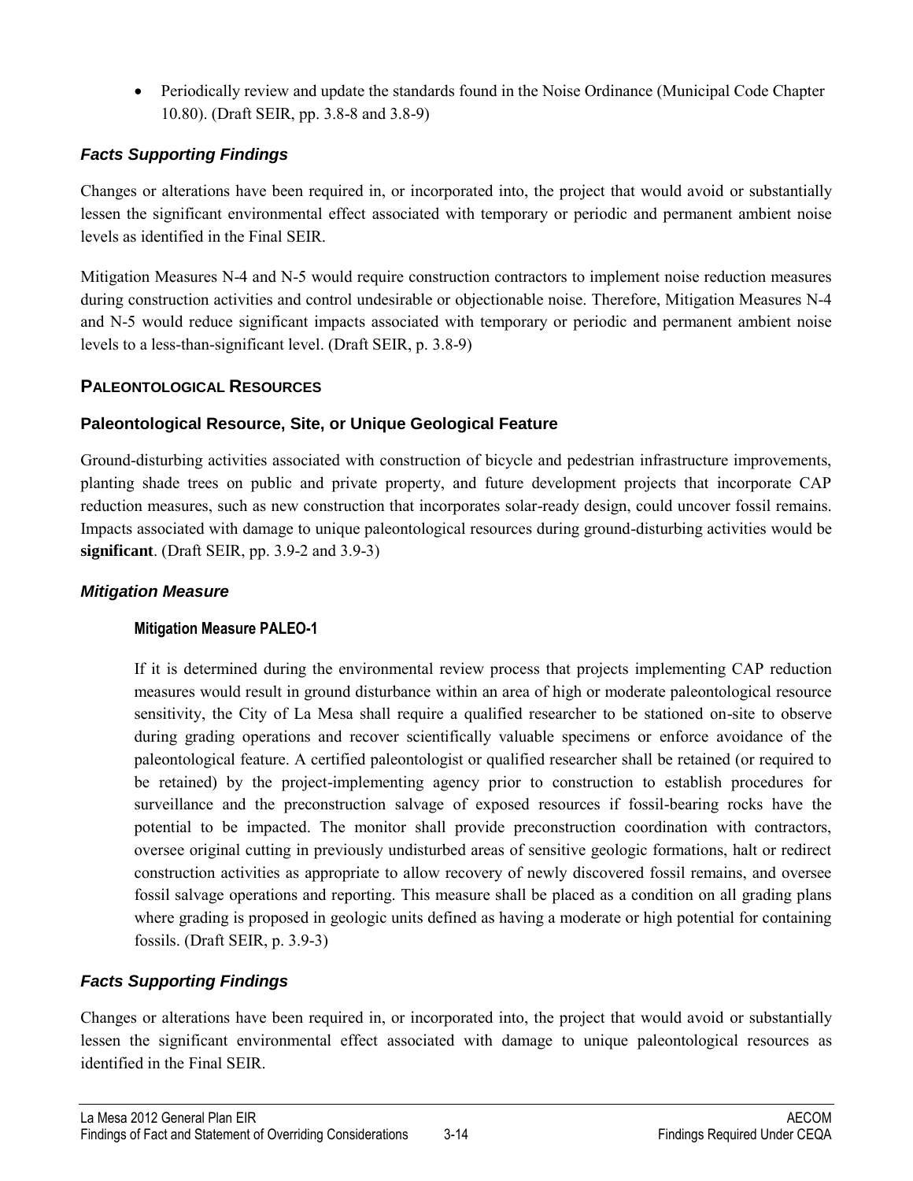- Periodically review and update the standards found in the Noise Ordinance (Municipal Code Chapter 10.80). (Draft SEIR, pp. 3.8-8 and 3.8-9)

### *Facts Supporting Findings*

Changes or alterations have been required in, or incorporated into, the project that would avoid or substantially lessen the significant environmental effect associated with temporary or periodic and permanent ambient noise levels as identified in the Final SEIR.

Mitigation Measures N-4 and N-5 would require construction contractors to implement noise reduction measures during construction activities and control undesirable or objectionable noise. Therefore, Mitigation Measures N-4 and N-5 would reduce significant impacts associated with temporary or periodic and permanent ambient noise levels to a less-than-significant level. (Draft SEIR, p. 3.8-9)

## PALEONTOLOGICAL RESOURCES

### Paleontological Resource, Site, or Unique Geological Feature

Ground-disturbing activities associated with construction of bicycle and pedestrian infrastructure improvements, planting shade trees on public and private property, and future development projects that incorporate CAP reduction measures, such as new construction that incorporates solar-ready design, could uncover fossil remains. Impacts associated with damage to unique paleontological resources during ground-disturbing activities would be **significant**. (Draft SEIR, pp. 3.9-2 and 3.9-3)

### *Mitigation Measure*

#### Mitigation Measure PALEO-1

If it is determined during the environmental review process that projects implementing CAP reduction measures would result in ground disturbance within an area of high or moderate paleontological resource sensitivity, the City of La Mesa shall require a qualified researcher to be stationed on-site to observe during grading operations and recover scientifically valuable specimens or enforce avoidance of the paleontological feature. A certified paleontologist or qualified researcher shall be retained (or required to be retained) by the project-implementing agency prior to construction to establish procedures for surveillance and the preconstruction salvage of exposed resources if fossil-bearing rocks have the potential to be impacted. The monitor shall provide preconstruction coordination with contractors, oversee original cutting in previously undisturbed areas of sensitive geologic formations, halt or redirect construction activities as appropriate to allow recovery of newly discovered fossil remains, and oversee fossil salvage operations and reporting. This measure shall be placed as a condition on all grading plans where grading is proposed in geologic units defined as having a moderate or high potential for containing fossils. (Draft SEIR, p. 3.9-3)

### *Facts Supporting Findings*

Changes or alterations have been required in, or incorporated into, the project that would avoid or substantially lessen the significant environmental effect associated with damage to unique paleontological resources as identified in the Final SEIR.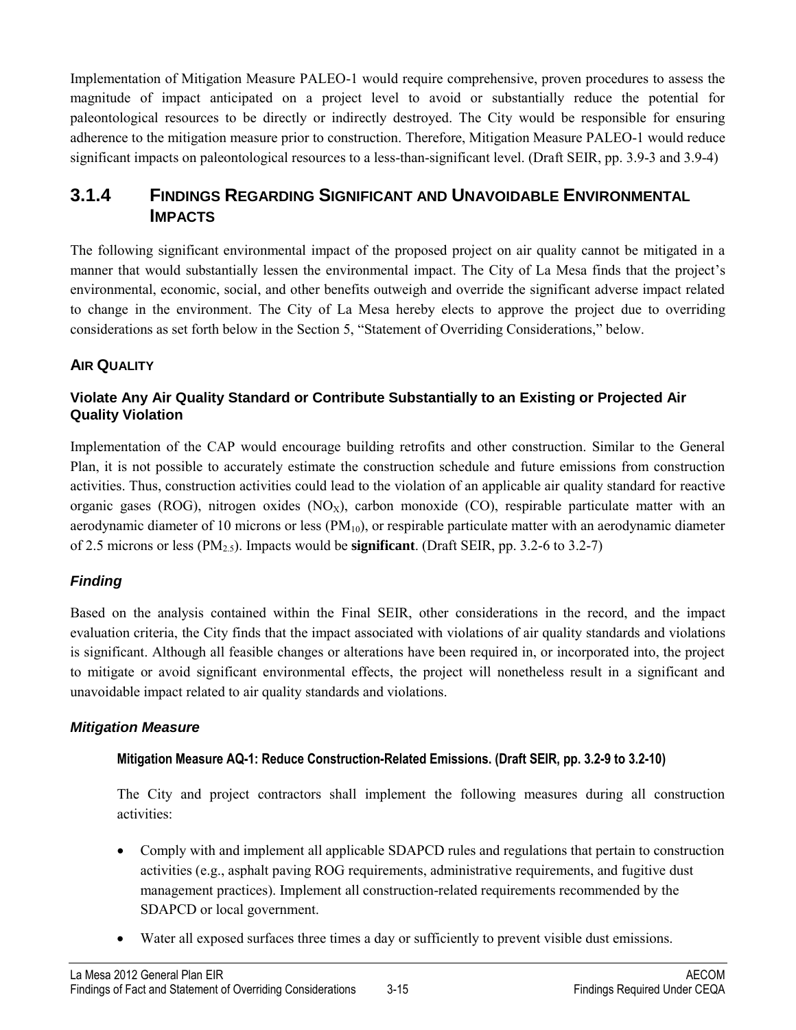Implementation of Mitigation Measure PALEO-1 would require comprehensive, proven procedures to assess the magnitude of impact anticipated on a project level to avoid or substantially reduce the potential for paleontological resources to be directly or indirectly destroyed. The City would be responsible for ensuring adherence to the mitigation measure prior to construction. Therefore, Mitigation Measure PALEO-1 would reduce significant impacts on paleontological resources to a less-than-significant level. (Draft SEIR, pp. 3.9-3 and 3.9-4)

## 3.1.4 FINDINGS REGARDING SIGNIFICANT AND UNAVOIDABLE ENVIRONMENTAL IMPACTS

The following significant environmental impact of the proposed project on air quality cannot be mitigated in a manner that would substantially lessen the environmental impact. The City of La Mesa finds that the project's environmental, economic, social, and other benefits outweigh and override the significant adverse impact related to change in the environment. The City of La Mesa hereby elects to approve the project due to overriding considerations as set forth below in the Section 5, "Statement of Overriding Considerations," below.

### AIR QUALITY

#### Violate Any Air Quality Standard or Contribute Substantially to an Existing or Projected Air Quality Violation

Implementation of the CAP would encourage building retrofits and other construction. Similar to the General Plan, it is not possible to accurately estimate the construction schedule and future emissions from construction activities. Thus, construction activities could lead to the violation of an applicable air quality standard for reactive organic gases (ROG), nitrogen oxides ($NO_X$), carbon monoxide (CO), respirable particulate matter with an aerodynamic diameter of 10 microns or less ($PM_{10}$), or respirable particulate matter with an aerodynamic diameter of 2.5 microns or less ($PM_{2.5}$). Impacts would be **significant**. (Draft SEIR, pp. 3.2-6 to 3.2-7)

#### *Finding*

Based on the analysis contained within the Final SEIR, other considerations in the record, and the impact evaluation criteria, the City finds that the impact associated with violations of air quality standards and violations is significant. Although all feasible changes or alterations have been required in, or incorporated into, the project to mitigate or avoid significant environmental effects, the project will nonetheless result in a significant and unavoidable impact related to air quality standards and violations.

#### *Mitigation Measure*

**Mitigation Measure AQ-1: Reduce Construction-Related Emissions. (Draft SEIR, pp. 3.2-9 to 3.2-10)**

The City and project contractors shall implement the following measures during all construction activities:

- Comply with and implement all applicable SDAPCD rules and regulations that pertain to construction activities (e.g., asphalt paving ROG requirements, administrative requirements, and fugitive dust management practices). Implement all construction-related requirements recommended by the SDAPCD or local government.
- Water all exposed surfaces three times a day or sufficiently to prevent visible dust emissions.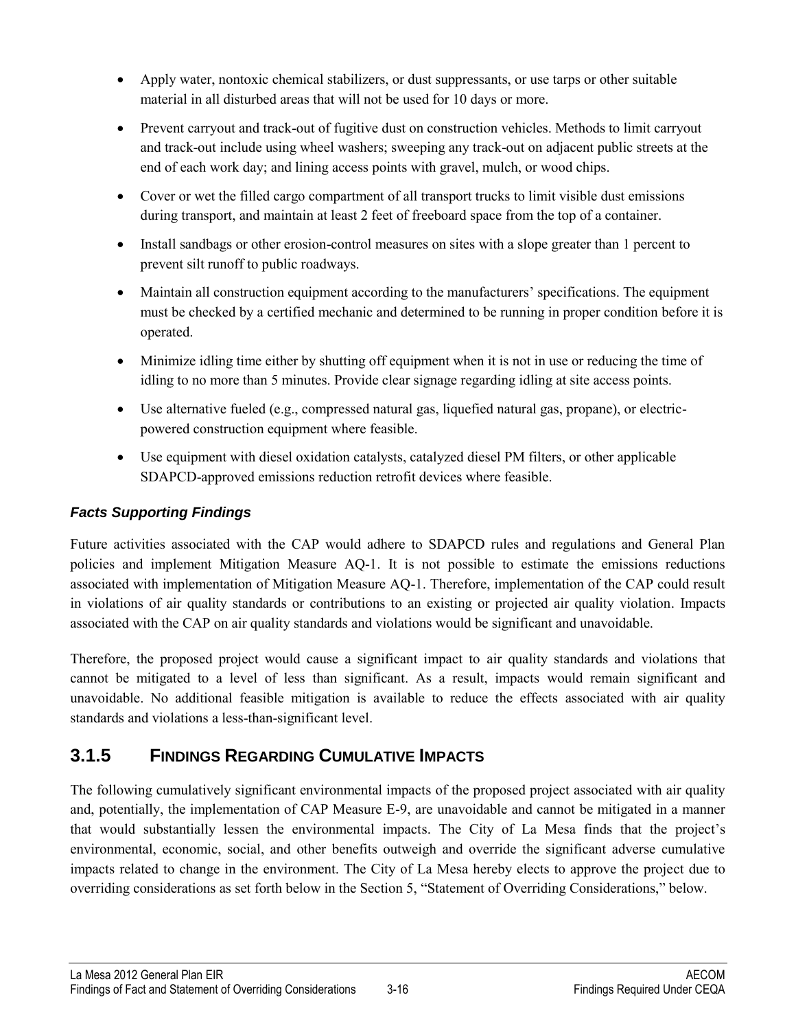- Apply water, nontoxic chemical stabilizers, or dust suppressants, or use tarps or other suitable material in all disturbed areas that will not be used for 10 days or more.
- Prevent carryout and track-out of fugitive dust on construction vehicles. Methods to limit carryout and track-out include using wheel washers; sweeping any track-out on adjacent public streets at the end of each work day; and lining access points with gravel, mulch, or wood chips.
- Cover or wet the filled cargo compartment of all transport trucks to limit visible dust emissions during transport, and maintain at least 2 feet of freeboard space from the top of a container.
- Install sandbags or other erosion-control measures on sites with a slope greater than 1 percent to prevent silt runoff to public roadways.
- Maintain all construction equipment according to the manufacturers' specifications. The equipment must be checked by a certified mechanic and determined to be running in proper condition before it is operated.
- Minimize idling time either by shutting off equipment when it is not in use or reducing the time of idling to no more than 5 minutes. Provide clear signage regarding idling at site access points.
- Use alternative fueled (e.g., compressed natural gas, liquefied natural gas, propane), or electric-powered construction equipment where feasible.
- Use equipment with diesel oxidation catalysts, catalyzed diesel PM filters, or other applicable SDAPCD-approved emissions reduction retrofit devices where feasible.

#### *Facts Supporting Findings*

Future activities associated with the CAP would adhere to SDAPCD rules and regulations and General Plan policies and implement Mitigation Measure AQ-1. It is not possible to estimate the emissions reductions associated with implementation of Mitigation Measure AQ-1. Therefore, implementation of the CAP could result in violations of air quality standards or contributions to an existing or projected air quality violation. Impacts associated with the CAP on air quality standards and violations would be significant and unavoidable.

Therefore, the proposed project would cause a significant impact to air quality standards and violations that cannot be mitigated to a level of less than significant. As a result, impacts would remain significant and unavoidable. No additional feasible mitigation is available to reduce the effects associated with air quality standards and violations a less-than-significant level.

### 3.1.5 FINDINGS REGARDING CUMULATIVE IMPACTS

The following cumulatively significant environmental impacts of the proposed project associated with air quality and, potentially, the implementation of CAP Measure E-9, are unavoidable and cannot be mitigated in a manner that would substantially lessen the environmental impacts. The City of La Mesa finds that the project's environmental, economic, social, and other benefits outweigh and override the significant adverse cumulative impacts related to change in the environment. The City of La Mesa hereby elects to approve the project due to overriding considerations as set forth below in the Section 5, "Statement of Overriding Considerations," below.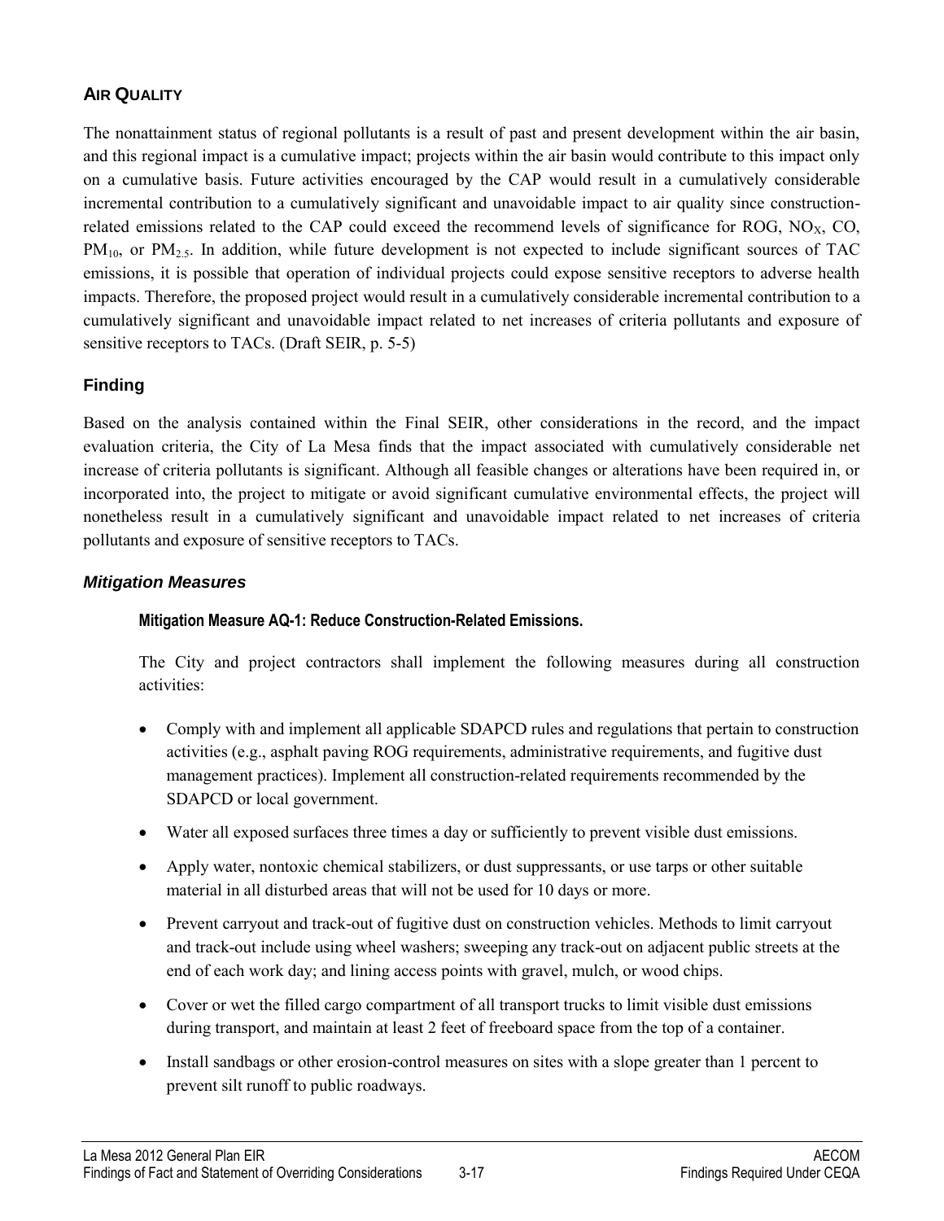## AIR QUALITY

The nonattainment status of regional pollutants is a result of past and present development within the air basin, and this regional impact is a cumulative impact; projects within the air basin would contribute to this impact only on a cumulative basis. Future activities encouraged by the CAP would result in a cumulatively considerable incremental contribution to a cumulatively significant and unavoidable impact to air quality since construction-related emissions related to the CAP could exceed the recommend levels of significance for ROG, $NO_X$, CO, $PM_{10}$, or $PM_{2.5}$. In addition, while future development is not expected to include significant sources of TAC emissions, it is possible that operation of individual projects could expose sensitive receptors to adverse health impacts. Therefore, the proposed project would result in a cumulatively considerable incremental contribution to a cumulatively significant and unavoidable impact related to net increases of criteria pollutants and exposure of sensitive receptors to TACs. (Draft SEIR, p. 5-5)

### Finding

Based on the analysis contained within the Final SEIR, other considerations in the record, and the impact evaluation criteria, the City of La Mesa finds that the impact associated with cumulatively considerable net increase of criteria pollutants is significant. Although all feasible changes or alterations have been required in, or incorporated into, the project to mitigate or avoid significant cumulative environmental effects, the project will nonetheless result in a cumulatively significant and unavoidable impact related to net increases of criteria pollutants and exposure of sensitive receptors to TACs.

### *Mitigation Measures*

**Mitigation Measure AQ-1: Reduce Construction-Related Emissions.**

The City and project contractors shall implement the following measures during all construction activities:

- Comply with and implement all applicable SDAPCD rules and regulations that pertain to construction activities (e.g., asphalt paving ROG requirements, administrative requirements, and fugitive dust management practices). Implement all construction-related requirements recommended by the SDAPCD or local government.
- Water all exposed surfaces three times a day or sufficiently to prevent visible dust emissions.
- Apply water, nontoxic chemical stabilizers, or dust suppressants, or use tarps or other suitable material in all disturbed areas that will not be used for 10 days or more.
- Prevent carryout and track-out of fugitive dust on construction vehicles. Methods to limit carryout and track-out include using wheel washers; sweeping any track-out on adjacent public streets at the end of each work day; and lining access points with gravel, mulch, or wood chips.
- Cover or wet the filled cargo compartment of all transport trucks to limit visible dust emissions during transport, and maintain at least 2 feet of freeboard space from the top of a container.
- Install sandbags or other erosion-control measures on sites with a slope greater than 1 percent to prevent silt runoff to public roadways.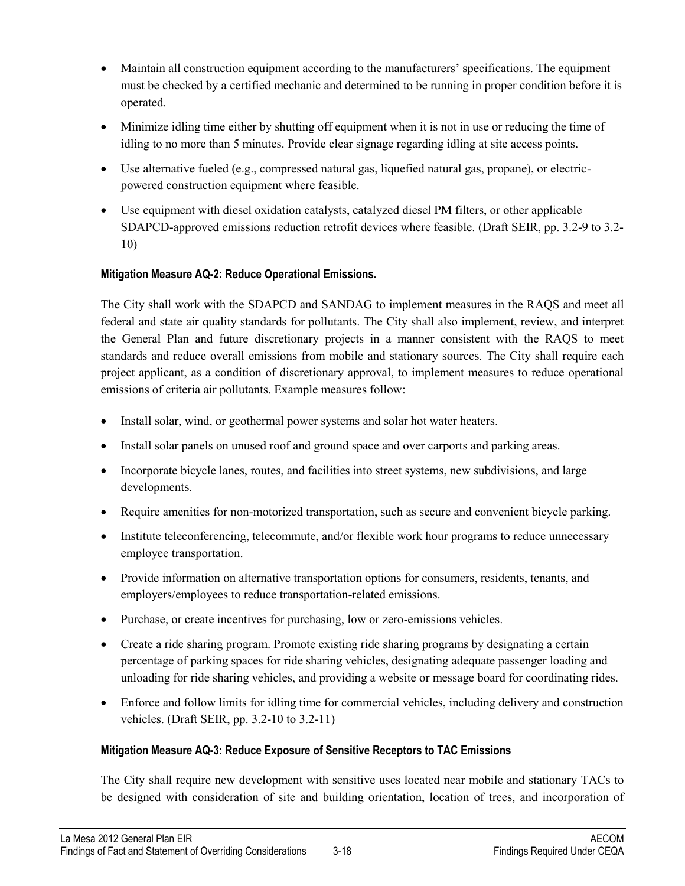- Maintain all construction equipment according to the manufacturers' specifications. The equipment must be checked by a certified mechanic and determined to be running in proper condition before it is operated.
- Minimize idling time either by shutting off equipment when it is not in use or reducing the time of idling to no more than 5 minutes. Provide clear signage regarding idling at site access points.
- Use alternative fueled (e.g., compressed natural gas, liquefied natural gas, propane), or electric-powered construction equipment where feasible.
- Use equipment with diesel oxidation catalysts, catalyzed diesel PM filters, or other applicable SDAPCD-approved emissions reduction retrofit devices where feasible. (Draft SEIR, pp. 3.2-9 to 3.2-10)

#### Mitigation Measure AQ-2: Reduce Operational Emissions.

The City shall work with the SDAPCD and SANDAG to implement measures in the RAQS and meet all federal and state air quality standards for pollutants. The City shall also implement, review, and interpret the General Plan and future discretionary projects in a manner consistent with the RAQS to meet standards and reduce overall emissions from mobile and stationary sources. The City shall require each project applicant, as a condition of discretionary approval, to implement measures to reduce operational emissions of criteria air pollutants. Example measures follow:

- Install solar, wind, or geothermal power systems and solar hot water heaters.
- Install solar panels on unused roof and ground space and over carports and parking areas.
- Incorporate bicycle lanes, routes, and facilities into street systems, new subdivisions, and large developments.
- Require amenities for non-motorized transportation, such as secure and convenient bicycle parking.
- Institute teleconferencing, telecommute, and/or flexible work hour programs to reduce unnecessary employee transportation.
- Provide information on alternative transportation options for consumers, residents, tenants, and employers/employees to reduce transportation-related emissions.
- Purchase, or create incentives for purchasing, low or zero-emissions vehicles.
- Create a ride sharing program. Promote existing ride sharing programs by designating a certain percentage of parking spaces for ride sharing vehicles, designating adequate passenger loading and unloading for ride sharing vehicles, and providing a website or message board for coordinating rides.
- Enforce and follow limits for idling time for commercial vehicles, including delivery and construction vehicles. (Draft SEIR, pp. 3.2-10 to 3.2-11)

#### Mitigation Measure AQ-3: Reduce Exposure of Sensitive Receptors to TAC Emissions

The City shall require new development with sensitive uses located near mobile and stationary TACs to be designed with consideration of site and building orientation, location of trees, and incorporation of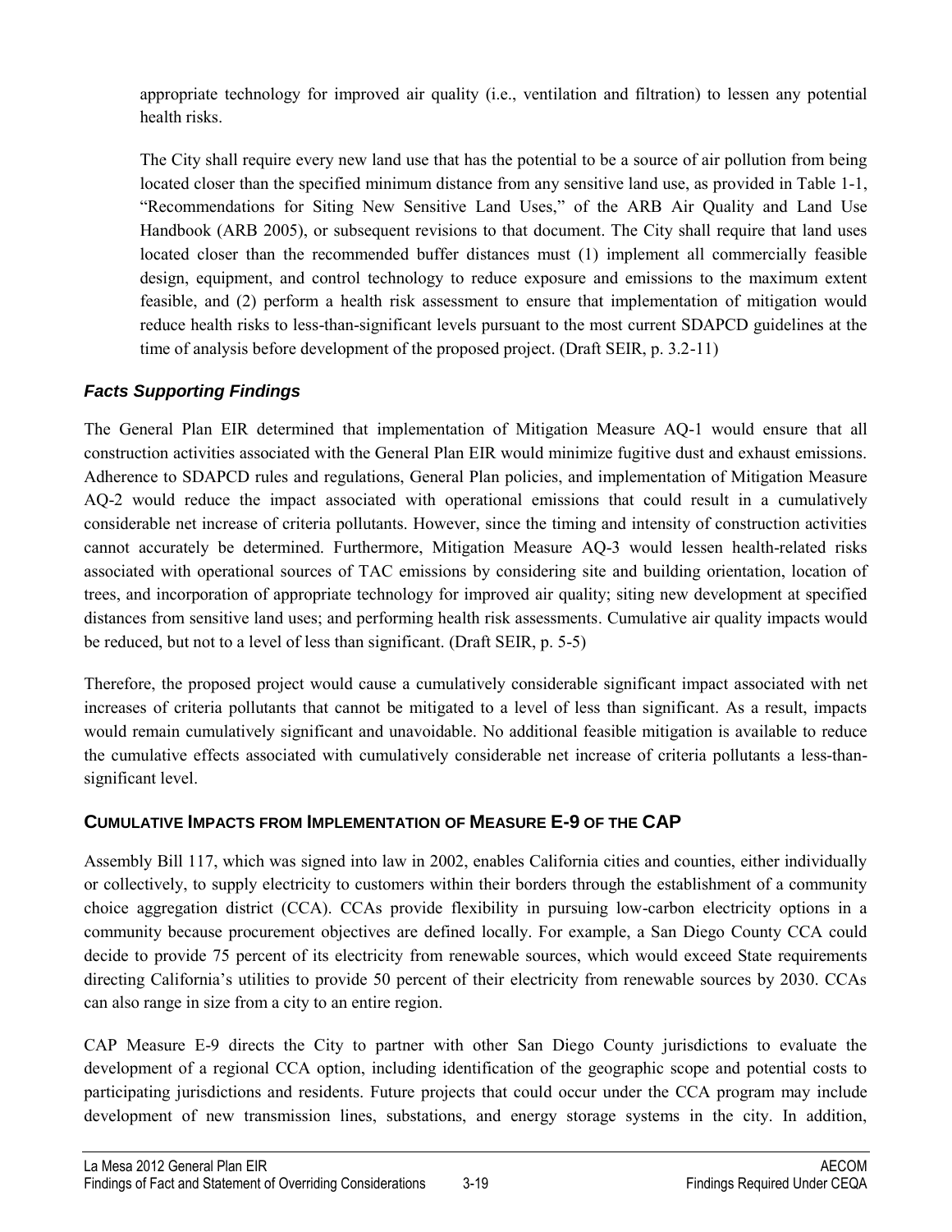appropriate technology for improved air quality (i.e., ventilation and filtration) to lessen any potential health risks.

The City shall require every new land use that has the potential to be a source of air pollution from being located closer than the specified minimum distance from any sensitive land use, as provided in Table 1-1, "Recommendations for Siting New Sensitive Land Uses," of the ARB Air Quality and Land Use Handbook (ARB 2005), or subsequent revisions to that document. The City shall require that land uses located closer than the recommended buffer distances must (1) implement all commercially feasible design, equipment, and control technology to reduce exposure and emissions to the maximum extent feasible, and (2) perform a health risk assessment to ensure that implementation of mitigation would reduce health risks to less-than-significant levels pursuant to the most current SDAPCD guidelines at the time of analysis before development of the proposed project. (Draft SEIR, p. 3.2-11)

### *Facts Supporting Findings*

The General Plan EIR determined that implementation of Mitigation Measure AQ-1 would ensure that all construction activities associated with the General Plan EIR would minimize fugitive dust and exhaust emissions. Adherence to SDAPCD rules and regulations, General Plan policies, and implementation of Mitigation Measure AQ-2 would reduce the impact associated with operational emissions that could result in a cumulatively considerable net increase of criteria pollutants. However, since the timing and intensity of construction activities cannot accurately be determined. Furthermore, Mitigation Measure AQ-3 would lessen health-related risks associated with operational sources of TAC emissions by considering site and building orientation, location of trees, and incorporation of appropriate technology for improved air quality; siting new development at specified distances from sensitive land uses; and performing health risk assessments. Cumulative air quality impacts would be reduced, but not to a level of less than significant. (Draft SEIR, p. 5-5)

Therefore, the proposed project would cause a cumulatively considerable significant impact associated with net increases of criteria pollutants that cannot be mitigated to a level of less than significant. As a result, impacts would remain cumulatively significant and unavoidable. No additional feasible mitigation is available to reduce the cumulative effects associated with cumulatively considerable net increase of criteria pollutants a less-than-significant level.

## CUMULATIVE IMPACTS FROM IMPLEMENTATION OF MEASURE E-9 OF THE CAP

Assembly Bill 117, which was signed into law in 2002, enables California cities and counties, either individually or collectively, to supply electricity to customers within their borders through the establishment of a community choice aggregation district (CCA). CCAs provide flexibility in pursuing low-carbon electricity options in a community because procurement objectives are defined locally. For example, a San Diego County CCA could decide to provide 75 percent of its electricity from renewable sources, which would exceed State requirements directing California's utilities to provide 50 percent of their electricity from renewable sources by 2030. CCAs can also range in size from a city to an entire region.

CAP Measure E-9 directs the City to partner with other San Diego County jurisdictions to evaluate the development of a regional CCA option, including identification of the geographic scope and potential costs to participating jurisdictions and residents. Future projects that could occur under the CCA program may include development of new transmission lines, substations, and energy storage systems in the city. In addition,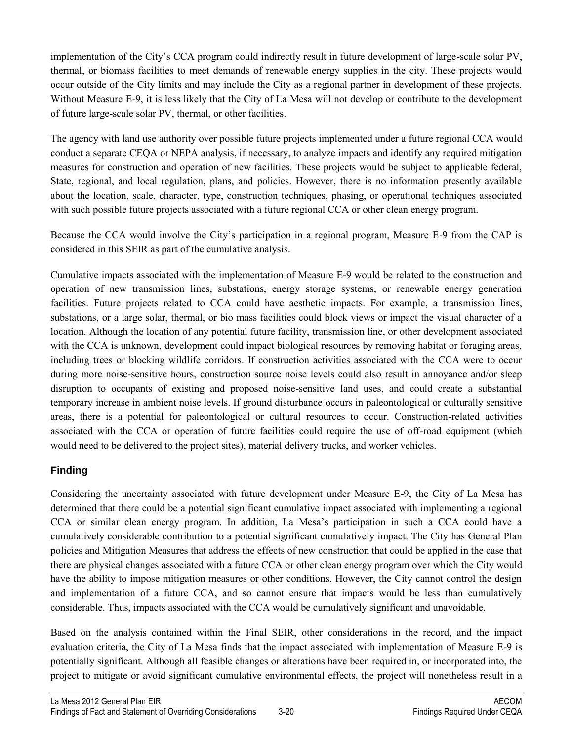implementation of the City's CCA program could indirectly result in future development of large-scale solar PV, thermal, or biomass facilities to meet demands of renewable energy supplies in the city. These projects would occur outside of the City limits and may include the City as a regional partner in development of these projects. Without Measure E-9, it is less likely that the City of La Mesa will not develop or contribute to the development of future large-scale solar PV, thermal, or other facilities.

The agency with land use authority over possible future projects implemented under a future regional CCA would conduct a separate CEQA or NEPA analysis, if necessary, to analyze impacts and identify any required mitigation measures for construction and operation of new facilities. These projects would be subject to applicable federal, State, regional, and local regulation, plans, and policies. However, there is no information presently available about the location, scale, character, type, construction techniques, phasing, or operational techniques associated with such possible future projects associated with a future regional CCA or other clean energy program.

Because the CCA would involve the City's participation in a regional program, Measure E-9 from the CAP is considered in this SEIR as part of the cumulative analysis.

Cumulative impacts associated with the implementation of Measure E-9 would be related to the construction and operation of new transmission lines, substations, energy storage systems, or renewable energy generation facilities. Future projects related to CCA could have aesthetic impacts. For example, a transmission lines, substations, or a large solar, thermal, or bio mass facilities could block views or impact the visual character of a location. Although the location of any potential future facility, transmission line, or other development associated with the CCA is unknown, development could impact biological resources by removing habitat or foraging areas, including trees or blocking wildlife corridors. If construction activities associated with the CCA were to occur during more noise-sensitive hours, construction source noise levels could also result in annoyance and/or sleep disruption to occupants of existing and proposed noise-sensitive land uses, and could create a substantial temporary increase in ambient noise levels. If ground disturbance occurs in paleontological or culturally sensitive areas, there is a potential for paleontological or cultural resources to occur. Construction-related activities associated with the CCA or operation of future facilities could require the use of off-road equipment (which would need to be delivered to the project sites), material delivery trucks, and worker vehicles.

### Finding

Considering the uncertainty associated with future development under Measure E-9, the City of La Mesa has determined that there could be a potential significant cumulative impact associated with implementing a regional CCA or similar clean energy program. In addition, La Mesa's participation in such a CCA could have a cumulatively considerable contribution to a potential significant cumulatively impact. The City has General Plan policies and Mitigation Measures that address the effects of new construction that could be applied in the case that there are physical changes associated with a future CCA or other clean energy program over which the City would have the ability to impose mitigation measures or other conditions. However, the City cannot control the design and implementation of a future CCA, and so cannot ensure that impacts would be less than cumulatively considerable. Thus, impacts associated with the CCA would be cumulatively significant and unavoidable.

Based on the analysis contained within the Final SEIR, other considerations in the record, and the impact evaluation criteria, the City of La Mesa finds that the impact associated with implementation of Measure E-9 is potentially significant. Although all feasible changes or alterations have been required in, or incorporated into, the project to mitigate or avoid significant cumulative environmental effects, the project will nonetheless result in a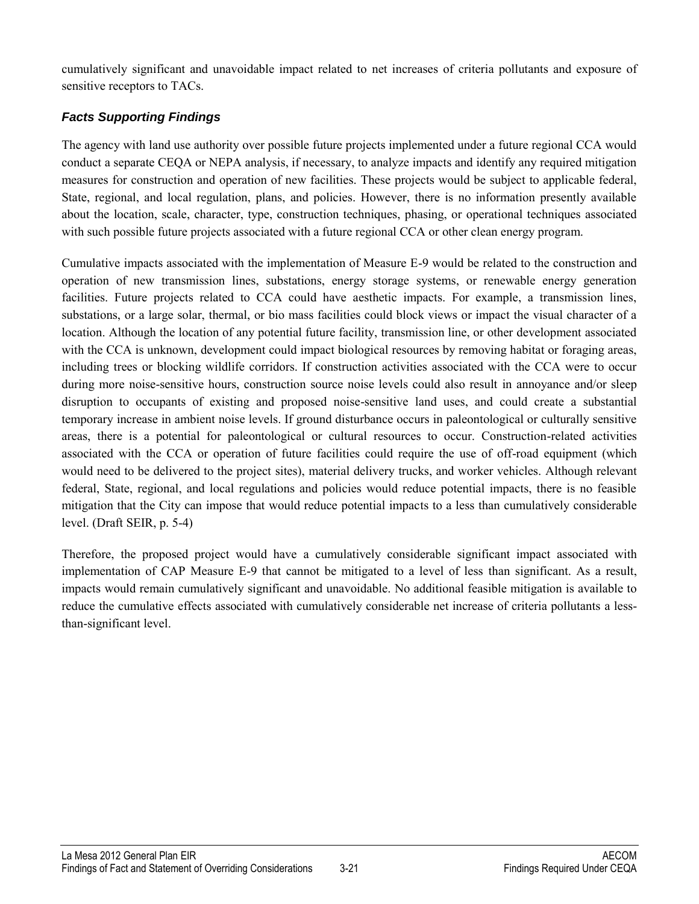cumulatively significant and unavoidable impact related to net increases of criteria pollutants and exposure of sensitive receptors to TACs.

### *Facts Supporting Findings*

The agency with land use authority over possible future projects implemented under a future regional CCA would conduct a separate CEQA or NEPA analysis, if necessary, to analyze impacts and identify any required mitigation measures for construction and operation of new facilities. These projects would be subject to applicable federal, State, regional, and local regulation, plans, and policies. However, there is no information presently available about the location, scale, character, type, construction techniques, phasing, or operational techniques associated with such possible future projects associated with a future regional CCA or other clean energy program.

Cumulative impacts associated with the implementation of Measure E-9 would be related to the construction and operation of new transmission lines, substations, energy storage systems, or renewable energy generation facilities. Future projects related to CCA could have aesthetic impacts. For example, a transmission lines, substations, or a large solar, thermal, or bio mass facilities could block views or impact the visual character of a location. Although the location of any potential future facility, transmission line, or other development associated with the CCA is unknown, development could impact biological resources by removing habitat or foraging areas, including trees or blocking wildlife corridors. If construction activities associated with the CCA were to occur during more noise-sensitive hours, construction source noise levels could also result in annoyance and/or sleep disruption to occupants of existing and proposed noise-sensitive land uses, and could create a substantial temporary increase in ambient noise levels. If ground disturbance occurs in paleontological or culturally sensitive areas, there is a potential for paleontological or cultural resources to occur. Construction-related activities associated with the CCA or operation of future facilities could require the use of off-road equipment (which would need to be delivered to the project sites), material delivery trucks, and worker vehicles. Although relevant federal, State, regional, and local regulations and policies would reduce potential impacts, there is no feasible mitigation that the City can impose that would reduce potential impacts to a less than cumulatively considerable level. (Draft SEIR, p. 5-4)

Therefore, the proposed project would have a cumulatively considerable significant impact associated with implementation of CAP Measure E-9 that cannot be mitigated to a level of less than significant. As a result, impacts would remain cumulatively significant and unavoidable. No additional feasible mitigation is available to reduce the cumulative effects associated with cumulatively considerable net increase of criteria pollutants a less-than-significant level.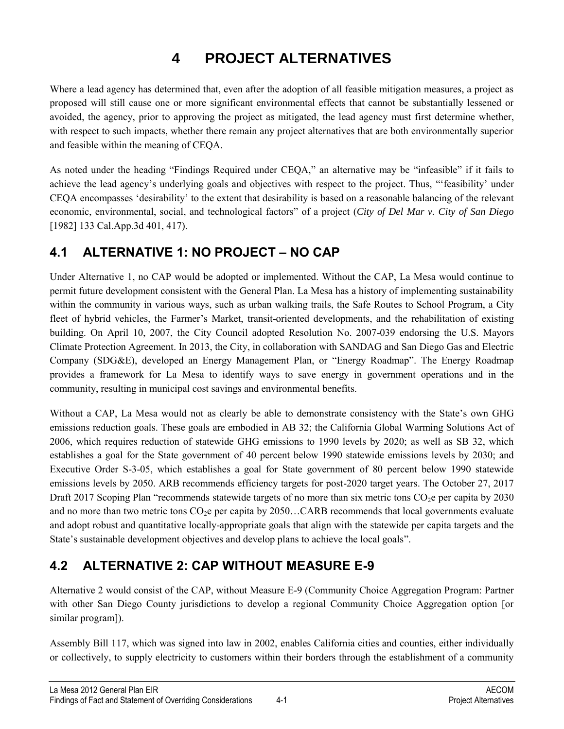# 4 PROJECT ALTERNATIVES

Where a lead agency has determined that, even after the adoption of all feasible mitigation measures, a project as proposed will still cause one or more significant environmental effects that cannot be substantially lessened or avoided, the agency, prior to approving the project as mitigated, the lead agency must first determine whether, with respect to such impacts, whether there remain any project alternatives that are both environmentally superior and feasible within the meaning of CEQA.

As noted under the heading "Findings Required under CEQA," an alternative may be "infeasible" if it fails to achieve the lead agency's underlying goals and objectives with respect to the project. Thus, "'feasibility' under CEQA encompasses 'desirability' to the extent that desirability is based on a reasonable balancing of the relevant economic, environmental, social, and technological factors" of a project (*City of Del Mar v. City of San Diego* [1982] 133 Cal.App.3d 401, 417).

## 4.1 ALTERNATIVE 1: NO PROJECT – NO CAP

Under Alternative 1, no CAP would be adopted or implemented. Without the CAP, La Mesa would continue to permit future development consistent with the General Plan. La Mesa has a history of implementing sustainability within the community in various ways, such as urban walking trails, the Safe Routes to School Program, a City fleet of hybrid vehicles, the Farmer's Market, transit-oriented developments, and the rehabilitation of existing building. On April 10, 2007, the City Council adopted Resolution No. 2007-039 endorsing the U.S. Mayors Climate Protection Agreement. In 2013, the City, in collaboration with SANDAG and San Diego Gas and Electric Company (SDG&E), developed an Energy Management Plan, or "Energy Roadmap". The Energy Roadmap provides a framework for La Mesa to identify ways to save energy in government operations and in the community, resulting in municipal cost savings and environmental benefits.

Without a CAP, La Mesa would not as clearly be able to demonstrate consistency with the State's own GHG emissions reduction goals. These goals are embodied in AB 32; the California Global Warming Solutions Act of 2006, which requires reduction of statewide GHG emissions to 1990 levels by 2020; as well as SB 32, which establishes a goal for the State government of 40 percent below 1990 statewide emissions levels by 2030; and Executive Order S-3-05, which establishes a goal for State government of 80 percent below 1990 statewide emissions levels by 2050. ARB recommends efficiency targets for post-2020 target years. The October 27, 2017 Draft 2017 Scoping Plan "recommends statewide targets of no more than six metric tons $CO_2e$ per capita by 2030 and no more than two metric tons $CO_2e$ per capita by 2050…CARB recommends that local governments evaluate and adopt robust and quantitative locally-appropriate goals that align with the statewide per capita targets and the State's sustainable development objectives and develop plans to achieve the local goals".

## 4.2 ALTERNATIVE 2: CAP WITHOUT MEASURE E-9

Alternative 2 would consist of the CAP, without Measure E-9 (Community Choice Aggregation Program: Partner with other San Diego County jurisdictions to develop a regional Community Choice Aggregation option [or similar program]).

Assembly Bill 117, which was signed into law in 2002, enables California cities and counties, either individually or collectively, to supply electricity to customers within their borders through the establishment of a community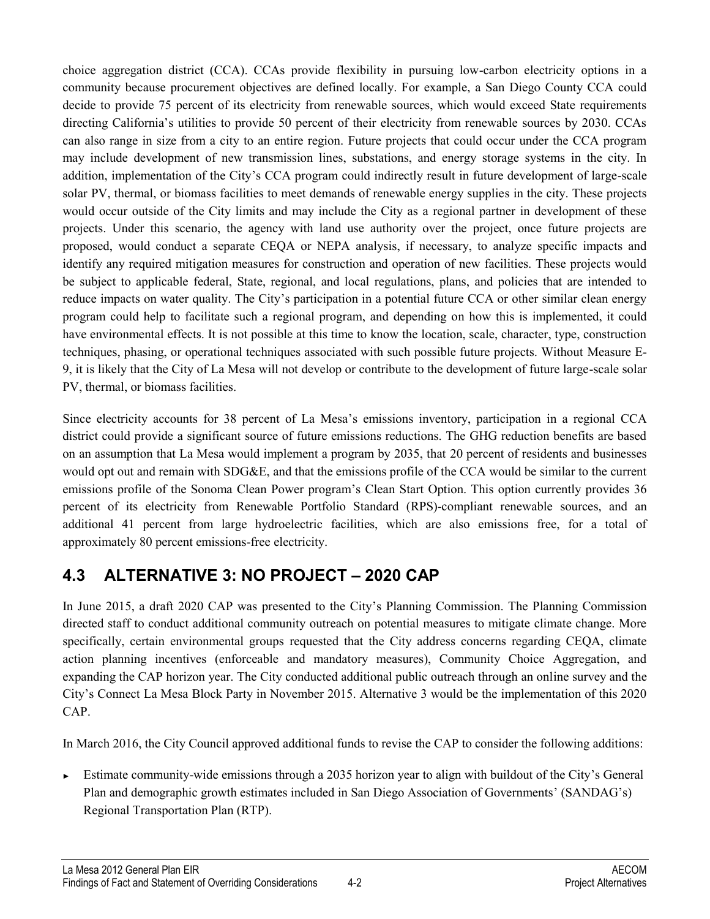choice aggregation district (CCA). CCAs provide flexibility in pursuing low-carbon electricity options in a community because procurement objectives are defined locally. For example, a San Diego County CCA could decide to provide 75 percent of its electricity from renewable sources, which would exceed State requirements directing California's utilities to provide 50 percent of their electricity from renewable sources by 2030. CCAs can also range in size from a city to an entire region. Future projects that could occur under the CCA program may include development of new transmission lines, substations, and energy storage systems in the city. In addition, implementation of the City's CCA program could indirectly result in future development of large-scale solar PV, thermal, or biomass facilities to meet demands of renewable energy supplies in the city. These projects would occur outside of the City limits and may include the City as a regional partner in development of these projects. Under this scenario, the agency with land use authority over the project, once future projects are proposed, would conduct a separate CEQA or NEPA analysis, if necessary, to analyze specific impacts and identify any required mitigation measures for construction and operation of new facilities. These projects would be subject to applicable federal, State, regional, and local regulations, plans, and policies that are intended to reduce impacts on water quality. The City's participation in a potential future CCA or other similar clean energy program could help to facilitate such a regional program, and depending on how this is implemented, it could have environmental effects. It is not possible at this time to know the location, scale, character, type, construction techniques, phasing, or operational techniques associated with such possible future projects. Without Measure E-9, it is likely that the City of La Mesa will not develop or contribute to the development of future large-scale solar PV, thermal, or biomass facilities.

Since electricity accounts for 38 percent of La Mesa's emissions inventory, participation in a regional CCA district could provide a significant source of future emissions reductions. The GHG reduction benefits are based on an assumption that La Mesa would implement a program by 2035, that 20 percent of residents and businesses would opt out and remain with SDG&E, and that the emissions profile of the CCA would be similar to the current emissions profile of the Sonoma Clean Power program's Clean Start Option. This option currently provides 36 percent of its electricity from Renewable Portfolio Standard (RPS)-compliant renewable sources, and an additional 41 percent from large hydroelectric facilities, which are also emissions free, for a total of approximately 80 percent emissions-free electricity.

## 4.3 ALTERNATIVE 3: NO PROJECT – 2020 CAP

In June 2015, a draft 2020 CAP was presented to the City's Planning Commission. The Planning Commission directed staff to conduct additional community outreach on potential measures to mitigate climate change. More specifically, certain environmental groups requested that the City address concerns regarding CEQA, climate action planning incentives (enforceable and mandatory measures), Community Choice Aggregation, and expanding the CAP horizon year. The City conducted additional public outreach through an online survey and the City's Connect La Mesa Block Party in November 2015. Alternative 3 would be the implementation of this 2020 CAP.

In March 2016, the City Council approved additional funds to revise the CAP to consider the following additions:

- Estimate community-wide emissions through a 2035 horizon year to align with buildout of the City's General Plan and demographic growth estimates included in San Diego Association of Governments' (SANDAG's) Regional Transportation Plan (RTP).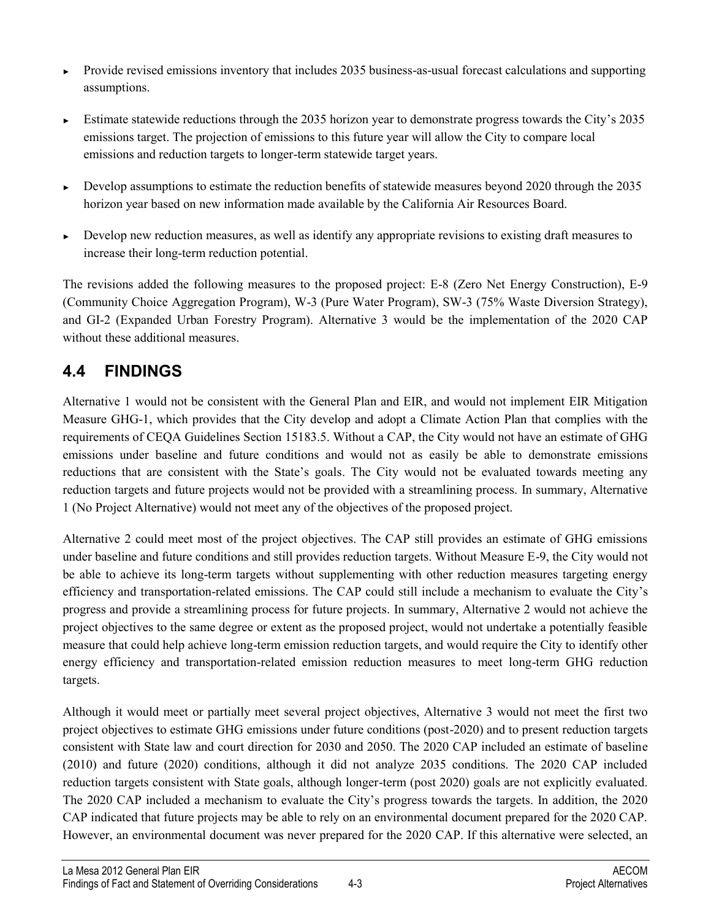- Provide revised emissions inventory that includes 2035 business-as-usual forecast calculations and supporting assumptions.
- Estimate statewide reductions through the 2035 horizon year to demonstrate progress towards the City's 2035 emissions target. The projection of emissions to this future year will allow the City to compare local emissions and reduction targets to longer-term statewide target years.
- Develop assumptions to estimate the reduction benefits of statewide measures beyond 2020 through the 2035 horizon year based on new information made available by the California Air Resources Board.
- Develop new reduction measures, as well as identify any appropriate revisions to existing draft measures to increase their long-term reduction potential.

The revisions added the following measures to the proposed project: E-8 (Zero Net Energy Construction), E-9 (Community Choice Aggregation Program), W-3 (Pure Water Program), SW-3 (75% Waste Diversion Strategy), and GI-2 (Expanded Urban Forestry Program). Alternative 3 would be the implementation of the 2020 CAP without these additional measures.

## 4.4 FINDINGS

Alternative 1 would not be consistent with the General Plan and EIR, and would not implement EIR Mitigation Measure GHG-1, which provides that the City develop and adopt a Climate Action Plan that complies with the requirements of CEQA Guidelines Section 15183.5. Without a CAP, the City would not have an estimate of GHG emissions under baseline and future conditions and would not as easily be able to demonstrate emissions reductions that are consistent with the State's goals. The City would not be evaluated towards meeting any reduction targets and future projects would not be provided with a streamlining process. In summary, Alternative 1 (No Project Alternative) would not meet any of the objectives of the proposed project.

Alternative 2 could meet most of the project objectives. The CAP still provides an estimate of GHG emissions under baseline and future conditions and still provides reduction targets. Without Measure E-9, the City would not be able to achieve its long-term targets without supplementing with other reduction measures targeting energy efficiency and transportation-related emissions. The CAP could still include a mechanism to evaluate the City's progress and provide a streamlining process for future projects. In summary, Alternative 2 would not achieve the project objectives to the same degree or extent as the proposed project, would not undertake a potentially feasible measure that could help achieve long-term emission reduction targets, and would require the City to identify other energy efficiency and transportation-related emission reduction measures to meet long-term GHG reduction targets.

Although it would meet or partially meet several project objectives, Alternative 3 would not meet the first two project objectives to estimate GHG emissions under future conditions (post-2020) and to present reduction targets consistent with State law and court direction for 2030 and 2050. The 2020 CAP included an estimate of baseline (2010) and future (2020) conditions, although it did not analyze 2035 conditions. The 2020 CAP included reduction targets consistent with State goals, although longer-term (post 2020) goals are not explicitly evaluated. The 2020 CAP included a mechanism to evaluate the City's progress towards the targets. In addition, the 2020 CAP indicated that future projects may be able to rely on an environmental document prepared for the 2020 CAP. However, an environmental document was never prepared for the 2020 CAP. If this alternative were selected, an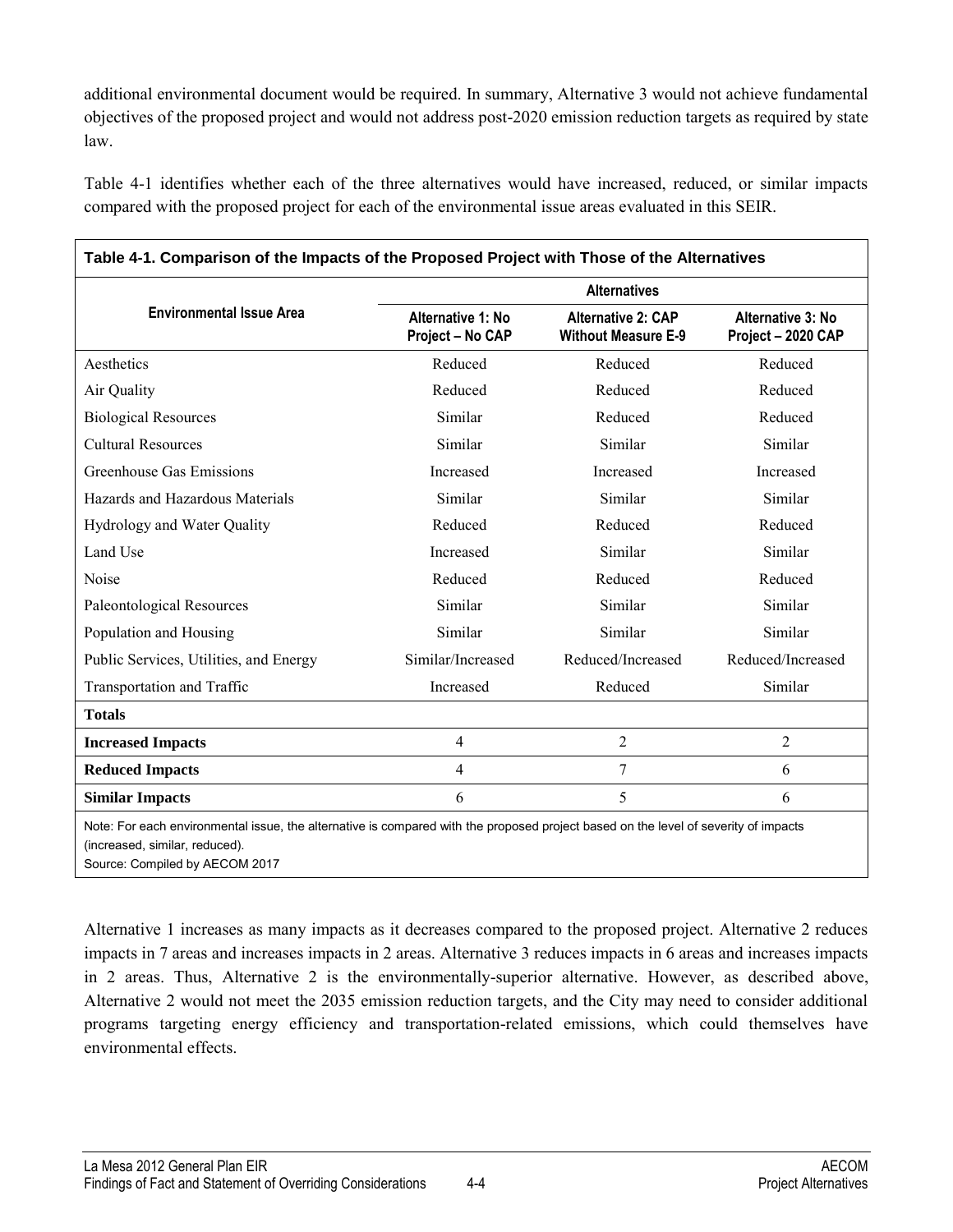additional environmental document would be required. In summary, Alternative 3 would not achieve fundamental objectives of the proposed project and would not address post-2020 emission reduction targets as required by state law.

Table 4-1 identifies whether each of the three alternatives would have increased, reduced, or similar impacts compared with the proposed project for each of the environmental issue areas evaluated in this SEIR.

**Table 4-1. Comparison of the Impacts of the Proposed Project with Those of the Alternatives**

| Environmental Issue Area | Alternatives | | |
|---|---|---|---|
| | Alternative 1: No Project – No CAP | Alternative 2: CAP Without Measure E-9 | Alternative 3: No Project – 2020 CAP |
| Aesthetics | Reduced | Reduced | Reduced |
| Air Quality | Reduced | Reduced | Reduced |
| Biological Resources | Similar | Reduced | Reduced |
| Cultural Resources | Similar | Similar | Similar |
| Greenhouse Gas Emissions | Increased | Increased | Increased |
| Hazards and Hazardous Materials | Similar | Similar | Similar |
| Hydrology and Water Quality | Reduced | Reduced | Reduced |
| Land Use | Increased | Similar | Similar |
| Noise | Reduced | Reduced | Reduced |
| Paleontological Resources | Similar | Similar | Similar |
| Population and Housing | Similar | Similar | Similar |
| Public Services, Utilities, and Energy | Similar/Increased | Reduced/Increased | Reduced/Increased |
| Transportation and Traffic | Increased | Reduced | Similar |
| **Totals** | | | |
| **Increased Impacts** | 4 | 2 | 2 |
| **Reduced Impacts** | 4 | 7 | 6 |
| **Similar Impacts** | 6 | 5 | 6 |

Note: For each environmental issue, the alternative is compared with the proposed project based on the level of severity of impacts (increased, similar, reduced).
Source: Compiled by AECOM 2017

Alternative 1 increases as many impacts as it decreases compared to the proposed project. Alternative 2 reduces impacts in 7 areas and increases impacts in 2 areas. Alternative 3 reduces impacts in 6 areas and increases impacts in 2 areas. Thus, Alternative 2 is the environmentally-superior alternative. However, as described above, Alternative 2 would not meet the 2035 emission reduction targets, and the City may need to consider additional programs targeting energy efficiency and transportation-related emissions, which could themselves have environmental effects.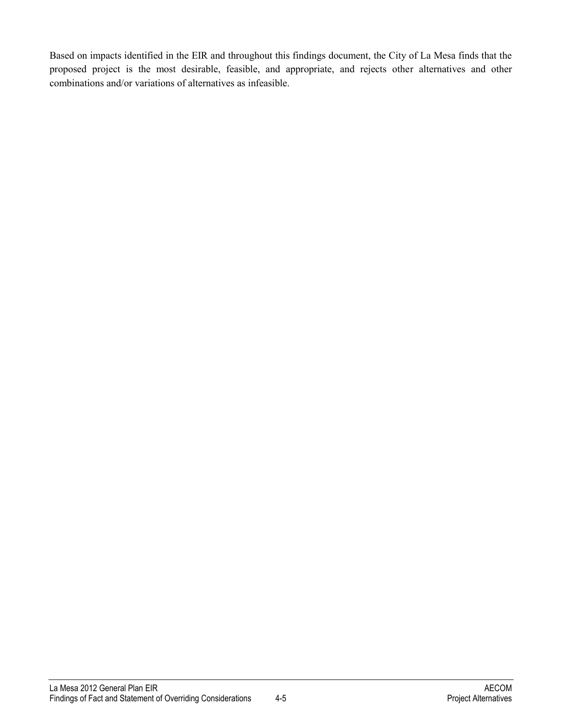Based on impacts identified in the EIR and throughout this findings document, the City of La Mesa finds that the proposed project is the most desirable, feasible, and appropriate, and rejects other alternatives and other combinations and/or variations of alternatives as infeasible.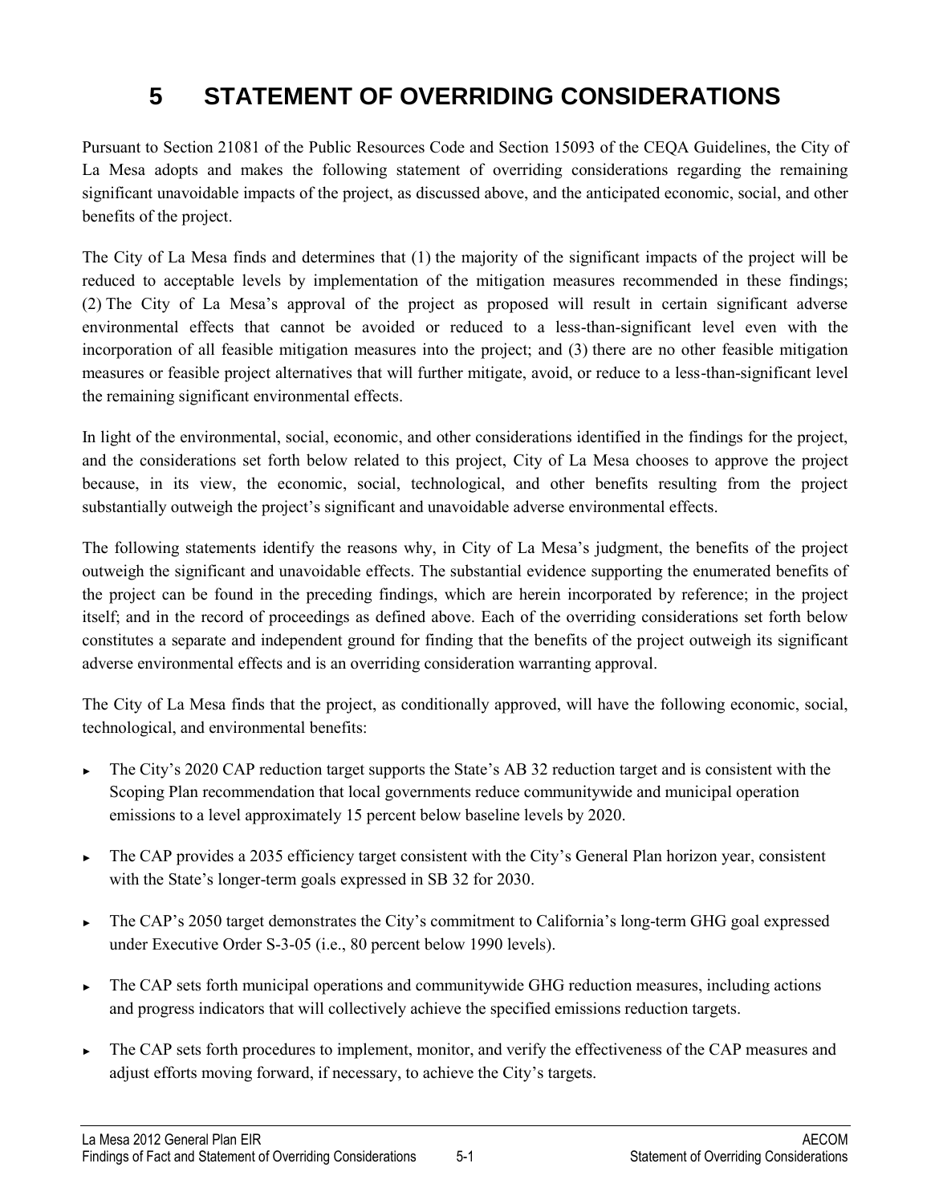# 5 STATEMENT OF OVERRIDING CONSIDERATIONS

Pursuant to Section 21081 of the Public Resources Code and Section 15093 of the CEQA Guidelines, the City of La Mesa adopts and makes the following statement of overriding considerations regarding the remaining significant unavoidable impacts of the project, as discussed above, and the anticipated economic, social, and other benefits of the project.

The City of La Mesa finds and determines that (1) the majority of the significant impacts of the project will be reduced to acceptable levels by implementation of the mitigation measures recommended in these findings; (2) The City of La Mesa's approval of the project as proposed will result in certain significant adverse environmental effects that cannot be avoided or reduced to a less-than-significant level even with the incorporation of all feasible mitigation measures into the project; and (3) there are no other feasible mitigation measures or feasible project alternatives that will further mitigate, avoid, or reduce to a less-than-significant level the remaining significant environmental effects.

In light of the environmental, social, economic, and other considerations identified in the findings for the project, and the considerations set forth below related to this project, City of La Mesa chooses to approve the project because, in its view, the economic, social, technological, and other benefits resulting from the project substantially outweigh the project's significant and unavoidable adverse environmental effects.

The following statements identify the reasons why, in City of La Mesa's judgment, the benefits of the project outweigh the significant and unavoidable effects. The substantial evidence supporting the enumerated benefits of the project can be found in the preceding findings, which are herein incorporated by reference; in the project itself; and in the record of proceedings as defined above. Each of the overriding considerations set forth below constitutes a separate and independent ground for finding that the benefits of the project outweigh its significant adverse environmental effects and is an overriding consideration warranting approval.

The City of La Mesa finds that the project, as conditionally approved, will have the following economic, social, technological, and environmental benefits:

- The City's 2020 CAP reduction target supports the State's AB 32 reduction target and is consistent with the Scoping Plan recommendation that local governments reduce communitywide and municipal operation emissions to a level approximately 15 percent below baseline levels by 2020.
- The CAP provides a 2035 efficiency target consistent with the City's General Plan horizon year, consistent with the State's longer-term goals expressed in SB 32 for 2030.
- The CAP's 2050 target demonstrates the City's commitment to California's long-term GHG goal expressed under Executive Order S-3-05 (i.e., 80 percent below 1990 levels).
- The CAP sets forth municipal operations and communitywide GHG reduction measures, including actions and progress indicators that will collectively achieve the specified emissions reduction targets.
- The CAP sets forth procedures to implement, monitor, and verify the effectiveness of the CAP measures and adjust efforts moving forward, if necessary, to achieve the City's targets.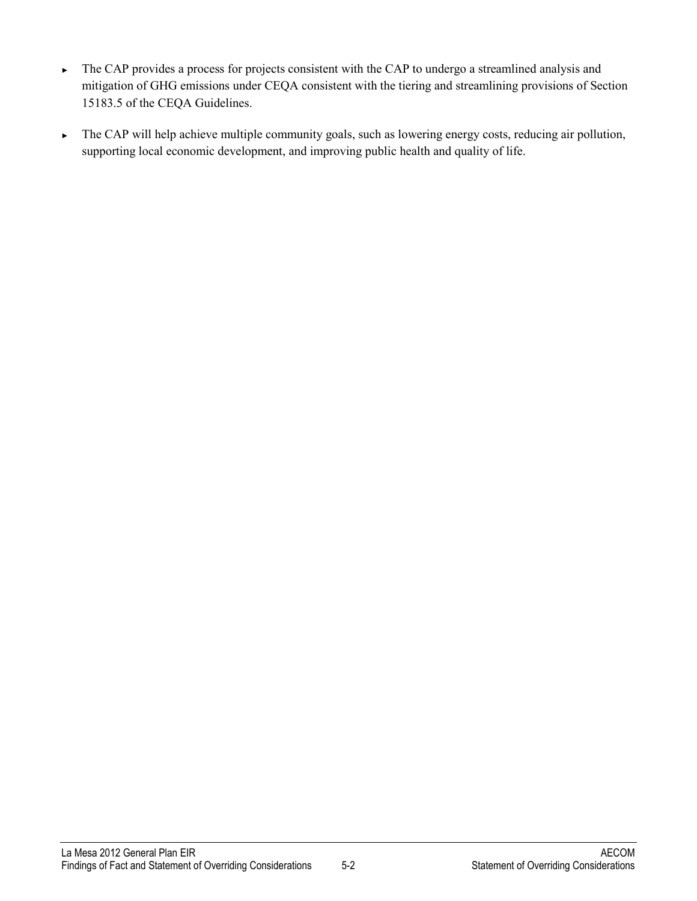- The CAP provides a process for projects consistent with the CAP to undergo a streamlined analysis and mitigation of GHG emissions under CEQA consistent with the tiering and streamlining provisions of Section 15183.5 of the CEQA Guidelines.

- The CAP will help achieve multiple community goals, such as lowering energy costs, reducing air pollution, supporting local economic development, and improving public health and quality of life.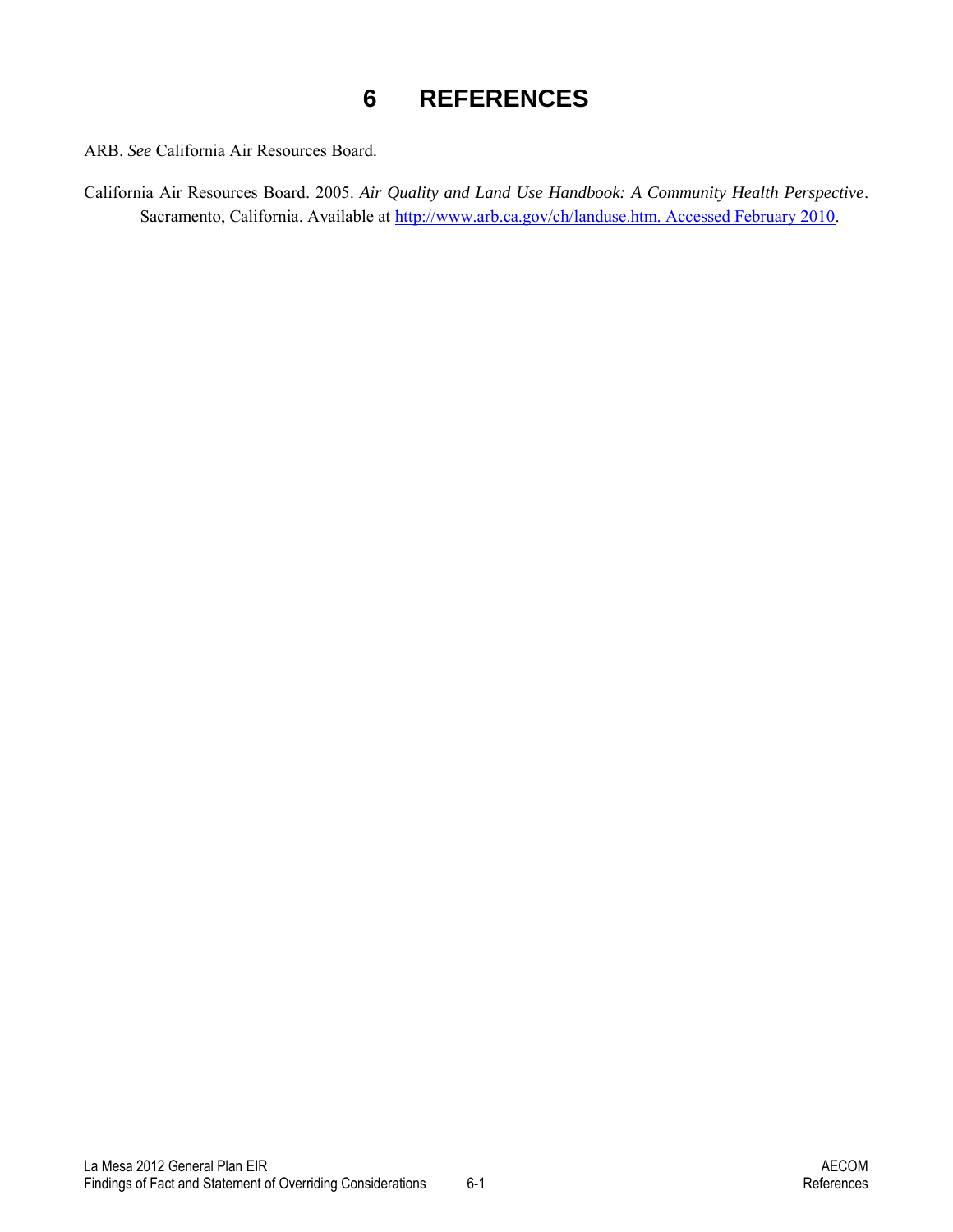# 6 REFERENCES

ARB. *See* California Air Resources Board.

California Air Resources Board. 2005. *Air Quality and Land Use Handbook: A Community Health Perspective*. Sacramento, California. Available at http://www.arb.ca.gov/ch/landuse.htm. Accessed February 2010.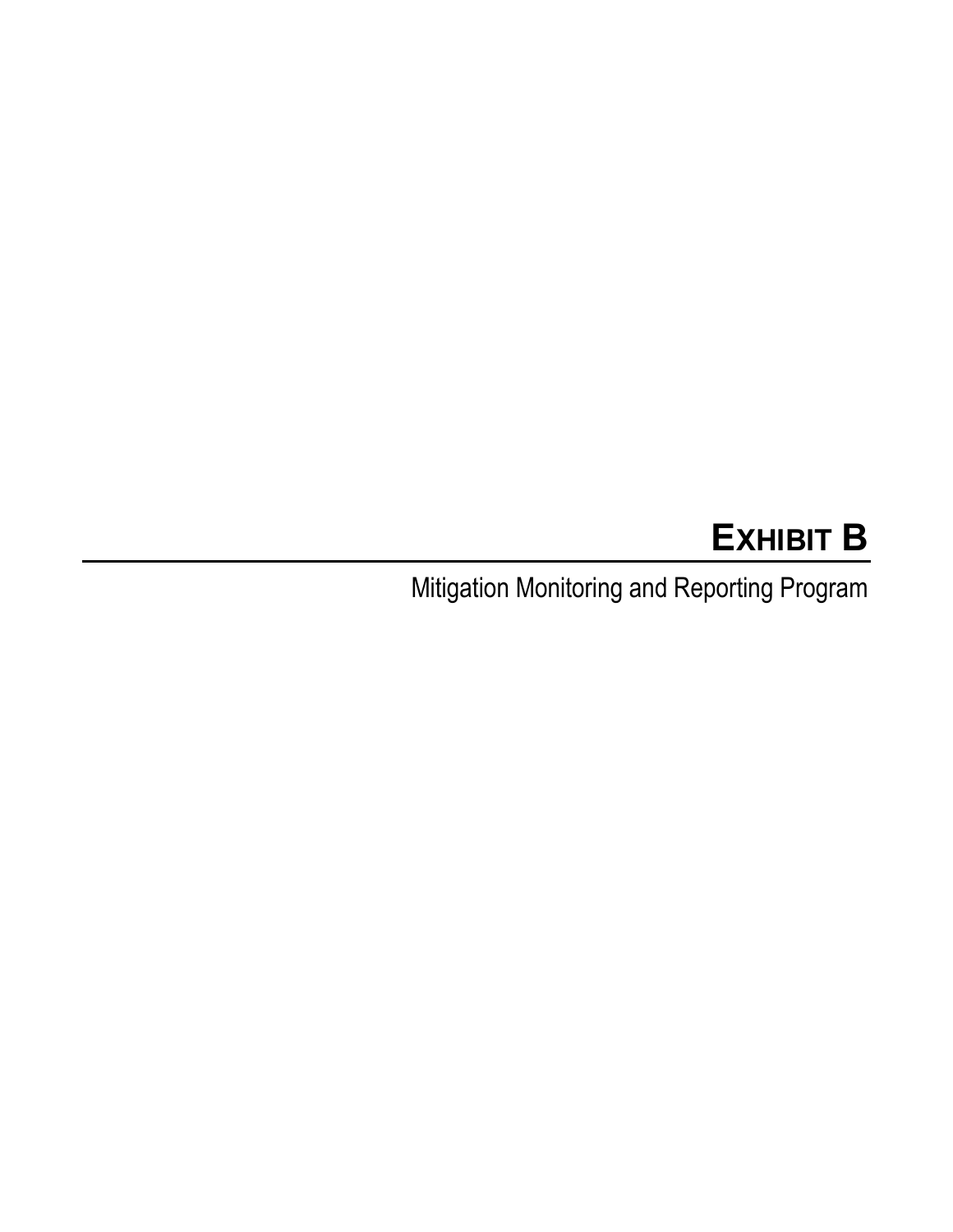# EXHIBIT B

Mitigation Monitoring and Reporting Program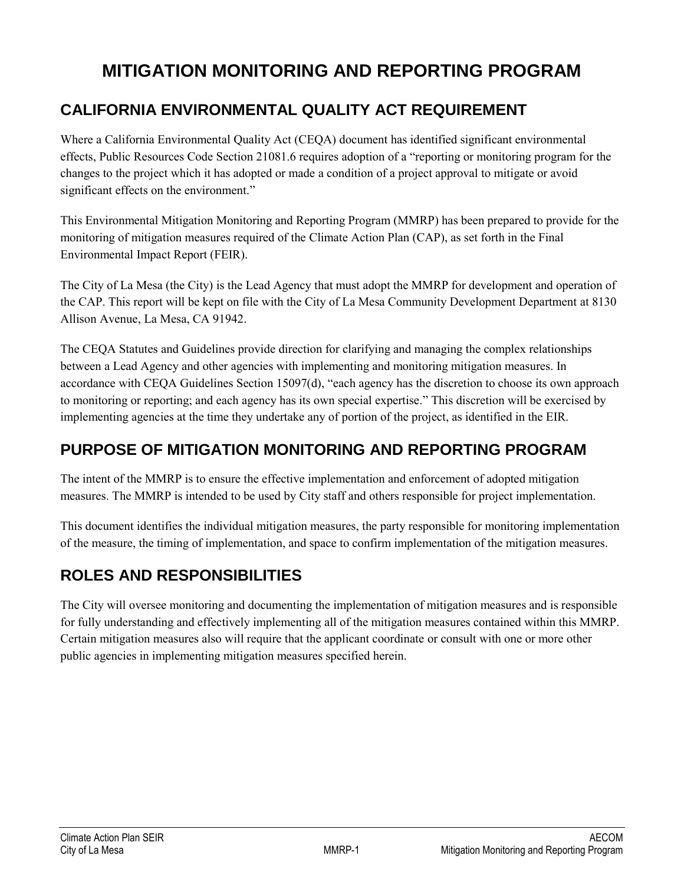# MITIGATION MONITORING AND REPORTING PROGRAM

## CALIFORNIA ENVIRONMENTAL QUALITY ACT REQUIREMENT

Where a California Environmental Quality Act (CEQA) document has identified significant environmental effects, Public Resources Code Section 21081.6 requires adoption of a "reporting or monitoring program for the changes to the project which it has adopted or made a condition of a project approval to mitigate or avoid significant effects on the environment."

This Environmental Mitigation Monitoring and Reporting Program (MMRP) has been prepared to provide for the monitoring of mitigation measures required of the Climate Action Plan (CAP), as set forth in the Final Environmental Impact Report (FEIR).

The City of La Mesa (the City) is the Lead Agency that must adopt the MMRP for development and operation of the CAP. This report will be kept on file with the City of La Mesa Community Development Department at 8130 Allison Avenue, La Mesa, CA 91942.

The CEQA Statutes and Guidelines provide direction for clarifying and managing the complex relationships between a Lead Agency and other agencies with implementing and monitoring mitigation measures. In accordance with CEQA Guidelines Section 15097(d), "each agency has the discretion to choose its own approach to monitoring or reporting; and each agency has its own special expertise." This discretion will be exercised by implementing agencies at the time they undertake any of portion of the project, as identified in the EIR.

## PURPOSE OF MITIGATION MONITORING AND REPORTING PROGRAM

The intent of the MMRP is to ensure the effective implementation and enforcement of adopted mitigation measures. The MMRP is intended to be used by City staff and others responsible for project implementation.

This document identifies the individual mitigation measures, the party responsible for monitoring implementation of the measure, the timing of implementation, and space to confirm implementation of the mitigation measures.

## ROLES AND RESPONSIBILITIES

The City will oversee monitoring and documenting the implementation of mitigation measures and is responsible for fully understanding and effectively implementing all of the mitigation measures contained within this MMRP. Certain mitigation measures also will require that the applicant coordinate or consult with one or more other public agencies in implementing mitigation measures specified herein.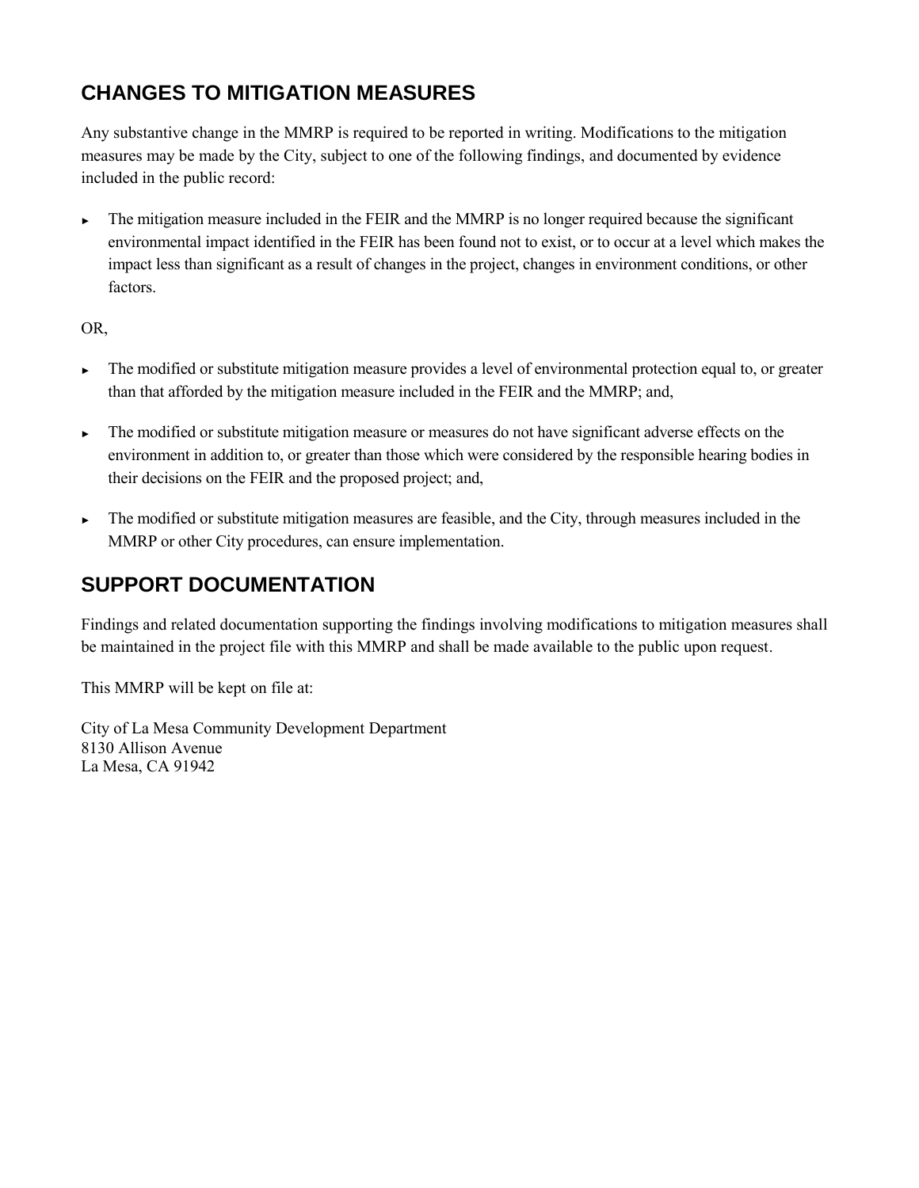## CHANGES TO MITIGATION MEASURES

Any substantive change in the MMRP is required to be reported in writing. Modifications to the mitigation measures may be made by the City, subject to one of the following findings, and documented by evidence included in the public record:

- The mitigation measure included in the FEIR and the MMRP is no longer required because the significant environmental impact identified in the FEIR has been found not to exist, or to occur at a level which makes the impact less than significant as a result of changes in the project, changes in environment conditions, or other factors.

OR,

- The modified or substitute mitigation measure provides a level of environmental protection equal to, or greater than that afforded by the mitigation measure included in the FEIR and the MMRP; and,
- The modified or substitute mitigation measure or measures do not have significant adverse effects on the environment in addition to, or greater than those which were considered by the responsible hearing bodies in their decisions on the FEIR and the proposed project; and,
- The modified or substitute mitigation measures are feasible, and the City, through measures included in the MMRP or other City procedures, can ensure implementation.

## SUPPORT DOCUMENTATION

Findings and related documentation supporting the findings involving modifications to mitigation measures shall be maintained in the project file with this MMRP and shall be made available to the public upon request.

This MMRP will be kept on file at:

City of La Mesa Community Development Department
8130 Allison Avenue
La Mesa, CA 91942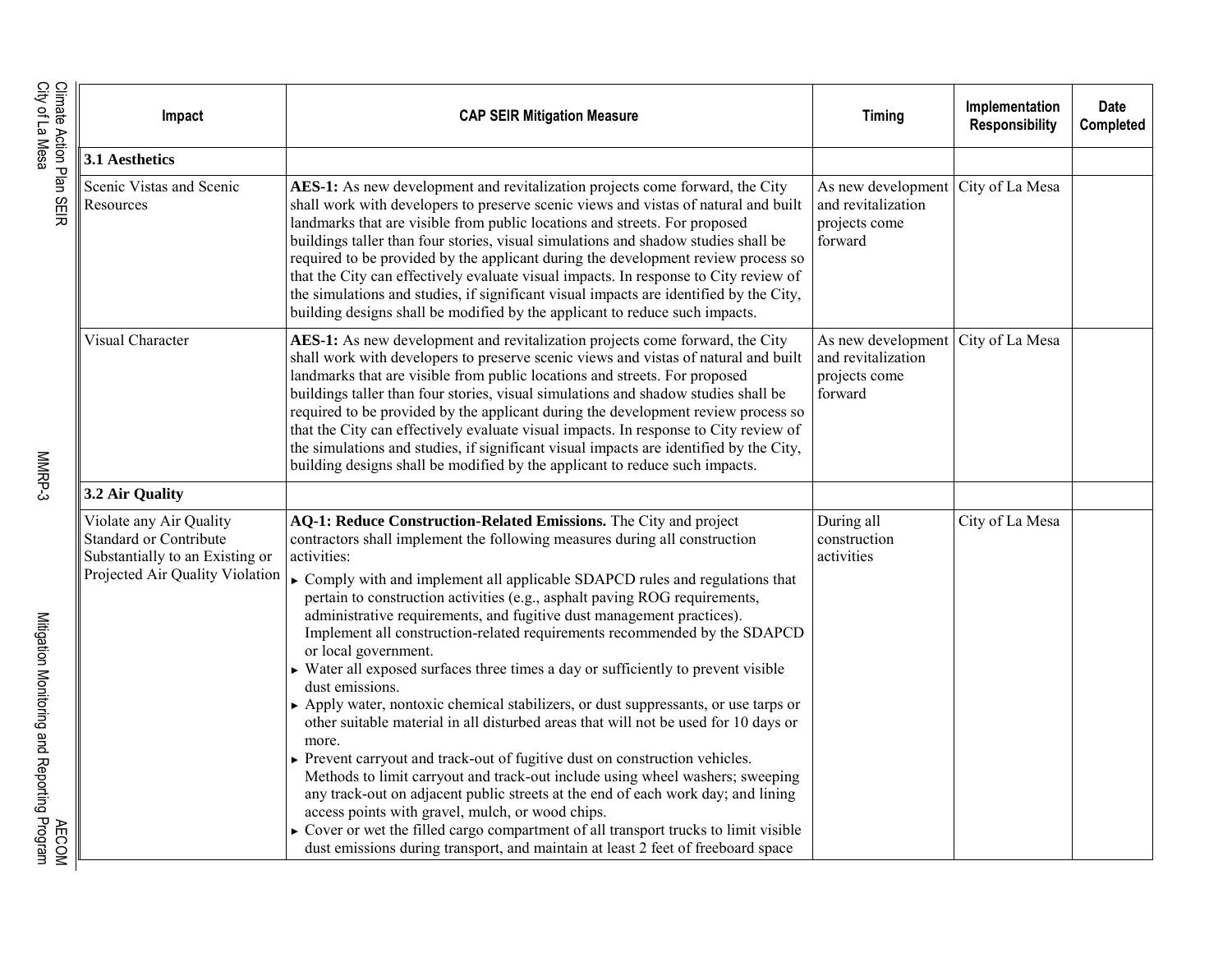| Impact | CAP SEIR Mitigation Measure | Timing | Implementation Responsibility | Date Completed |
|---|---|---|---|---|
| **3.1 Aesthetics** | | | | |
| Scenic Vistas and Scenic Resources | **AES-1:** As new development and revitalization projects come forward, the City shall work with developers to preserve scenic views and vistas of natural and built landmarks that are visible from public locations and streets. For proposed buildings taller than four stories, visual simulations and shadow studies shall be required to be provided by the applicant during the development review process so that the City can effectively evaluate visual impacts. In response to City review of the simulations and studies, if significant visual impacts are identified by the City, building designs shall be modified by the applicant to reduce such impacts. | As new development and revitalization projects come forward | City of La Mesa | |
| Visual Character | **AES-1:** As new development and revitalization projects come forward, the City shall work with developers to preserve scenic views and vistas of natural and built landmarks that are visible from public locations and streets. For proposed buildings taller than four stories, visual simulations and shadow studies shall be required to be provided by the applicant during the development review process so that the City can effectively evaluate visual impacts. In response to City review of the simulations and studies, if significant visual impacts are identified by the City, building designs shall be modified by the applicant to reduce such impacts. | As new development and revitalization projects come forward | City of La Mesa | |
| **3.2 Air Quality** | | | | |
| Violate any Air Quality Standard or Contribute Substantially to an Existing or Projected Air Quality Violation | **AQ-1: Reduce Construction-Related Emissions.** The City and project contractors shall implement the following measures during all construction activities:<br>► Comply with and implement all applicable SDAPCD rules and regulations that pertain to construction activities (e.g., asphalt paving ROG requirements, administrative requirements, and fugitive dust management practices). Implement all construction-related requirements recommended by the SDAPCD or local government.<br>► Water all exposed surfaces three times a day or sufficiently to prevent visible dust emissions.<br>► Apply water, nontoxic chemical stabilizers, or dust suppressants, or use tarps or other suitable material in all disturbed areas that will not be used for 10 days or more.<br>► Prevent carryout and track-out of fugitive dust on construction vehicles. Methods to limit carryout and track-out include using wheel washers; sweeping any track-out on adjacent public streets at the end of each work day; and lining access points with gravel, mulch, or wood chips.<br>► Cover or wet the filled cargo compartment of all transport trucks to limit visible dust emissions during transport, and maintain at least 2 feet of freeboard space | During all construction activities | City of La Mesa | |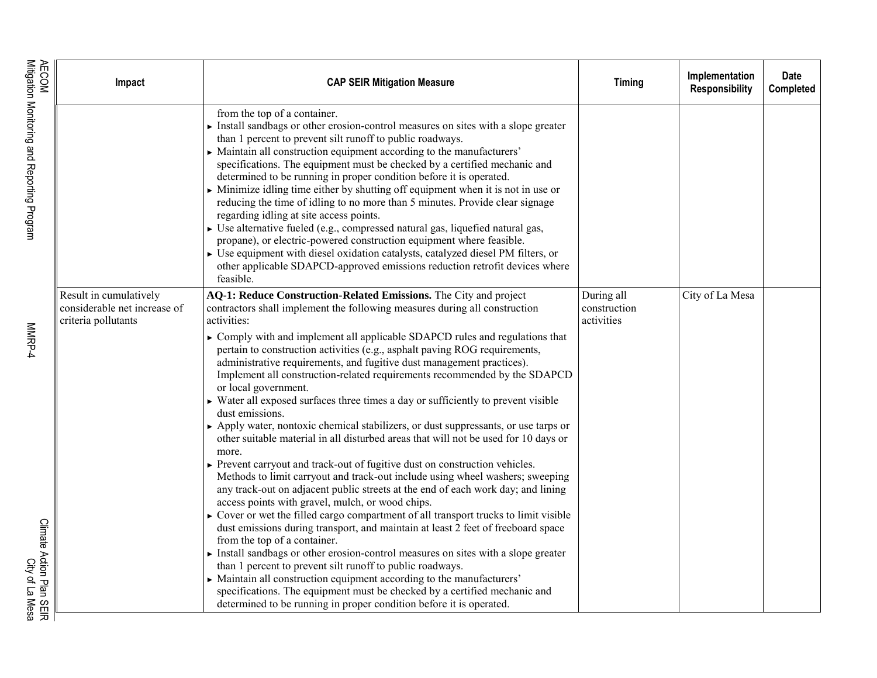| Impact | CAP SEIR Mitigation Measure | Timing | Implementation Responsibility | Date Completed |
|---|---|---|---|---|
| | from the top of a container.<br>► Install sandbags or other erosion-control measures on sites with a slope greater than 1 percent to prevent silt runoff to public roadways.<br>► Maintain all construction equipment according to the manufacturers' specifications. The equipment must be checked by a certified mechanic and determined to be running in proper condition before it is operated.<br>► Minimize idling time either by shutting off equipment when it is not in use or reducing the time of idling to no more than 5 minutes. Provide clear signage regarding idling at site access points.<br>► Use alternative fueled (e.g., compressed natural gas, liquefied natural gas, propane), or electric-powered construction equipment where feasible.<br>► Use equipment with diesel oxidation catalysts, catalyzed diesel PM filters, or other applicable SDAPCD-approved emissions reduction retrofit devices where feasible. | | | |
| Result in cumulatively considerable net increase of criteria pollutants | **AQ-1: Reduce Construction-Related Emissions.** The City and project contractors shall implement the following measures during all construction activities:<br>► Comply with and implement all applicable SDAPCD rules and regulations that pertain to construction activities (e.g., asphalt paving ROG requirements, administrative requirements, and fugitive dust management practices). Implement all construction-related requirements recommended by the SDAPCD or local government.<br>► Water all exposed surfaces three times a day or sufficiently to prevent visible dust emissions.<br>► Apply water, nontoxic chemical stabilizers, or dust suppressants, or use tarps or other suitable material in all disturbed areas that will not be used for 10 days or more.<br>► Prevent carryout and track-out of fugitive dust on construction vehicles. Methods to limit carryout and track-out include using wheel washers; sweeping any track-out on adjacent public streets at the end of each work day; and lining access points with gravel, mulch, or wood chips.<br>► Cover or wet the filled cargo compartment of all transport trucks to limit visible dust emissions during transport, and maintain at least 2 feet of freeboard space from the top of a container.<br>► Install sandbags or other erosion-control measures on sites with a slope greater than 1 percent to prevent silt runoff to public roadways.<br>► Maintain all construction equipment according to the manufacturers' specifications. The equipment must be checked by a certified mechanic and determined to be running in proper condition before it is operated. | During all construction activities | City of La Mesa | |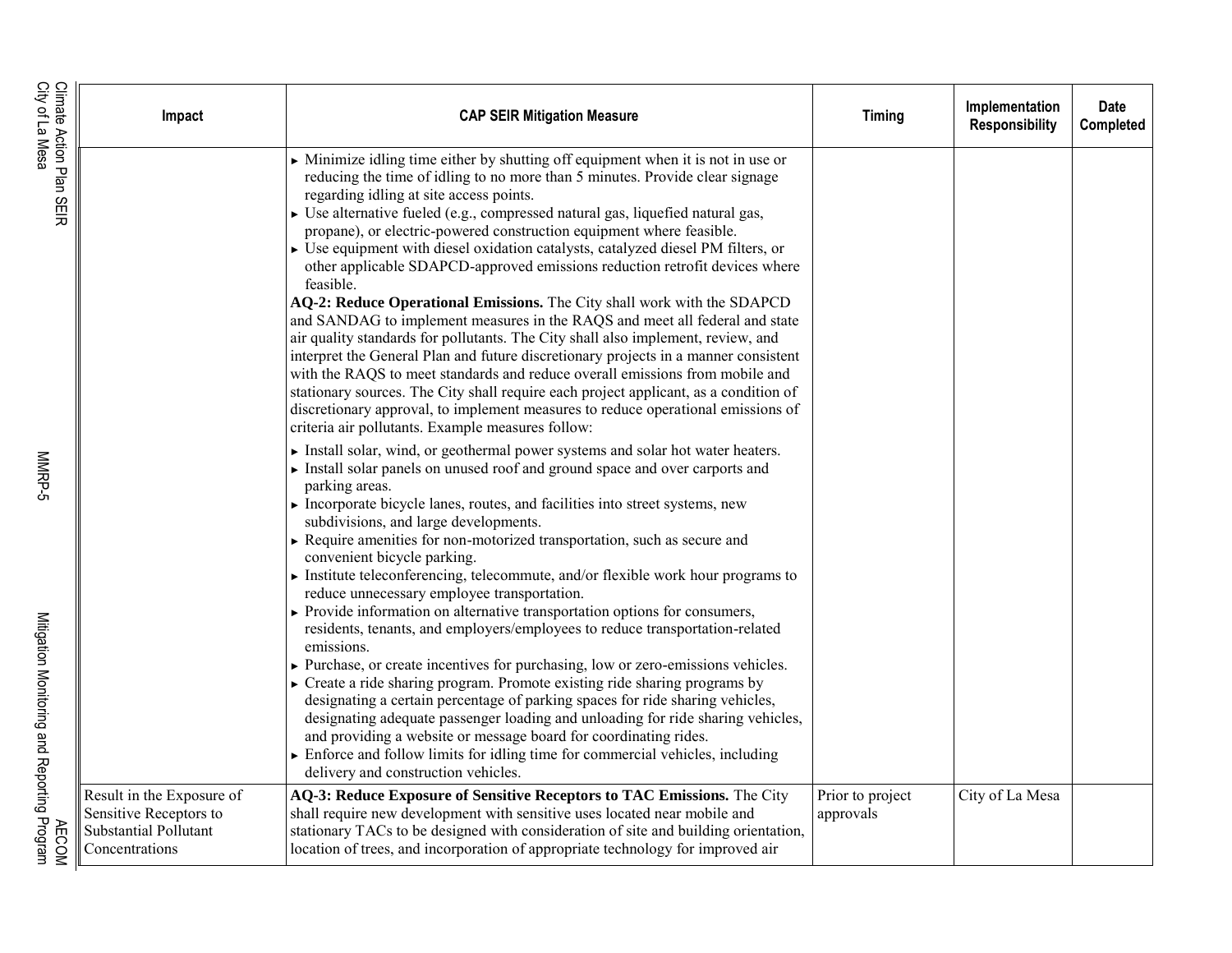| Impact | CAP SEIR Mitigation Measure | Timing | Implementation Responsibility | Date Completed |
|---|---|---|---|---|
| | ► Minimize idling time either by shutting off equipment when it is not in use or reducing the time of idling to no more than 5 minutes. Provide clear signage regarding idling at site access points.<br>► Use alternative fueled (e.g., compressed natural gas, liquefied natural gas, propane), or electric-powered construction equipment where feasible.<br>► Use equipment with diesel oxidation catalysts, catalyzed diesel PM filters, or other applicable SDAPCD-approved emissions reduction retrofit devices where feasible.<br>**AQ-2: Reduce Operational Emissions.** The City shall work with the SDAPCD and SANDAG to implement measures in the RAQS and meet all federal and state air quality standards for pollutants. The City shall also implement, review, and interpret the General Plan and future discretionary projects in a manner consistent with the RAQS to meet standards and reduce overall emissions from mobile and stationary sources. The City shall require each project applicant, as a condition of discretionary approval, to implement measures to reduce operational emissions of criteria air pollutants. Example measures follow:<br>► Install solar, wind, or geothermal power systems and solar hot water heaters.<br>► Install solar panels on unused roof and ground space and over carports and parking areas.<br>► Incorporate bicycle lanes, routes, and facilities into street systems, new subdivisions, and large developments.<br>► Require amenities for non-motorized transportation, such as secure and convenient bicycle parking.<br>► Institute teleconferencing, telecommute, and/or flexible work hour programs to reduce unnecessary employee transportation.<br>► Provide information on alternative transportation options for consumers, residents, tenants, and employers/employees to reduce transportation-related emissions.<br>► Purchase, or create incentives for purchasing, low or zero-emissions vehicles.<br>► Create a ride sharing program. Promote existing ride sharing programs by designating a certain percentage of parking spaces for ride sharing vehicles, designating adequate passenger loading and unloading for ride sharing vehicles, and providing a website or message board for coordinating rides.<br>► Enforce and follow limits for idling time for commercial vehicles, including delivery and construction vehicles. | | | |
| Result in the Exposure of Sensitive Receptors to Substantial Pollutant Concentrations | **AQ-3: Reduce Exposure of Sensitive Receptors to TAC Emissions.** The City shall require new development with sensitive uses located near mobile and stationary TACs to be designed with consideration of site and building orientation, location of trees, and incorporation of appropriate technology for improved air | Prior to project approvals | City of La Mesa | |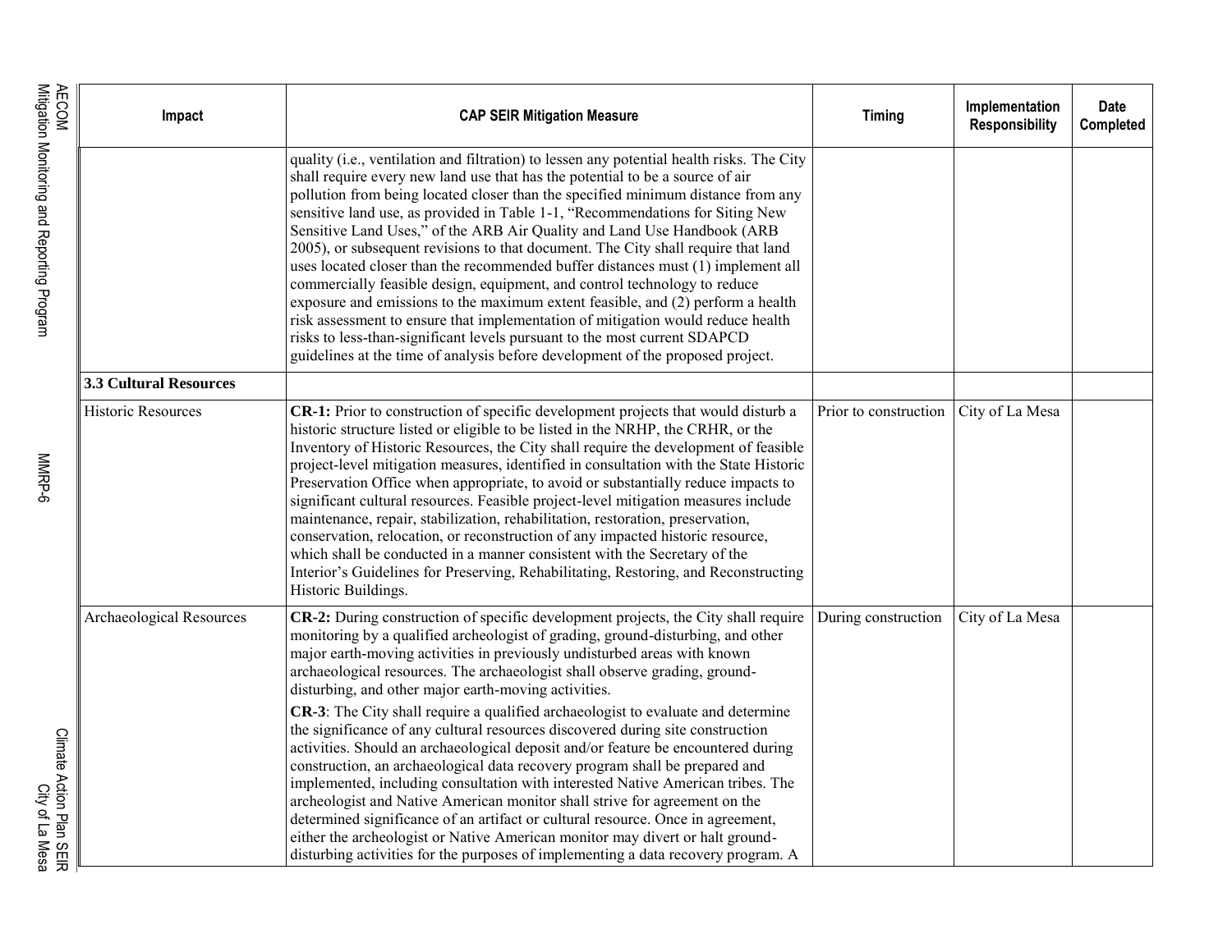| Impact | CAP SEIR Mitigation Measure | Timing | Implementation Responsibility | Date Completed |
|---|---|---|---|---|
| | quality (i.e., ventilation and filtration) to lessen any potential health risks. The City shall require every new land use that has the potential to be a source of air pollution from being located closer than the specified minimum distance from any sensitive land use, as provided in Table 1-1, "Recommendations for Siting New Sensitive Land Uses," of the ARB Air Quality and Land Use Handbook (ARB 2005), or subsequent revisions to that document. The City shall require that land uses located closer than the recommended buffer distances must (1) implement all commercially feasible design, equipment, and control technology to reduce exposure and emissions to the maximum extent feasible, and (2) perform a health risk assessment to ensure that implementation of mitigation would reduce health risks to less-than-significant levels pursuant to the most current SDAPCD guidelines at the time of analysis before development of the proposed project. | | | |
| **3.3 Cultural Resources** | | | | |
| Historic Resources | **CR-1:** Prior to construction of specific development projects that would disturb a historic structure listed or eligible to be listed in the NRHP, the CRHR, or the Inventory of Historic Resources, the City shall require the development of feasible project-level mitigation measures, identified in consultation with the State Historic Preservation Office when appropriate, to avoid or substantially reduce impacts to significant cultural resources. Feasible project-level mitigation measures include maintenance, repair, stabilization, rehabilitation, restoration, preservation, conservation, relocation, or reconstruction of any impacted historic resource, which shall be conducted in a manner consistent with the Secretary of the Interior's Guidelines for Preserving, Rehabilitating, Restoring, and Reconstructing Historic Buildings. | Prior to construction | City of La Mesa | |
| Archaeological Resources | **CR-2:** During construction of specific development projects, the City shall require monitoring by a qualified archeologist of grading, ground-disturbing, and other major earth-moving activities in previously undisturbed areas with known archaeological resources. The archaeologist shall observe grading, ground-disturbing, and other major earth-moving activities.<br><br>**CR-3**: The City shall require a qualified archaeologist to evaluate and determine the significance of any cultural resources discovered during site construction activities. Should an archaeological deposit and/or feature be encountered during construction, an archaeological data recovery program shall be prepared and implemented, including consultation with interested Native American tribes. The archeologist and Native American monitor shall strive for agreement on the determined significance of an artifact or cultural resource. Once in agreement, either the archeologist or Native American monitor may divert or halt ground-disturbing activities for the purposes of implementing a data recovery program. A | During construction | City of La Mesa | |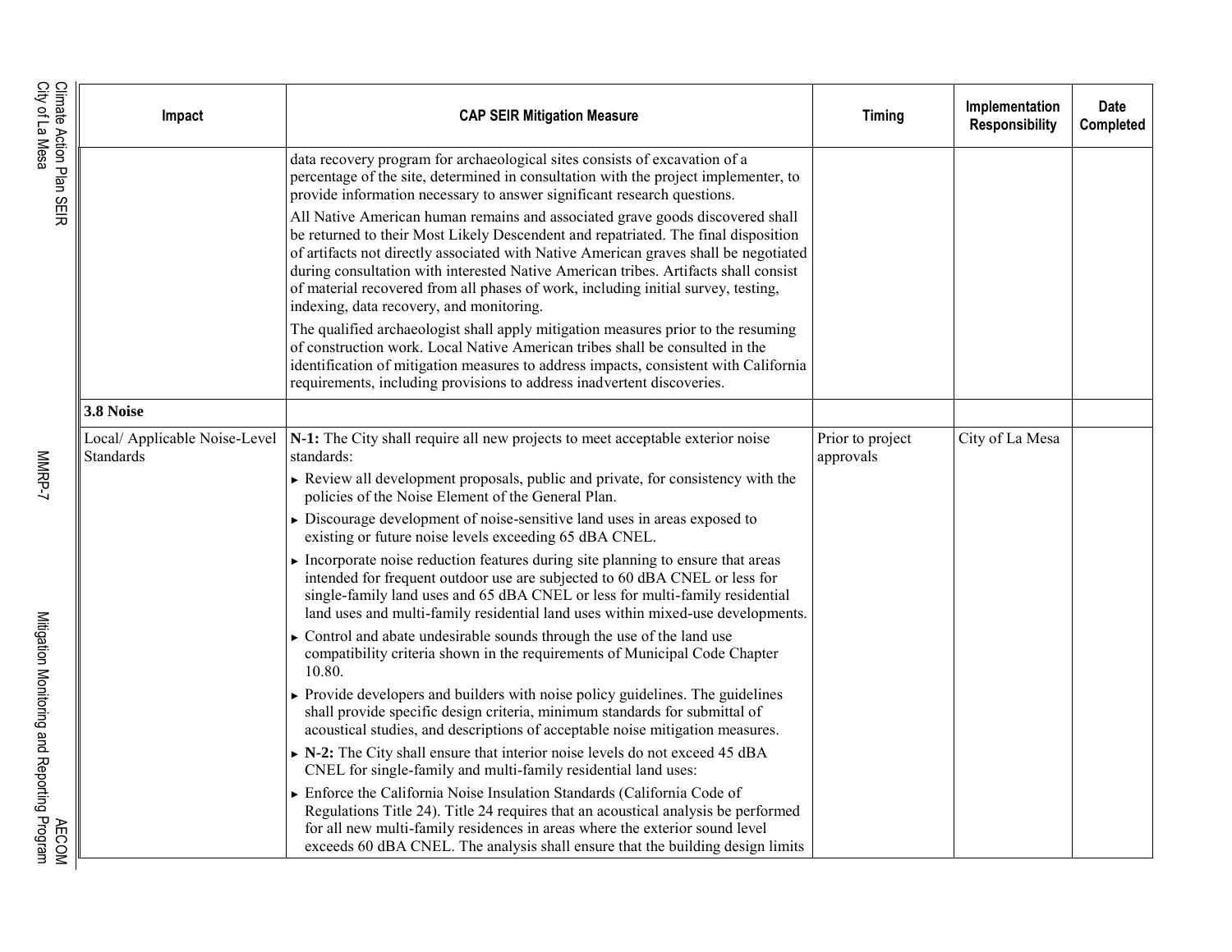| Impact | CAP SEIR Mitigation Measure | Timing | Implementation Responsibility | Date Completed |
|---|---|---|---|---|
| | data recovery program for archaeological sites consists of excavation of a percentage of the site, determined in consultation with the project implementer, to provide information necessary to answer significant research questions.<br><br>All Native American human remains and associated grave goods discovered shall be returned to their Most Likely Descendent and repatriated. The final disposition of artifacts not directly associated with Native American graves shall be negotiated during consultation with interested Native American tribes. Artifacts shall consist of material recovered from all phases of work, including initial survey, testing, indexing, data recovery, and monitoring.<br><br>The qualified archaeologist shall apply mitigation measures prior to the resuming of construction work. Local Native American tribes shall be consulted in the identification of mitigation measures to address impacts, consistent with California requirements, including provisions to address inadvertent discoveries. | | | |
| **3.8 Noise** | | | | |
| Local/ Applicable Noise-Level Standards | **N-1:** The City shall require all new projects to meet acceptable exterior noise standards:<br>► Review all development proposals, public and private, for consistency with the policies of the Noise Element of the General Plan.<br>► Discourage development of noise-sensitive land uses in areas exposed to existing or future noise levels exceeding 65 dBA CNEL.<br>► Incorporate noise reduction features during site planning to ensure that areas intended for frequent outdoor use are subjected to 60 dBA CNEL or less for single-family land uses and 65 dBA CNEL or less for multi-family residential land uses and multi-family residential land uses within mixed-use developments.<br>► Control and abate undesirable sounds through the use of the land use compatibility criteria shown in the requirements of Municipal Code Chapter 10.80.<br>► Provide developers and builders with noise policy guidelines. The guidelines shall provide specific design criteria, minimum standards for submittal of acoustical studies, and descriptions of acceptable noise mitigation measures.<br>► **N-2:** The City shall ensure that interior noise levels do not exceed 45 dBA CNEL for single-family and multi-family residential land uses:<br>► Enforce the California Noise Insulation Standards (California Code of Regulations Title 24). Title 24 requires that an acoustical analysis be performed for all new multi-family residences in areas where the exterior sound level exceeds 60 dBA CNEL. The analysis shall ensure that the building design limits | Prior to project approvals | City of La Mesa | |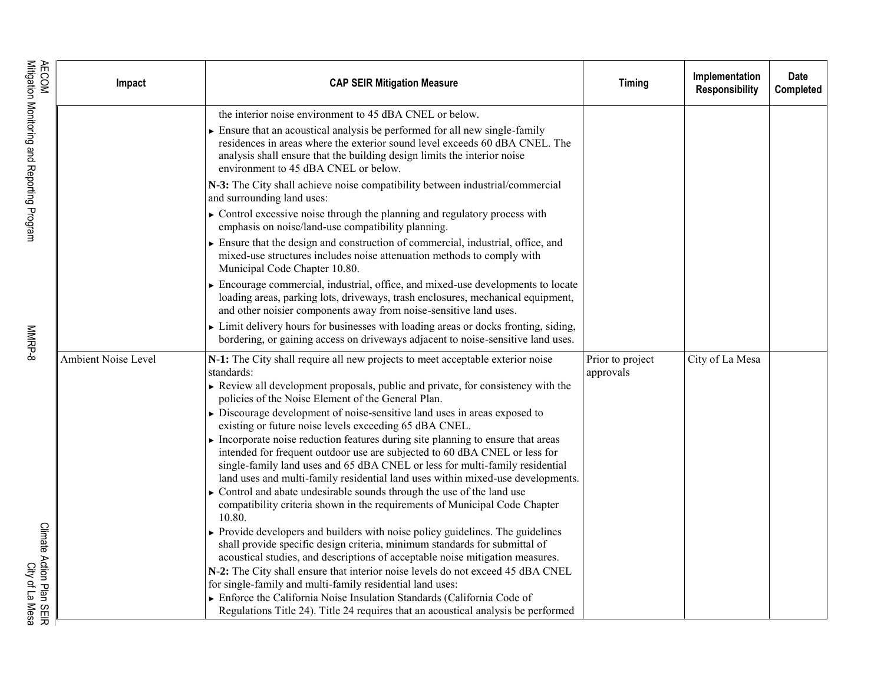| Impact | CAP SEIR Mitigation Measure | Timing | Implementation Responsibility | Date Completed |
|---|---|---|---|---|
| | the interior noise environment to 45 dBA CNEL or below.<br>► Ensure that an acoustical analysis be performed for all new single-family residences in areas where the exterior sound level exceeds 60 dBA CNEL. The analysis shall ensure that the building design limits the interior noise environment to 45 dBA CNEL or below.<br>**N-3:** The City shall achieve noise compatibility between industrial/commercial and surrounding land uses:<br>► Control excessive noise through the planning and regulatory process with emphasis on noise/land-use compatibility planning.<br>► Ensure that the design and construction of commercial, industrial, office, and mixed-use structures includes noise attenuation methods to comply with Municipal Code Chapter 10.80.<br>► Encourage commercial, industrial, office, and mixed-use developments to locate loading areas, parking lots, driveways, trash enclosures, mechanical equipment, and other noisier components away from noise-sensitive land uses.<br>► Limit delivery hours for businesses with loading areas or docks fronting, siding, bordering, or gaining access on driveways adjacent to noise-sensitive land uses. | | | |
| Ambient Noise Level | **N-1:** The City shall require all new projects to meet acceptable exterior noise standards:<br>► Review all development proposals, public and private, for consistency with the policies of the Noise Element of the General Plan.<br>► Discourage development of noise-sensitive land uses in areas exposed to existing or future noise levels exceeding 65 dBA CNEL.<br>► Incorporate noise reduction features during site planning to ensure that areas intended for frequent outdoor use are subjected to 60 dBA CNEL or less for single-family land uses and 65 dBA CNEL or less for multi-family residential land uses and multi-family residential land uses within mixed-use developments.<br>► Control and abate undesirable sounds through the use of the land use compatibility criteria shown in the requirements of Municipal Code Chapter 10.80.<br>► Provide developers and builders with noise policy guidelines. The guidelines shall provide specific design criteria, minimum standards for submittal of acoustical studies, and descriptions of acceptable noise mitigation measures.<br>**N-2:** The City shall ensure that interior noise levels do not exceed 45 dBA CNEL for single-family and multi-family residential land uses:<br>► Enforce the California Noise Insulation Standards (California Code of Regulations Title 24). Title 24 requires that an acoustical analysis be performed | Prior to project approvals | City of La Mesa | |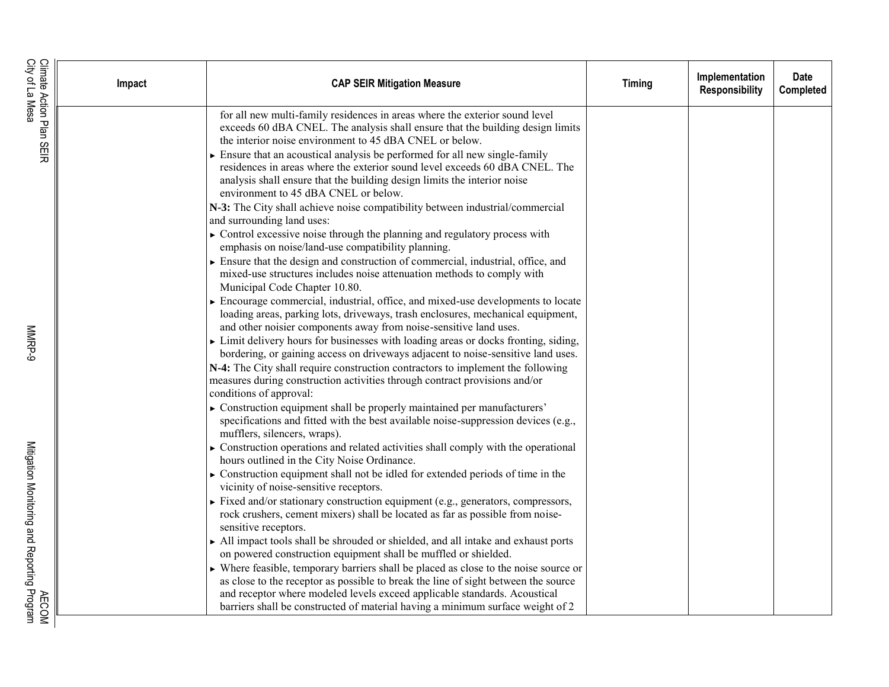| Impact | CAP SEIR Mitigation Measure | Timing | Implementation Responsibility | Date Completed |
|---|---|---|---|---|
| | for all new multi-family residences in areas where the exterior sound level exceeds 60 dBA CNEL. The analysis shall ensure that the building design limits the interior noise environment to 45 dBA CNEL or below.<br>► Ensure that an acoustical analysis be performed for all new single-family residences in areas where the exterior sound level exceeds 60 dBA CNEL. The analysis shall ensure that the building design limits the interior noise environment to 45 dBA CNEL or below.<br>**N-3:** The City shall achieve noise compatibility between industrial/commercial and surrounding land uses:<br>► Control excessive noise through the planning and regulatory process with emphasis on noise/land-use compatibility planning.<br>► Ensure that the design and construction of commercial, industrial, office, and mixed-use structures includes noise attenuation methods to comply with Municipal Code Chapter 10.80.<br>► Encourage commercial, industrial, office, and mixed-use developments to locate loading areas, parking lots, driveways, trash enclosures, mechanical equipment, and other noisier components away from noise-sensitive land uses.<br>► Limit delivery hours for businesses with loading areas or docks fronting, siding, bordering, or gaining access on driveways adjacent to noise-sensitive land uses.<br>**N-4:** The City shall require construction contractors to implement the following measures during construction activities through contract provisions and/or conditions of approval:<br>► Construction equipment shall be properly maintained per manufacturers' specifications and fitted with the best available noise-suppression devices (e.g., mufflers, silencers, wraps).<br>► Construction operations and related activities shall comply with the operational hours outlined in the City Noise Ordinance.<br>► Construction equipment shall not be idled for extended periods of time in the vicinity of noise-sensitive receptors.<br>► Fixed and/or stationary construction equipment (e.g., generators, compressors, rock crushers, cement mixers) shall be located as far as possible from noise-sensitive receptors.<br>► All impact tools shall be shrouded or shielded, and all intake and exhaust ports on powered construction equipment shall be muffled or shielded.<br>► Where feasible, temporary barriers shall be placed as close to the noise source or as close to the receptor as possible to break the line of sight between the source and receptor where modeled levels exceed applicable standards. Acoustical barriers shall be constructed of material having a minimum surface weight of 2 | | | |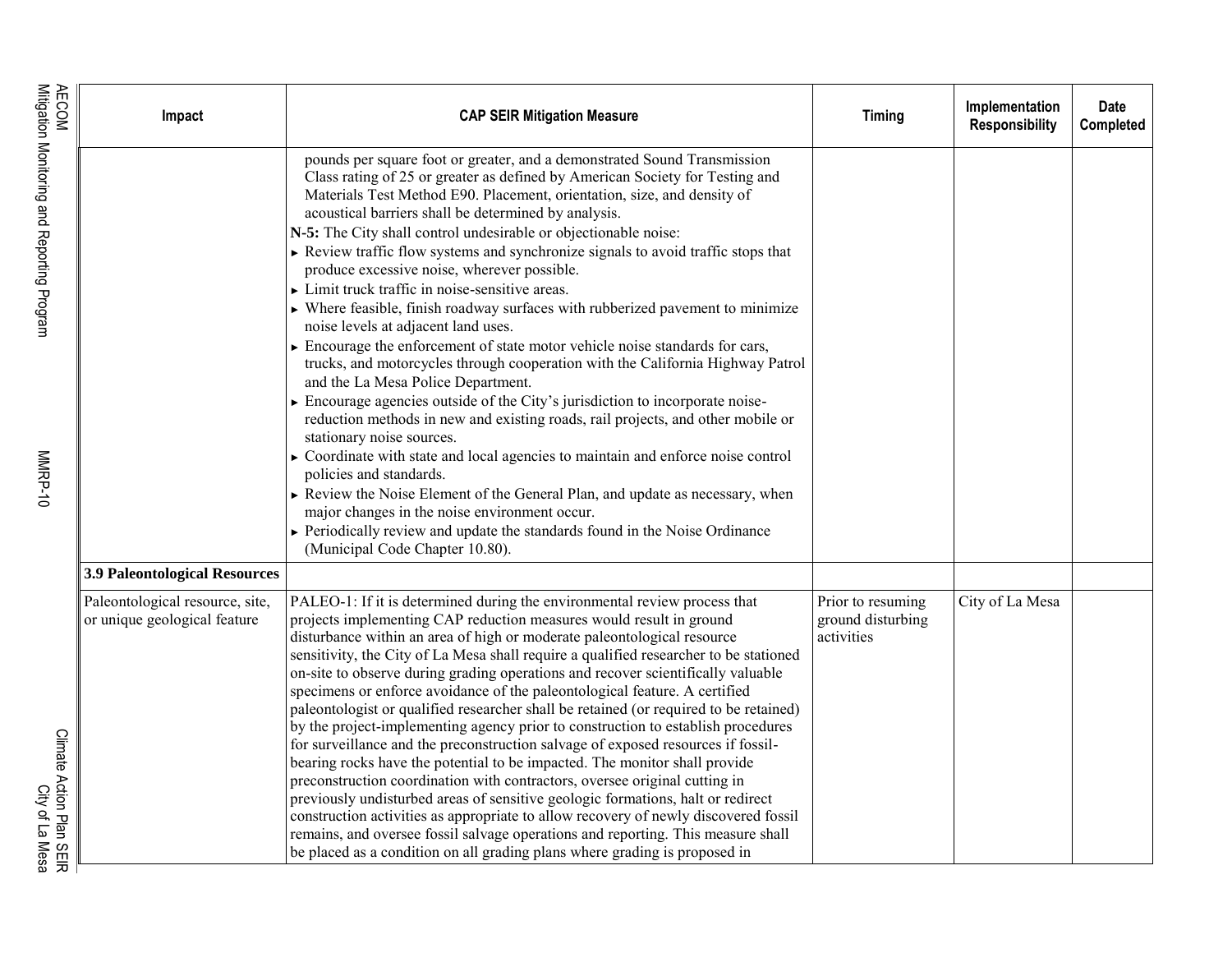| Impact | CAP SEIR Mitigation Measure | Timing | Implementation Responsibility | Date Completed |
|---|---|---|---|---|
| | pounds per square foot or greater, and a demonstrated Sound Transmission Class rating of 25 or greater as defined by American Society for Testing and Materials Test Method E90. Placement, orientation, size, and density of acoustical barriers shall be determined by analysis.<br>**N-5:** The City shall control undesirable or objectionable noise:<br>► Review traffic flow systems and synchronize signals to avoid traffic stops that produce excessive noise, wherever possible.<br>► Limit truck traffic in noise-sensitive areas.<br>► Where feasible, finish roadway surfaces with rubberized pavement to minimize noise levels at adjacent land uses.<br>► Encourage the enforcement of state motor vehicle noise standards for cars, trucks, and motorcycles through cooperation with the California Highway Patrol and the La Mesa Police Department.<br>► Encourage agencies outside of the City's jurisdiction to incorporate noise-reduction methods in new and existing roads, rail projects, and other mobile or stationary noise sources.<br>► Coordinate with state and local agencies to maintain and enforce noise control policies and standards.<br>► Review the Noise Element of the General Plan, and update as necessary, when major changes in the noise environment occur.<br>► Periodically review and update the standards found in the Noise Ordinance (Municipal Code Chapter 10.80). | | | |
| **3.9 Paleontological Resources** | | | | |
| Paleontological resource, site, or unique geological feature | PALEO-1: If it is determined during the environmental review process that projects implementing CAP reduction measures would result in ground disturbance within an area of high or moderate paleontological resource sensitivity, the City of La Mesa shall require a qualified researcher to be stationed on-site to observe during grading operations and recover scientifically valuable specimens or enforce avoidance of the paleontological feature. A certified paleontologist or qualified researcher shall be retained (or required to be retained) by the project-implementing agency prior to construction to establish procedures for surveillance and the preconstruction salvage of exposed resources if fossil-bearing rocks have the potential to be impacted. The monitor shall provide preconstruction coordination with contractors, oversee original cutting in previously undisturbed areas of sensitive geologic formations, halt or redirect construction activities as appropriate to allow recovery of newly discovered fossil remains, and oversee fossil salvage operations and reporting. This measure shall be placed as a condition on all grading plans where grading is proposed in | Prior to resuming ground disturbing activities | City of La Mesa | |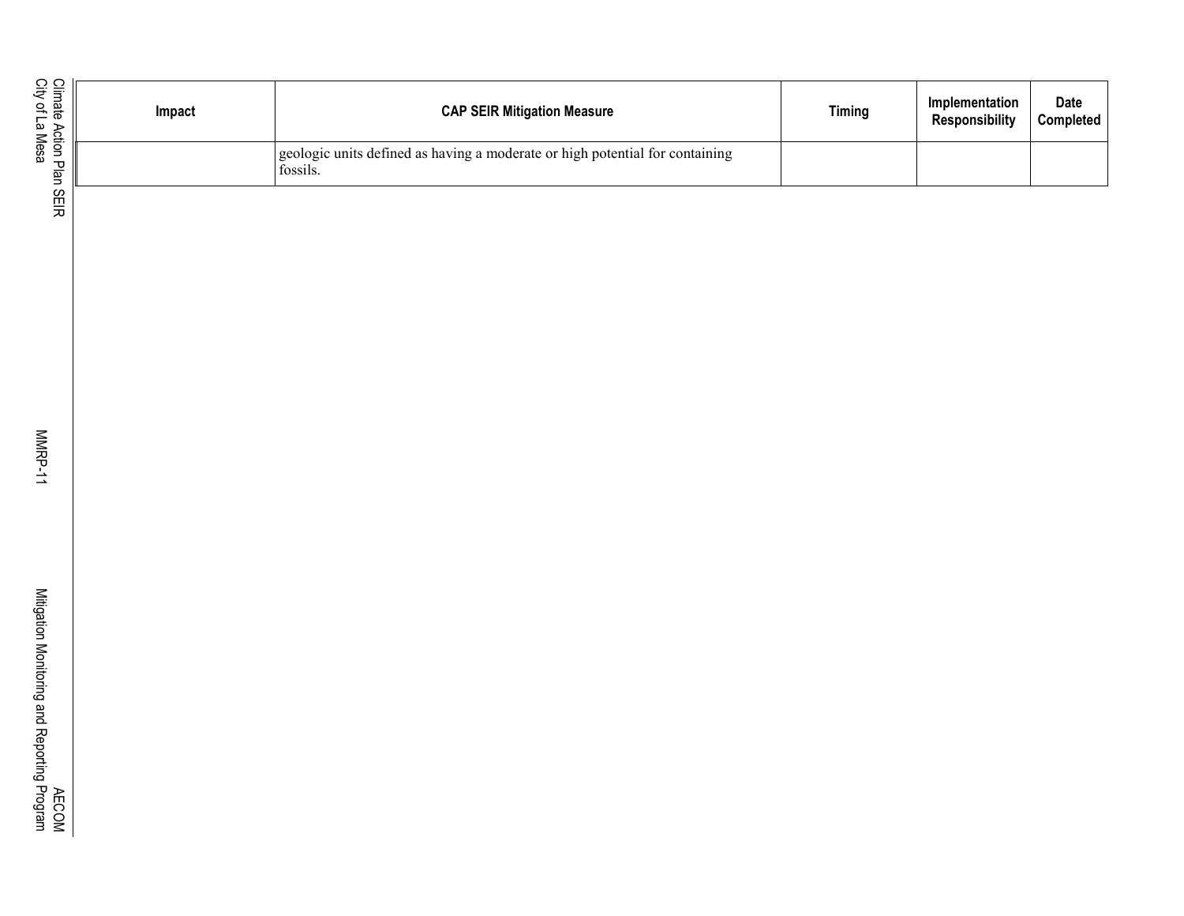| Impact | CAP SEIR Mitigation Measure | Timing | Implementation Responsibility | Date Completed |
|---|---|---|---|---|
| | geologic units defined as having a moderate or high potential for containing fossils. | | | |